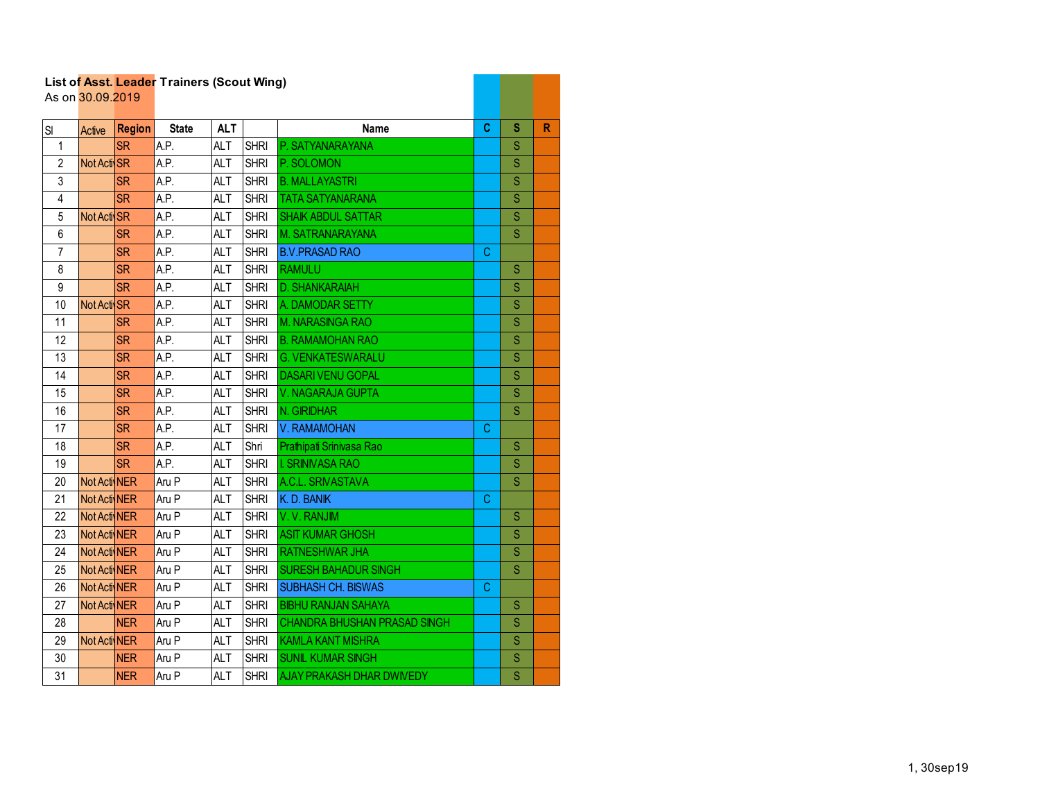**List of Asst. Leader Trainers (Scout Wing)**
As on 30.09.2019

| Sl | Active | Region | State | ALT | | Name | C | S | R |
|---|---|---|---|---|---|---|---|---|---|
| 1 | | SR | A.P. | ALT | SHRI | P. SATYANARAYANA | | S | |
| 2 | Not Acti | SR | A.P. | ALT | SHRI | P. SOLOMON | | S | |
| 3 | | SR | A.P. | ALT | SHRI | B. MALLAYASTRI | | S | |
| 4 | | SR | A.P. | ALT | SHRI | TATA SATYANARANA | | S | |
| 5 | Not Acti | SR | A.P. | ALT | SHRI | SHAIK ABDUL SATTAR | | S | |
| 6 | | SR | A.P. | ALT | SHRI | M. SATRANARAYANA | | S | |
| 7 | | SR | A.P. | ALT | SHRI | B.V.PRASAD RAO | C | | |
| 8 | | SR | A.P. | ALT | SHRI | RAMULU | | S | |
| 9 | | SR | A.P. | ALT | SHRI | D. SHANKARAIAH | | S | |
| 10 | Not Acti | SR | A.P. | ALT | SHRI | A. DAMODAR SETTY | | S | |
| 11 | | SR | A.P. | ALT | SHRI | M. NARASINGA RAO | | S | |
| 12 | | SR | A.P. | ALT | SHRI | B. RAMAMOHAN RAO | | S | |
| 13 | | SR | A.P. | ALT | SHRI | G. VENKATESWARALU | | S | |
| 14 | | SR | A.P. | ALT | SHRI | DASARI VENU GOPAL | | S | |
| 15 | | SR | A.P. | ALT | SHRI | V. NAGARAJA GUPTA | | S | |
| 16 | | SR | A.P. | ALT | SHRI | N. GIRIDHAR | | S | |
| 17 | | SR | A.P. | ALT | SHRI | V. RAMAMOHAN | C | | |
| 18 | | SR | A.P. | ALT | Shri | Prathipati Srinivasa Rao | | S | |
| 19 | | SR | A.P. | ALT | SHRI | I. SRINIVASA RAO | | S | |
| 20 | Not Acti | NER | Aru P | ALT | SHRI | A.C.L. SRIVASTAVA | | S | |
| 21 | Not Acti | NER | Aru P | ALT | SHRI | K. D. BANIK | C | | |
| 22 | Not Acti | NER | Aru P | ALT | SHRI | V. V. RANJIM | | S | |
| 23 | Not Acti | NER | Aru P | ALT | SHRI | ASIT KUMAR GHOSH | | S | |
| 24 | Not Acti | NER | Aru P | ALT | SHRI | RATNESHWAR JHA | | S | |
| 25 | Not Acti | NER | Aru P | ALT | SHRI | SURESH BAHADUR SINGH | | S | |
| 26 | Not Acti | NER | Aru P | ALT | SHRI | SUBHASH CH. BISWAS | C | | |
| 27 | Not Acti | NER | Aru P | ALT | SHRI | BIBHU RANJAN SAHAYA | | S | |
| 28 | | NER | Aru P | ALT | SHRI | CHANDRA BHUSHAN PRASAD SINGH | | S | |
| 29 | Not Acti | NER | Aru P | ALT | SHRI | KAMLA KANT MISHRA | | S | |
| 30 | | NER | Aru P | ALT | SHRI | SUNIL KUMAR SINGH | | S | |
| 31 | | NER | Aru P | ALT | SHRI | AJAY PRAKASH DHAR DWIVEDY | | S | |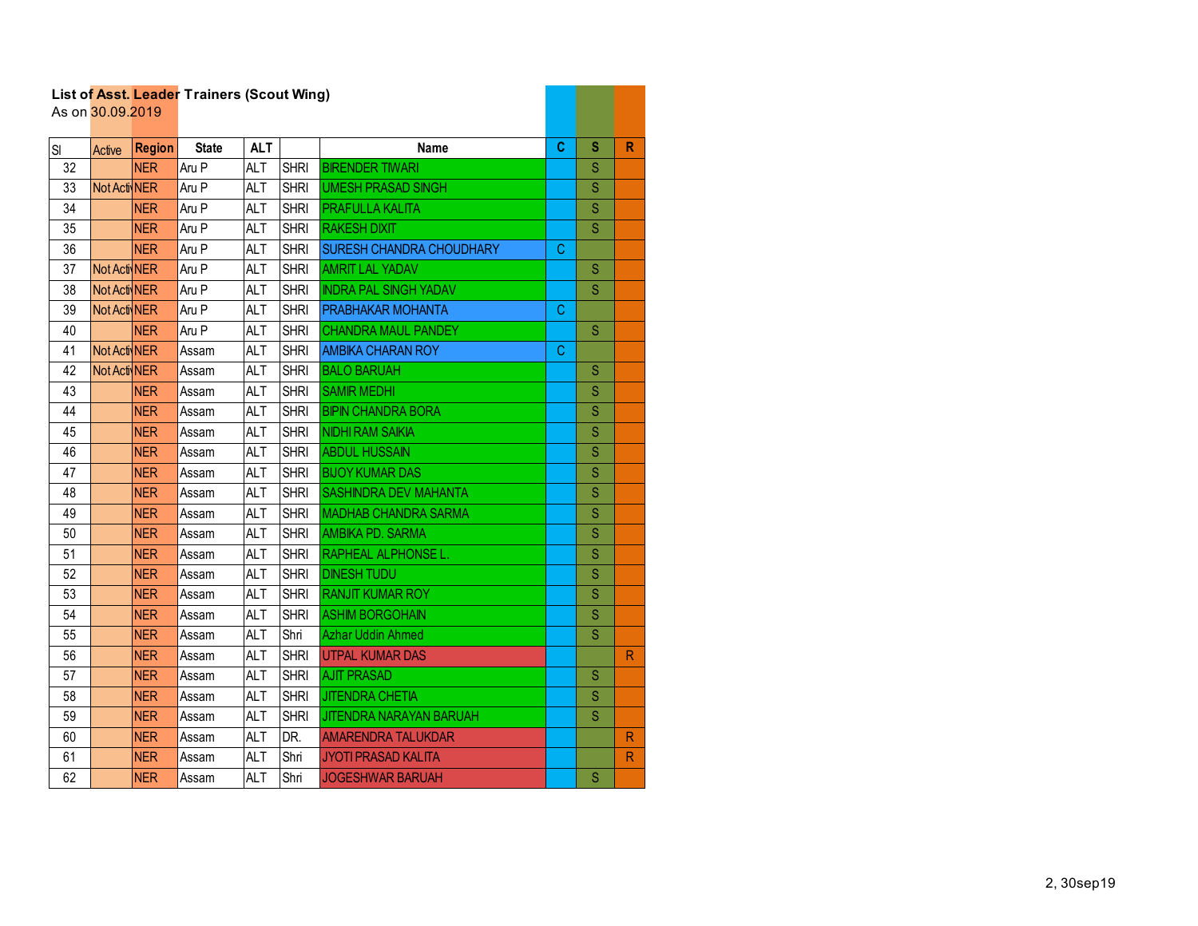**List of Asst. Leader Trainers (Scout Wing)**

As on 30.09.2019

| Sl | Active | Region | State | ALT | | Name | C | S | R |
|---|---|---|---|---|---|---|---|---|---|
| 32 | | NER | Aru P | ALT | SHRI | BIRENDER TIWARI | | S | |
| 33 | Not Acti | NER | Aru P | ALT | SHRI | UMESH PRASAD SINGH | | S | |
| 34 | | NER | Aru P | ALT | SHRI | PRAFULLA KALITA | | S | |
| 35 | | NER | Aru P | ALT | SHRI | RAKESH DIXIT | | S | |
| 36 | | NER | Aru P | ALT | SHRI | SURESH CHANDRA CHOUDHARY | C | | |
| 37 | Not Acti | NER | Aru P | ALT | SHRI | AMRIT LAL YADAV | | S | |
| 38 | Not Acti | NER | Aru P | ALT | SHRI | INDRA PAL SINGH YADAV | | S | |
| 39 | Not Acti | NER | Aru P | ALT | SHRI | PRABHAKAR MOHANTA | C | | |
| 40 | | NER | Aru P | ALT | SHRI | CHANDRA MAUL PANDEY | | S | |
| 41 | Not Acti | NER | Assam | ALT | SHRI | AMBIKA CHARAN ROY | C | | |
| 42 | Not Acti | NER | Assam | ALT | SHRI | BALO BARUAH | | S | |
| 43 | | NER | Assam | ALT | SHRI | SAMIR MEDHI | | S | |
| 44 | | NER | Assam | ALT | SHRI | BIPIN CHANDRA BORA | | S | |
| 45 | | NER | Assam | ALT | SHRI | NIDHI RAM SAIKIA | | S | |
| 46 | | NER | Assam | ALT | SHRI | ABDUL HUSSAIN | | S | |
| 47 | | NER | Assam | ALT | SHRI | BIJOY KUMAR DAS | | S | |
| 48 | | NER | Assam | ALT | SHRI | SASHINDRA DEV MAHANTA | | S | |
| 49 | | NER | Assam | ALT | SHRI | MADHAB CHANDRA SARMA | | S | |
| 50 | | NER | Assam | ALT | SHRI | AMBIKA PD. SARMA | | S | |
| 51 | | NER | Assam | ALT | SHRI | RAPHEAL ALPHONSE L. | | S | |
| 52 | | NER | Assam | ALT | SHRI | DINESH TUDU | | S | |
| 53 | | NER | Assam | ALT | SHRI | RANJIT KUMAR ROY | | S | |
| 54 | | NER | Assam | ALT | SHRI | ASHIM BORGOHAIN | | S | |
| 55 | | NER | Assam | ALT | Shri | Azhar Uddin Ahmed | | S | |
| 56 | | NER | Assam | ALT | SHRI | UTPAL KUMAR DAS | | | R |
| 57 | | NER | Assam | ALT | SHRI | AJIT PRASAD | | S | |
| 58 | | NER | Assam | ALT | SHRI | JITENDRA CHETIA | | S | |
| 59 | | NER | Assam | ALT | SHRI | JITENDRA NARAYAN BARUAH | | S | |
| 60 | | NER | Assam | ALT | DR. | AMARENDRA TALUKDAR | | | R |
| 61 | | NER | Assam | ALT | Shri | JYOTI PRASAD KALITA | | | R |
| 62 | | NER | Assam | ALT | Shri | JOGESHWAR BARUAH | | S | |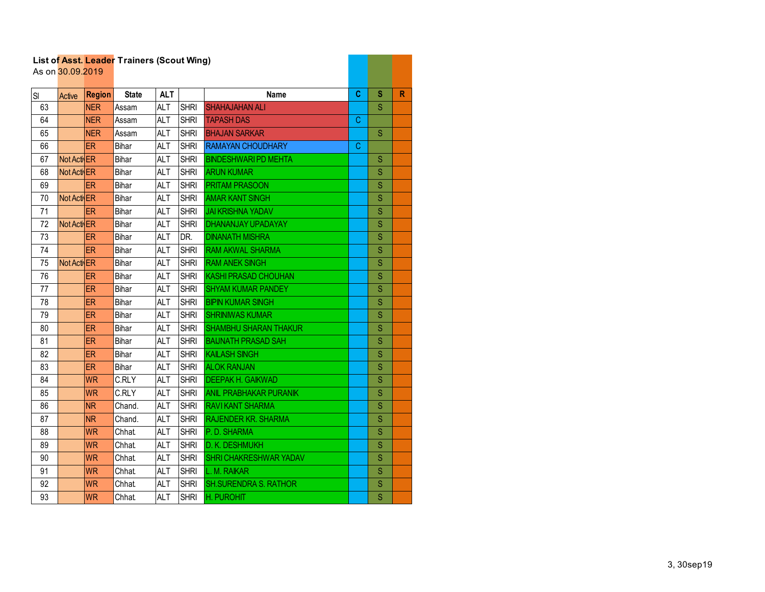**List of Asst. Leader Trainers (Scout Wing)**

As on 30.09.2019

| Sl | Active | Region | State | ALT | | Name | C | S | R |
|---|---|---|---|---|---|---|---|---|---|
| 63 | | NER | Assam | ALT | SHRI | SHAHAJAHAN ALI | | S | |
| 64 | | NER | Assam | ALT | SHRI | TAPASH DAS | C | | |
| 65 | | NER | Assam | ALT | SHRI | BHAJAN SARKAR | | S | |
| 66 | | ER | Bihar | ALT | SHRI | RAMAYAN CHOUDHARY | C | | |
| 67 | Not Acti | ER | Bihar | ALT | SHRI | BINDESHWARI PD MEHTA | | S | |
| 68 | Not Acti | ER | Bihar | ALT | SHRI | ARUN KUMAR | | S | |
| 69 | | ER | Bihar | ALT | SHRI | PRITAM PRASOON | | S | |
| 70 | Not Acti | ER | Bihar | ALT | SHRI | AMAR KANT SINGH | | S | |
| 71 | | ER | Bihar | ALT | SHRI | JAI KRISHNA YADAV | | S | |
| 72 | Not Acti | ER | Bihar | ALT | SHRI | DHANANJAY UPADAYAY | | S | |
| 73 | | ER | Bihar | ALT | DR. | DINANATH MISHRA | | S | |
| 74 | | ER | Bihar | ALT | SHRI | RAM AKWAL SHARMA | | S | |
| 75 | Not Acti | ER | Bihar | ALT | SHRI | RAM ANEK SINGH | | S | |
| 76 | | ER | Bihar | ALT | SHRI | KASHI PRASAD CHOUHAN | | S | |
| 77 | | ER | Bihar | ALT | SHRI | SHYAM KUMAR PANDEY | | S | |
| 78 | | ER | Bihar | ALT | SHRI | BIPIN KUMAR SINGH | | S | |
| 79 | | ER | Bihar | ALT | SHRI | SHRINIWAS KUMAR | | S | |
| 80 | | ER | Bihar | ALT | SHRI | SHAMBHU SHARAN THAKUR | | S | |
| 81 | | ER | Bihar | ALT | SHRI | BAIJNATH PRASAD SAH | | S | |
| 82 | | ER | Bihar | ALT | SHRI | KAILASH SINGH | | S | |
| 83 | | ER | Bihar | ALT | SHRI | ALOK RANJAN | | S | |
| 84 | | WR | C.RLY | ALT | SHRI | DEEPAK H. GAIKWAD | | S | |
| 85 | | WR | C.RLY | ALT | SHRI | ANIL PRABHAKAR PURANIK | | S | |
| 86 | | NR | Chand. | ALT | SHRI | RAVI KANT SHARMA | | S | |
| 87 | | NR | Chand. | ALT | SHRI | RAJENDER KR. SHARMA | | S | |
| 88 | | WR | Chhat. | ALT | SHRI | P. D. SHARMA | | S | |
| 89 | | WR | Chhat. | ALT | SHRI | D. K. DESHMUKH | | S | |
| 90 | | WR | Chhat. | ALT | SHRI | SHRI CHAKRESHWAR YADAV | | S | |
| 91 | | WR | Chhat. | ALT | SHRI | L. M. RAIKAR | | S | |
| 92 | | WR | Chhat. | ALT | SHRI | SH.SURENDRA S. RATHOR | | S | |
| 93 | | WR | Chhat. | ALT | SHRI | H. PUROHIT | | S | |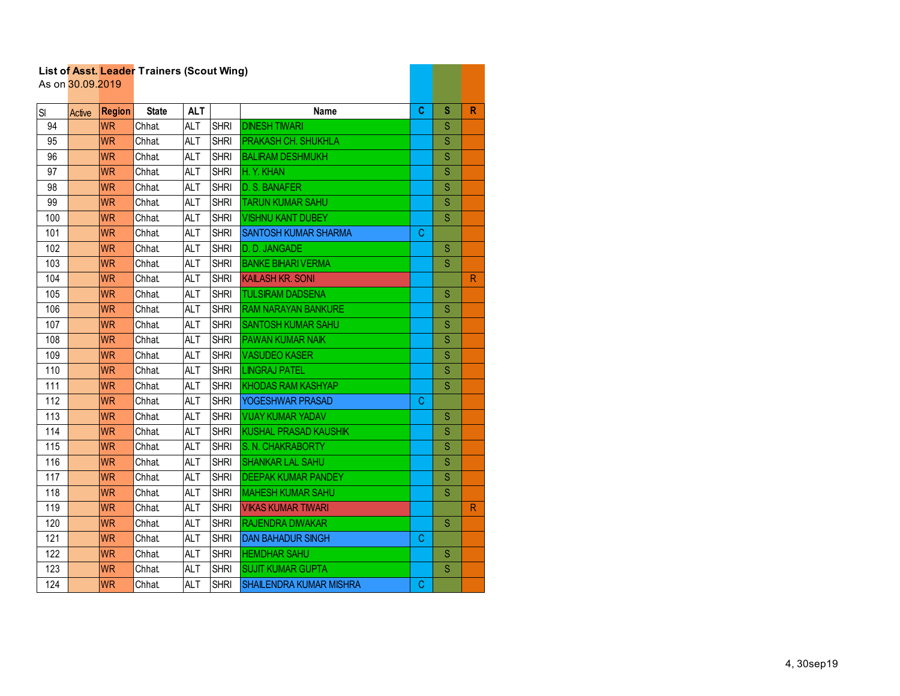**List of Asst. Leader Trainers (Scout Wing)**
As on 30.09.2019

| Sl | Active | Region | State | ALT | | Name | C | S | R |
|---|---|---|---|---|---|---|---|---|---|
| 94 | | WR | Chhat. | ALT | SHRI | DINESH TIWARI | | S | |
| 95 | | WR | Chhat. | ALT | SHRI | PRAKASH CH. SHUKHLA | | S | |
| 96 | | WR | Chhat. | ALT | SHRI | BALIRAM DESHMUKH | | S | |
| 97 | | WR | Chhat. | ALT | SHRI | H. Y. KHAN | | S | |
| 98 | | WR | Chhat. | ALT | SHRI | D. S. BANAFER | | S | |
| 99 | | WR | Chhat. | ALT | SHRI | TARUN KUMAR SAHU | | S | |
| 100 | | WR | Chhat. | ALT | SHRI | VISHNU KANT DUBEY | | S | |
| 101 | | WR | Chhat. | ALT | SHRI | SANTOSH KUMAR SHARMA | C | | |
| 102 | | WR | Chhat. | ALT | SHRI | D. D. JANGADE | | S | |
| 103 | | WR | Chhat. | ALT | SHRI | BANKE BIHARI VERMA | | S | |
| 104 | | WR | Chhat. | ALT | SHRI | KAILASH KR. SONI | | | R |
| 105 | | WR | Chhat. | ALT | SHRI | TULSIRAM DADSENA | | S | |
| 106 | | WR | Chhat. | ALT | SHRI | RAM NARAYAN BANKURE | | S | |
| 107 | | WR | Chhat. | ALT | SHRI | SANTOSH KUMAR SAHU | | S | |
| 108 | | WR | Chhat. | ALT | SHRI | PAWAN KUMAR NAIK | | S | |
| 109 | | WR | Chhat. | ALT | SHRI | VASUDEO KASER | | S | |
| 110 | | WR | Chhat. | ALT | SHRI | LINGRAJ PATEL | | S | |
| 111 | | WR | Chhat. | ALT | SHRI | KHODAS RAM KASHYAP | | S | |
| 112 | | WR | Chhat. | ALT | SHRI | YOGESHWAR PRASAD | C | | |
| 113 | | WR | Chhat. | ALT | SHRI | VIJAY KUMAR YADAV | | S | |
| 114 | | WR | Chhat. | ALT | SHRI | KUSHAL PRASAD KAUSHIK | | S | |
| 115 | | WR | Chhat. | ALT | SHRI | S. N. CHAKRABORTY | | S | |
| 116 | | WR | Chhat. | ALT | SHRI | SHANKAR LAL SAHU | | S | |
| 117 | | WR | Chhat. | ALT | SHRI | DEEPAK KUMAR PANDEY | | S | |
| 118 | | WR | Chhat. | ALT | SHRI | MAHESH KUMAR SAHU | | S | |
| 119 | | WR | Chhat. | ALT | SHRI | VIKAS KUMAR TIWARI | | | R |
| 120 | | WR | Chhat. | ALT | SHRI | RAJENDRA DIWAKAR | | S | |
| 121 | | WR | Chhat. | ALT | SHRI | DAN BAHADUR SINGH | C | | |
| 122 | | WR | Chhat. | ALT | SHRI | HEMDHAR SAHU | | S | |
| 123 | | WR | Chhat. | ALT | SHRI | SUJIT KUMAR GUPTA | | S | |
| 124 | | WR | Chhat. | ALT | SHRI | SHAILENDRA KUMAR MISHRA | C | | |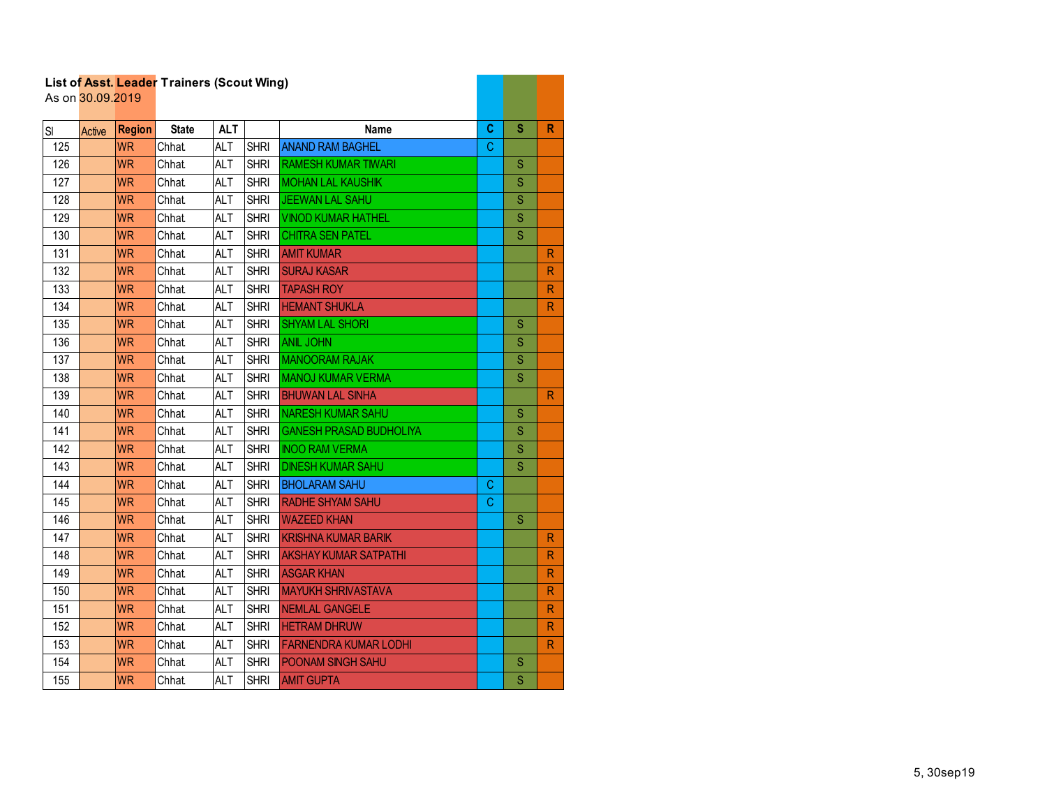**List of Asst. Leader Trainers (Scout Wing)**
As on 30.09.2019

| Sl | Active | Region | State | ALT | | Name | C | S | R |
|---|---|---|---|---|---|---|---|---|---|
| 125 | | WR | Chhat. | ALT | SHRI | ANAND RAM BAGHEL | C | | |
| 126 | | WR | Chhat. | ALT | SHRI | RAMESH KUMAR TIWARI | | S | |
| 127 | | WR | Chhat. | ALT | SHRI | MOHAN LAL KAUSHIK | | S | |
| 128 | | WR | Chhat. | ALT | SHRI | JEEWAN LAL SAHU | | S | |
| 129 | | WR | Chhat. | ALT | SHRI | VINOD KUMAR HATHEL | | S | |
| 130 | | WR | Chhat. | ALT | SHRI | CHITRA SEN PATEL | | S | |
| 131 | | WR | Chhat. | ALT | SHRI | AMIT KUMAR | | | R |
| 132 | | WR | Chhat. | ALT | SHRI | SURAJ KASAR | | | R |
| 133 | | WR | Chhat. | ALT | SHRI | TAPASH ROY | | | R |
| 134 | | WR | Chhat. | ALT | SHRI | HEMANT SHUKLA | | | R |
| 135 | | WR | Chhat. | ALT | SHRI | SHYAM LAL SHORI | | S | |
| 136 | | WR | Chhat. | ALT | SHRI | ANIL JOHN | | S | |
| 137 | | WR | Chhat. | ALT | SHRI | MANOORAM RAJAK | | S | |
| 138 | | WR | Chhat. | ALT | SHRI | MANOJ KUMAR VERMA | | S | |
| 139 | | WR | Chhat. | ALT | SHRI | BHUWAN LAL SINHA | | | R |
| 140 | | WR | Chhat. | ALT | SHRI | NARESH KUMAR SAHU | | S | |
| 141 | | WR | Chhat. | ALT | SHRI | GANESH PRASAD BUDHOLIYA | | S | |
| 142 | | WR | Chhat. | ALT | SHRI | INOO RAM VERMA | | S | |
| 143 | | WR | Chhat. | ALT | SHRI | DINESH KUMAR SAHU | | S | |
| 144 | | WR | Chhat. | ALT | SHRI | BHOLARAM SAHU | C | | |
| 145 | | WR | Chhat. | ALT | SHRI | RADHE SHYAM SAHU | C | | |
| 146 | | WR | Chhat. | ALT | SHRI | WAZEED KHAN | | S | |
| 147 | | WR | Chhat. | ALT | SHRI | KRISHNA KUMAR BARIK | | | R |
| 148 | | WR | Chhat. | ALT | SHRI | AKSHAY KUMAR SATPATHI | | | R |
| 149 | | WR | Chhat. | ALT | SHRI | ASGAR KHAN | | | R |
| 150 | | WR | Chhat. | ALT | SHRI | MAYUKH SHRIVASTAVA | | | R |
| 151 | | WR | Chhat. | ALT | SHRI | NEMLAL GANGELE | | | R |
| 152 | | WR | Chhat. | ALT | SHRI | HETRAM DHRUW | | | R |
| 153 | | WR | Chhat. | ALT | SHRI | FARNENDRA KUMAR LODHI | | | R |
| 154 | | WR | Chhat. | ALT | SHRI | POONAM SINGH SAHU | | S | |
| 155 | | WR | Chhat. | ALT | SHRI | AMIT GUPTA | | S | |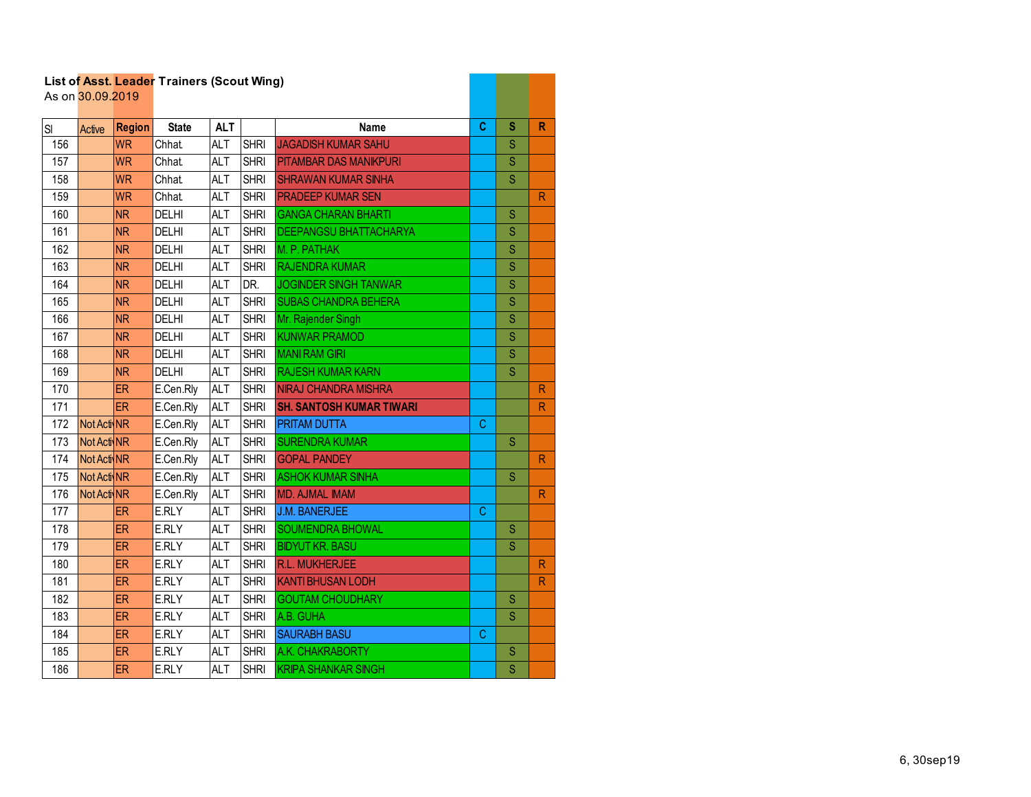**List of Asst. Leader Trainers (Scout Wing)**
As on 30.09.2019

| Sl | Active | Region | State | ALT | | Name | C | S | R |
|---|---|---|---|---|---|---|---|---|---|
| 156 | | WR | Chhat. | ALT | SHRI | JAGADISH KUMAR SAHU | | S | |
| 157 | | WR | Chhat. | ALT | SHRI | PITAMBAR DAS MANIKPURI | | S | |
| 158 | | WR | Chhat. | ALT | SHRI | SHRAWAN KUMAR SINHA | | S | |
| 159 | | WR | Chhat. | ALT | SHRI | PRADEEP KUMAR SEN | | | R |
| 160 | | NR | DELHI | ALT | SHRI | GANGA CHARAN BHARTI | | S | |
| 161 | | NR | DELHI | ALT | SHRI | DEEPANGSU BHATTACHARYA | | S | |
| 162 | | NR | DELHI | ALT | SHRI | M. P. PATHAK | | S | |
| 163 | | NR | DELHI | ALT | SHRI | RAJENDRA KUMAR | | S | |
| 164 | | NR | DELHI | ALT | DR. | JOGINDER SINGH TANWAR | | S | |
| 165 | | NR | DELHI | ALT | SHRI | SUBAS CHANDRA BEHERA | | S | |
| 166 | | NR | DELHI | ALT | SHRI | Mr. Rajender Singh | | S | |
| 167 | | NR | DELHI | ALT | SHRI | KUNWAR PRAMOD | | S | |
| 168 | | NR | DELHI | ALT | SHRI | MANI RAM GIRI | | S | |
| 169 | | NR | DELHI | ALT | SHRI | RAJESH KUMAR KARN | | S | |
| 170 | | ER | E.Cen.Rly | ALT | SHRI | NIRAJ CHANDRA MISHRA | | | R |
| 171 | | ER | E.Cen.Rly | ALT | SHRI | **SH. SANTOSH KUMAR TIWARI** | | | R |
| 172 | Not Acti | NR | E.Cen.Rly | ALT | SHRI | PRITAM DUTTA | C | | |
| 173 | Not Acti | NR | E.Cen.Rly | ALT | SHRI | SURENDRA KUMAR | | S | |
| 174 | Not Acti | NR | E.Cen.Rly | ALT | SHRI | GOPAL PANDEY | | | R |
| 175 | Not Acti | NR | E.Cen.Rly | ALT | SHRI | ASHOK KUMAR SINHA | | S | |
| 176 | Not Acti | NR | E.Cen.Rly | ALT | SHRI | MD. AJMAL IMAM | | | R |
| 177 | | ER | E.RLY | ALT | SHRI | J.M. BANERJEE | C | | |
| 178 | | ER | E.RLY | ALT | SHRI | SOUMENDRA BHOWAL | | S | |
| 179 | | ER | E.RLY | ALT | SHRI | BIDYUT KR. BASU | | S | |
| 180 | | ER | E.RLY | ALT | SHRI | R.L. MUKHERJEE | | | R |
| 181 | | ER | E.RLY | ALT | SHRI | KANTI BHUSAN LODH | | | R |
| 182 | | ER | E.RLY | ALT | SHRI | GOUTAM CHOUDHARY | | S | |
| 183 | | ER | E.RLY | ALT | SHRI | A.B. GUHA | | S | |
| 184 | | ER | E.RLY | ALT | SHRI | SAURABH BASU | C | | |
| 185 | | ER | E.RLY | ALT | SHRI | A.K. CHAKRABORTY | | S | |
| 186 | | ER | E.RLY | ALT | SHRI | KRIPA SHANKAR SINGH | | S | |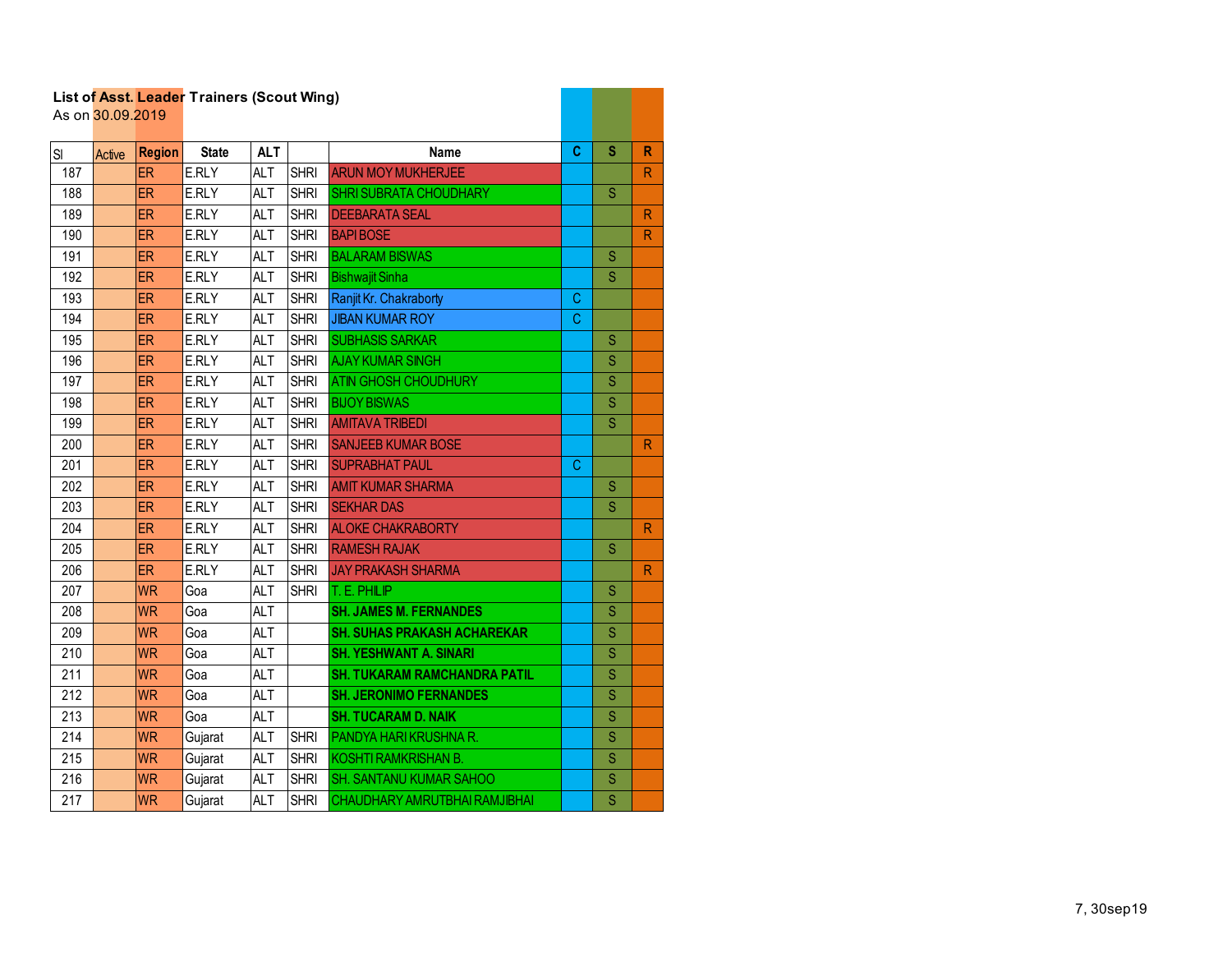**List of Asst. Leader Trainers (Scout Wing)**

As on 30.09.2019

| Sl | Active | Region | State | ALT | | Name | C | S | R |
|---|---|---|---|---|---|---|---|---|---|
| 187 | | ER | E.RLY | ALT | SHRI | ARUN MOY MUKHERJEE | | | R |
| 188 | | ER | E.RLY | ALT | SHRI | SHRI SUBRATA CHOUDHARY | | S | |
| 189 | | ER | E.RLY | ALT | SHRI | DEEBARATA SEAL | | | R |
| 190 | | ER | E.RLY | ALT | SHRI | BAPI BOSE | | | R |
| 191 | | ER | E.RLY | ALT | SHRI | BALARAM BISWAS | | S | |
| 192 | | ER | E.RLY | ALT | SHRI | Bishwajit Sinha | | S | |
| 193 | | ER | E.RLY | ALT | SHRI | Ranjit Kr. Chakraborty | C | | |
| 194 | | ER | E.RLY | ALT | SHRI | JIBAN KUMAR ROY | C | | |
| 195 | | ER | E.RLY | ALT | SHRI | SUBHASIS SARKAR | | S | |
| 196 | | ER | E.RLY | ALT | SHRI | AJAY KUMAR SINGH | | S | |
| 197 | | ER | E.RLY | ALT | SHRI | ATIN GHOSH CHOUDHURY | | S | |
| 198 | | ER | E.RLY | ALT | SHRI | BIJOY BISWAS | | S | |
| 199 | | ER | E.RLY | ALT | SHRI | AMITAVA TRIBEDI | | S | |
| 200 | | ER | E.RLY | ALT | SHRI | SANJEEB KUMAR BOSE | | | R |
| 201 | | ER | E.RLY | ALT | SHRI | SUPRABHAT PAUL | C | | |
| 202 | | ER | E.RLY | ALT | SHRI | AMIT KUMAR SHARMA | | S | |
| 203 | | ER | E.RLY | ALT | SHRI | SEKHAR DAS | | S | |
| 204 | | ER | E.RLY | ALT | SHRI | ALOKE CHAKRABORTY | | | R |
| 205 | | ER | E.RLY | ALT | SHRI | RAMESH RAJAK | | S | |
| 206 | | ER | E.RLY | ALT | SHRI | JAY PRAKASH SHARMA | | | R |
| 207 | | WR | Goa | ALT | SHRI | T. E. PHILIP | | S | |
| 208 | | WR | Goa | ALT | | **SH. JAMES M. FERNANDES** | | S | |
| 209 | | WR | Goa | ALT | | **SH. SUHAS PRAKASH ACHAREKAR** | | S | |
| 210 | | WR | Goa | ALT | | **SH. YESHWANT A. SINARI** | | S | |
| 211 | | WR | Goa | ALT | | **SH. TUKARAM RAMCHANDRA PATIL** | | S | |
| 212 | | WR | Goa | ALT | | **SH. JERONIMO FERNANDES** | | S | |
| 213 | | WR | Goa | ALT | | **SH. TUCARAM D. NAIK** | | S | |
| 214 | | WR | Gujarat | ALT | SHRI | PANDYA HARI KRUSHNA R. | | S | |
| 215 | | WR | Gujarat | ALT | SHRI | KOSHTI RAMKRISHAN B. | | S | |
| 216 | | WR | Gujarat | ALT | SHRI | SH. SANTANU KUMAR SAHOO | | S | |
| 217 | | WR | Gujarat | ALT | SHRI | CHAUDHARY AMRUTBHAI RAMJIBHAI | | S | |

7, 30sep19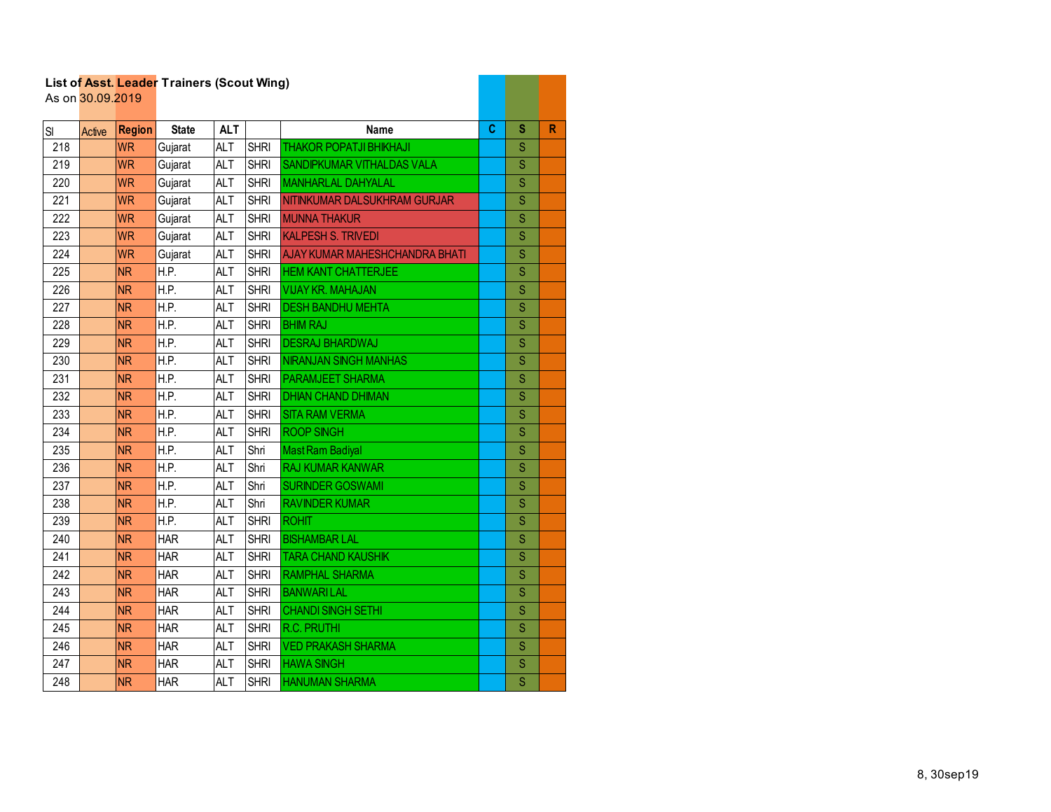**List of Asst. Leader Trainers (Scout Wing)**
As on 30.09.2019

| Sl | Active | Region | State | ALT | | Name | C | S | R |
|---|---|---|---|---|---|---|---|---|---|
| 218 | | WR | Gujarat | ALT | SHRI | THAKOR POPATJI BHIKHAJI | | S | |
| 219 | | WR | Gujarat | ALT | SHRI | SANDIPKUMAR VITHALDAS VALA | | S | |
| 220 | | WR | Gujarat | ALT | SHRI | MANHARLAL DAHYALAL | | S | |
| 221 | | WR | Gujarat | ALT | SHRI | NITINKUMAR DALSUKHRAM GURJAR | | S | |
| 222 | | WR | Gujarat | ALT | SHRI | MUNNA THAKUR | | S | |
| 223 | | WR | Gujarat | ALT | SHRI | KALPESH S. TRIVEDI | | S | |
| 224 | | WR | Gujarat | ALT | SHRI | AJAY KUMAR MAHESHCHANDRA BHATI | | S | |
| 225 | | NR | H.P. | ALT | SHRI | HEM KANT CHATTERJEE | | S | |
| 226 | | NR | H.P. | ALT | SHRI | VIJAY KR. MAHAJAN | | S | |
| 227 | | NR | H.P. | ALT | SHRI | DESH BANDHU MEHTA | | S | |
| 228 | | NR | H.P. | ALT | SHRI | BHIM RAJ | | S | |
| 229 | | NR | H.P. | ALT | SHRI | DESRAJ BHARDWAJ | | S | |
| 230 | | NR | H.P. | ALT | SHRI | NIRANJAN SINGH MANHAS | | S | |
| 231 | | NR | H.P. | ALT | SHRI | PARAMJEET SHARMA | | S | |
| 232 | | NR | H.P. | ALT | SHRI | DHIAN CHAND DHIMAN | | S | |
| 233 | | NR | H.P. | ALT | SHRI | SITA RAM VERMA | | S | |
| 234 | | NR | H.P. | ALT | SHRI | ROOP SINGH | | S | |
| 235 | | NR | H.P. | ALT | Shri | Mast Ram Badiyal | | S | |
| 236 | | NR | H.P. | ALT | Shri | RAJ KUMAR KANWAR | | S | |
| 237 | | NR | H.P. | ALT | Shri | SURINDER GOSWAMI | | S | |
| 238 | | NR | H.P. | ALT | Shri | RAVINDER KUMAR | | S | |
| 239 | | NR | H.P. | ALT | SHRI | ROHIT | | S | |
| 240 | | NR | HAR | ALT | SHRI | BISHAMBAR LAL | | S | |
| 241 | | NR | HAR | ALT | SHRI | TARA CHAND KAUSHIK | | S | |
| 242 | | NR | HAR | ALT | SHRI | RAMPHAL SHARMA | | S | |
| 243 | | NR | HAR | ALT | SHRI | BANWARI LAL | | S | |
| 244 | | NR | HAR | ALT | SHRI | CHANDI SINGH SETHI | | S | |
| 245 | | NR | HAR | ALT | SHRI | R.C. PRUTHI | | S | |
| 246 | | NR | HAR | ALT | SHRI | VED PRAKASH SHARMA | | S | |
| 247 | | NR | HAR | ALT | SHRI | HAWA SINGH | | S | |
| 248 | | NR | HAR | ALT | SHRI | HANUMAN SHARMA | | S | |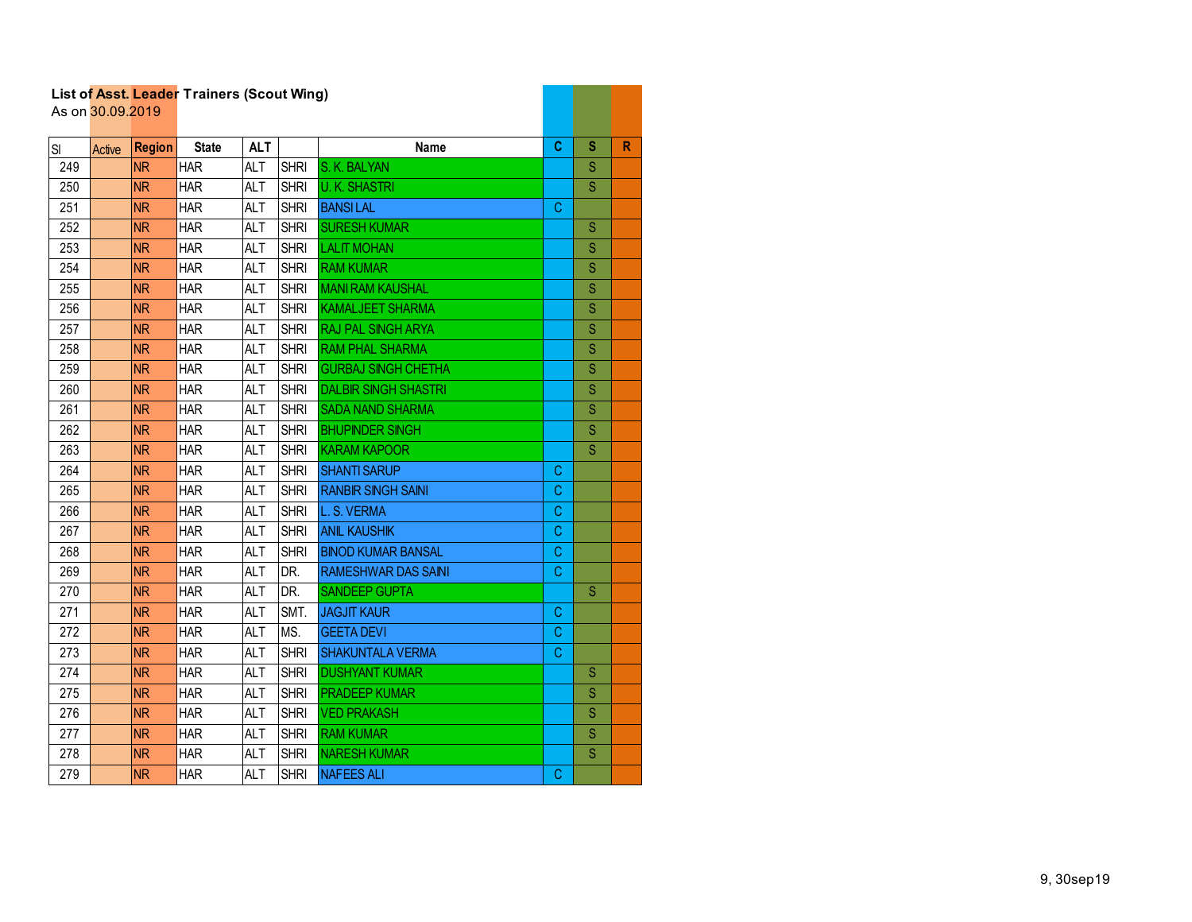**List of Asst. Leader Trainers (Scout Wing)**
As on 30.09.2019

| Sl | Active | Region | State | ALT | | Name | C | S | R |
|---|---|---|---|---|---|---|---|---|---|
| 249 | | NR | HAR | ALT | SHRI | S. K. BALYAN | | S | |
| 250 | | NR | HAR | ALT | SHRI | U. K. SHASTRI | | S | |
| 251 | | NR | HAR | ALT | SHRI | BANSI LAL | C | | |
| 252 | | NR | HAR | ALT | SHRI | SURESH KUMAR | | S | |
| 253 | | NR | HAR | ALT | SHRI | LALIT MOHAN | | S | |
| 254 | | NR | HAR | ALT | SHRI | RAM KUMAR | | S | |
| 255 | | NR | HAR | ALT | SHRI | MANI RAM KAUSHAL | | S | |
| 256 | | NR | HAR | ALT | SHRI | KAMALJEET SHARMA | | S | |
| 257 | | NR | HAR | ALT | SHRI | RAJ PAL SINGH ARYA | | S | |
| 258 | | NR | HAR | ALT | SHRI | RAM PHAL SHARMA | | S | |
| 259 | | NR | HAR | ALT | SHRI | GURBAJ SINGH CHETHA | | S | |
| 260 | | NR | HAR | ALT | SHRI | DALBIR SINGH SHASTRI | | S | |
| 261 | | NR | HAR | ALT | SHRI | SADA NAND SHARMA | | S | |
| 262 | | NR | HAR | ALT | SHRI | BHUPINDER SINGH | | S | |
| 263 | | NR | HAR | ALT | SHRI | KARAM KAPOOR | | S | |
| 264 | | NR | HAR | ALT | SHRI | SHANTI SARUP | C | | |
| 265 | | NR | HAR | ALT | SHRI | RANBIR SINGH SAINI | C | | |
| 266 | | NR | HAR | ALT | SHRI | L. S. VERMA | C | | |
| 267 | | NR | HAR | ALT | SHRI | ANIL KAUSHIK | C | | |
| 268 | | NR | HAR | ALT | SHRI | BINOD KUMAR BANSAL | C | | |
| 269 | | NR | HAR | ALT | DR. | RAMESHWAR DAS SAINI | C | | |
| 270 | | NR | HAR | ALT | DR. | SANDEEP GUPTA | | S | |
| 271 | | NR | HAR | ALT | SMT. | JAGJIT KAUR | C | | |
| 272 | | NR | HAR | ALT | MS. | GEETA DEVI | C | | |
| 273 | | NR | HAR | ALT | SHRI | SHAKUNTALA VERMA | C | | |
| 274 | | NR | HAR | ALT | SHRI | DUSHYANT KUMAR | | S | |
| 275 | | NR | HAR | ALT | SHRI | PRADEEP KUMAR | | S | |
| 276 | | NR | HAR | ALT | SHRI | VED PRAKASH | | S | |
| 277 | | NR | HAR | ALT | SHRI | RAM KUMAR | | S | |
| 278 | | NR | HAR | ALT | SHRI | NARESH KUMAR | | S | |
| 279 | | NR | HAR | ALT | SHRI | NAFEES ALI | C | | |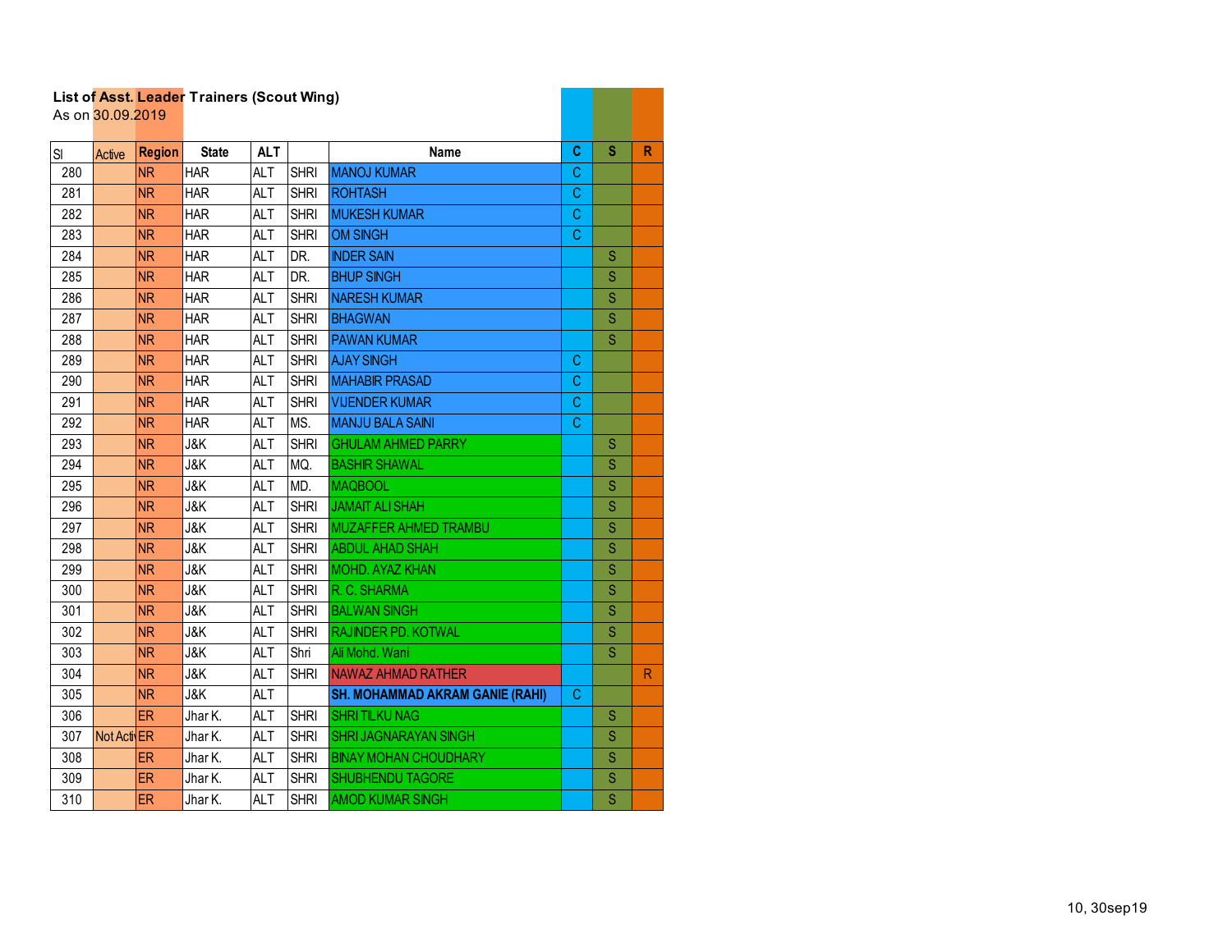**List of Asst. Leader Trainers (Scout Wing)**
As on 30.09.2019

| Sl | Active | Region | State | ALT | | Name | C | S | R |
|---|---|---|---|---|---|---|---|---|---|
| 280 | | NR | HAR | ALT | SHRI | MANOJ KUMAR | C | | |
| 281 | | NR | HAR | ALT | SHRI | ROHTASH | C | | |
| 282 | | NR | HAR | ALT | SHRI | MUKESH KUMAR | C | | |
| 283 | | NR | HAR | ALT | SHRI | OM SINGH | C | | |
| 284 | | NR | HAR | ALT | DR. | INDER SAIN | | S | |
| 285 | | NR | HAR | ALT | DR. | BHUP SINGH | | S | |
| 286 | | NR | HAR | ALT | SHRI | NARESH KUMAR | | S | |
| 287 | | NR | HAR | ALT | SHRI | BHAGWAN | | S | |
| 288 | | NR | HAR | ALT | SHRI | PAWAN KUMAR | | S | |
| 289 | | NR | HAR | ALT | SHRI | AJAY SINGH | C | | |
| 290 | | NR | HAR | ALT | SHRI | MAHABIR PRASAD | C | | |
| 291 | | NR | HAR | ALT | SHRI | VIJENDER KUMAR | C | | |
| 292 | | NR | HAR | ALT | MS. | MANJU BALA SAINI | C | | |
| 293 | | NR | J&K | ALT | SHRI | GHULAM AHMED PARRY | | S | |
| 294 | | NR | J&K | ALT | MQ. | BASHIR SHAWAL | | S | |
| 295 | | NR | J&K | ALT | MD. | MAQBOOL | | S | |
| 296 | | NR | J&K | ALT | SHRI | JAMAIT ALI SHAH | | S | |
| 297 | | NR | J&K | ALT | SHRI | MUZAFFER AHMED TRAMBU | | S | |
| 298 | | NR | J&K | ALT | SHRI | ABDUL AHAD SHAH | | S | |
| 299 | | NR | J&K | ALT | SHRI | MOHD. AYAZ KHAN | | S | |
| 300 | | NR | J&K | ALT | SHRI | R. C. SHARMA | | S | |
| 301 | | NR | J&K | ALT | SHRI | BALWAN SINGH | | S | |
| 302 | | NR | J&K | ALT | SHRI | RAJINDER PD. KOTWAL | | S | |
| 303 | | NR | J&K | ALT | Shri | Ali Mohd. Wani | | S | |
| 304 | | NR | J&K | ALT | SHRI | NAWAZ AHMAD RATHER | | | R |
| 305 | | NR | J&K | ALT | | **SH. MOHAMMAD AKRAM GANIE (RAHI)** | C | | |
| 306 | | ER | Jhar K. | ALT | SHRI | SHRI TILKU NAG | | S | |
| 307 | Not Acti | ER | Jhar K. | ALT | SHRI | SHRI JAGNARAYAN SINGH | | S | |
| 308 | | ER | Jhar K. | ALT | SHRI | BINAY MOHAN CHOUDHARY | | S | |
| 309 | | ER | Jhar K. | ALT | SHRI | SHUBHENDU TAGORE | | S | |
| 310 | | ER | Jhar K. | ALT | SHRI | AMOD KUMAR SINGH | | S | |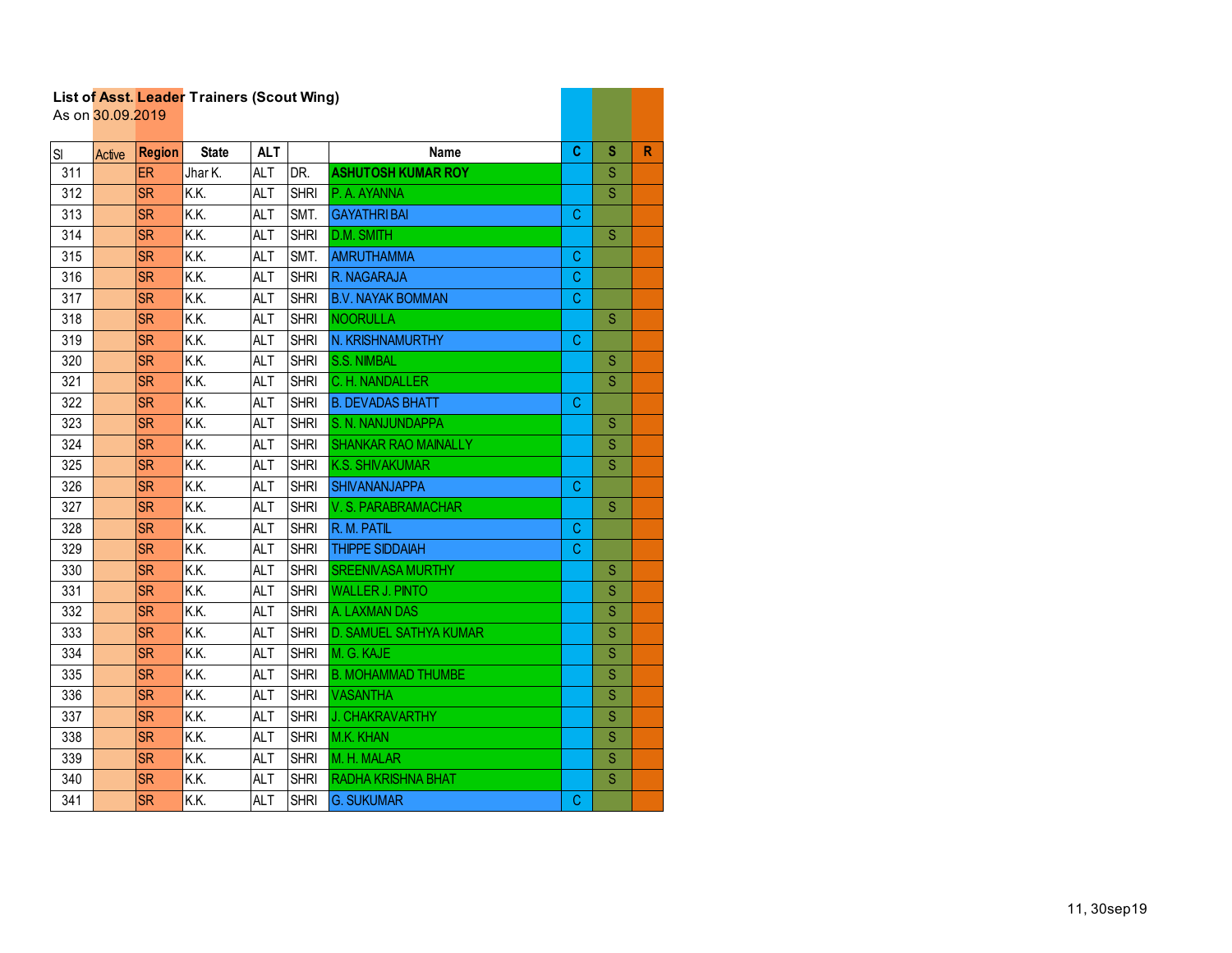**List of Asst. Leader Trainers (Scout Wing)**
As on 30.09.2019

| Sl | Active | Region | State | ALT | | Name | C | S | R |
|---|---|---|---|---|---|---|---|---|---|
| 311 | | ER | Jhar K. | ALT | DR. | **ASHUTOSH KUMAR ROY** | | S | |
| 312 | | SR | K.K. | ALT | SHRI | P. A. AYANNA | | S | |
| 313 | | SR | K.K. | ALT | SMT. | GAYATHRI BAI | C | | |
| 314 | | SR | K.K. | ALT | SHRI | D.M. SMITH | | S | |
| 315 | | SR | K.K. | ALT | SMT. | AMRUTHAMMA | C | | |
| 316 | | SR | K.K. | ALT | SHRI | R. NAGARAJA | C | | |
| 317 | | SR | K.K. | ALT | SHRI | B.V. NAYAK BOMMAN | C | | |
| 318 | | SR | K.K. | ALT | SHRI | NOORULLA | | S | |
| 319 | | SR | K.K. | ALT | SHRI | N. KRISHNAMURTHY | C | | |
| 320 | | SR | K.K. | ALT | SHRI | S.S. NIMBAL | | S | |
| 321 | | SR | K.K. | ALT | SHRI | C. H. NANDALLER | | S | |
| 322 | | SR | K.K. | ALT | SHRI | B. DEVADAS BHATT | C | | |
| 323 | | SR | K.K. | ALT | SHRI | S. N. NANJUNDAPPA | | S | |
| 324 | | SR | K.K. | ALT | SHRI | SHANKAR RAO MAINALLY | | S | |
| 325 | | SR | K.K. | ALT | SHRI | K.S. SHIVAKUMAR | | S | |
| 326 | | SR | K.K. | ALT | SHRI | SHIVANANJAPPA | C | | |
| 327 | | SR | K.K. | ALT | SHRI | V. S. PARABRAMACHAR | | S | |
| 328 | | SR | K.K. | ALT | SHRI | R. M. PATIL | C | | |
| 329 | | SR | K.K. | ALT | SHRI | THIPPE SIDDAIAH | C | | |
| 330 | | SR | K.K. | ALT | SHRI | SREENIVASA MURTHY | | S | |
| 331 | | SR | K.K. | ALT | SHRI | WALLER J. PINTO | | S | |
| 332 | | SR | K.K. | ALT | SHRI | A. LAXMAN DAS | | S | |
| 333 | | SR | K.K. | ALT | SHRI | D. SAMUEL SATHYA KUMAR | | S | |
| 334 | | SR | K.K. | ALT | SHRI | M. G. KAJE | | S | |
| 335 | | SR | K.K. | ALT | SHRI | B. MOHAMMAD THUMBE | | S | |
| 336 | | SR | K.K. | ALT | SHRI | VASANTHA | | S | |
| 337 | | SR | K.K. | ALT | SHRI | J. CHAKRAVARTHY | | S | |
| 338 | | SR | K.K. | ALT | SHRI | M.K. KHAN | | S | |
| 339 | | SR | K.K. | ALT | SHRI | M. H. MALAR | | S | |
| 340 | | SR | K.K. | ALT | SHRI | RADHA KRISHNA BHAT | | S | |
| 341 | | SR | K.K. | ALT | SHRI | G. SUKUMAR | C | | |

11, 30sep19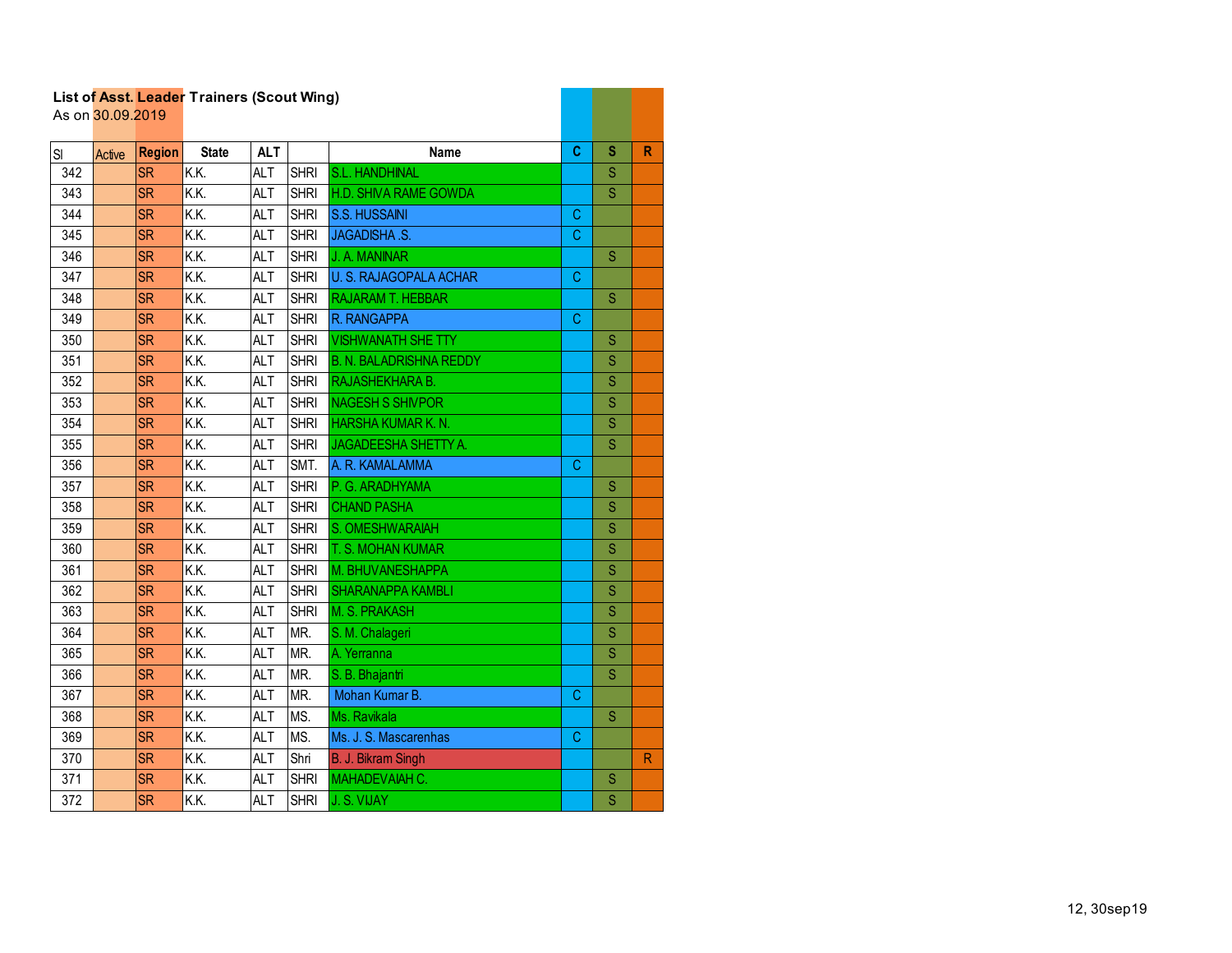**List of Asst. Leader Trainers (Scout Wing)**

As on 30.09.2019

| Sl | Active | Region | State | ALT | | Name | C | S | R |
|---|---|---|---|---|---|---|---|---|---|
| 342 | | SR | K.K. | ALT | SHRI | S.L. HANDHINAL | | S | |
| 343 | | SR | K.K. | ALT | SHRI | H.D. SHIVA RAME GOWDA | | S | |
| 344 | | SR | K.K. | ALT | SHRI | S.S. HUSSAINI | C | | |
| 345 | | SR | K.K. | ALT | SHRI | JAGADISHA .S. | C | | |
| 346 | | SR | K.K. | ALT | SHRI | J. A. MANINAR | | S | |
| 347 | | SR | K.K. | ALT | SHRI | U. S. RAJAGOPALA ACHAR | C | | |
| 348 | | SR | K.K. | ALT | SHRI | RAJARAM T. HEBBAR | | S | |
| 349 | | SR | K.K. | ALT | SHRI | R. RANGAPPA | C | | |
| 350 | | SR | K.K. | ALT | SHRI | VISHWANATH SHE TTY | | S | |
| 351 | | SR | K.K. | ALT | SHRI | B. N. BALADRISHNA REDDY | | S | |
| 352 | | SR | K.K. | ALT | SHRI | RAJASHEKHARA B. | | S | |
| 353 | | SR | K.K. | ALT | SHRI | NAGESH S SHIVPOR | | S | |
| 354 | | SR | K.K. | ALT | SHRI | HARSHA KUMAR K. N. | | S | |
| 355 | | SR | K.K. | ALT | SHRI | JAGADEESHA SHETTY A. | | S | |
| 356 | | SR | K.K. | ALT | SMT. | A. R. KAMALAMMA | C | | |
| 357 | | SR | K.K. | ALT | SHRI | P. G. ARADHYAMA | | S | |
| 358 | | SR | K.K. | ALT | SHRI | CHAND PASHA | | S | |
| 359 | | SR | K.K. | ALT | SHRI | S. OMESHWARAIAH | | S | |
| 360 | | SR | K.K. | ALT | SHRI | T. S. MOHAN KUMAR | | S | |
| 361 | | SR | K.K. | ALT | SHRI | M. BHUVANESHAPPA | | S | |
| 362 | | SR | K.K. | ALT | SHRI | SHARANAPPA KAMBLI | | S | |
| 363 | | SR | K.K. | ALT | SHRI | M. S. PRAKASH | | S | |
| 364 | | SR | K.K. | ALT | MR. | S. M. Chalageri | | S | |
| 365 | | SR | K.K. | ALT | MR. | A. Yerranna | | S | |
| 366 | | SR | K.K. | ALT | MR. | S. B. Bhajantri | | S | |
| 367 | | SR | K.K. | ALT | MR. | Mohan Kumar B. | C | | |
| 368 | | SR | K.K. | ALT | MS. | Ms. Ravikala | | S | |
| 369 | | SR | K.K. | ALT | MS. | Ms. J. S. Mascarenhas | C | | |
| 370 | | SR | K.K. | ALT | Shri | B. J. Bikram Singh | | | R |
| 371 | | SR | K.K. | ALT | SHRI | MAHADEVAIAH C. | | S | |
| 372 | | SR | K.K. | ALT | SHRI | J. S. VIJAY | | S | |

12, 30sep19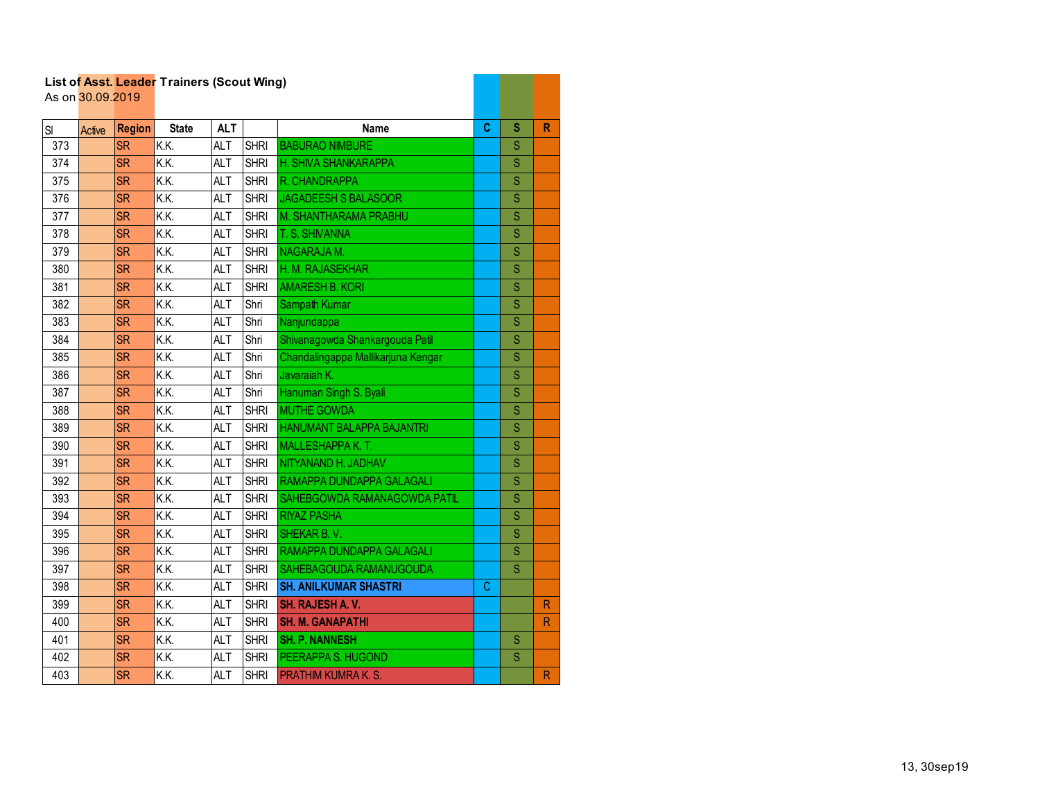**List of Asst. Leader Trainers (Scout Wing)**
As on 30.09.2019

| Sl | Active | Region | State | ALT | | Name | C | S | R |
|---|---|---|---|---|---|---|---|---|---|
| 373 | | SR | K.K. | ALT | SHRI | BABURAO NIMBURE | | S | |
| 374 | | SR | K.K. | ALT | SHRI | H. SHIVA SHANKARAPPA | | S | |
| 375 | | SR | K.K. | ALT | SHRI | R. CHANDRAPPA | | S | |
| 376 | | SR | K.K. | ALT | SHRI | JAGADEESH S BALASOOR | | S | |
| 377 | | SR | K.K. | ALT | SHRI | M. SHANTHARAMA PRABHU | | S | |
| 378 | | SR | K.K. | ALT | SHRI | T. S. SHIVANNA | | S | |
| 379 | | SR | K.K. | ALT | SHRI | NAGARAJA M. | | S | |
| 380 | | SR | K.K. | ALT | SHRI | H. M. RAJASEKHAR | | S | |
| 381 | | SR | K.K. | ALT | SHRI | AMARESH B. KORI | | S | |
| 382 | | SR | K.K. | ALT | Shri | Sampath Kumar | | S | |
| 383 | | SR | K.K. | ALT | Shri | Nanjundappa | | S | |
| 384 | | SR | K.K. | ALT | Shri | Shivanagowda Shankargouda Patil | | S | |
| 385 | | SR | K.K. | ALT | Shri | Chandalingappa Mallikarjuna Kengar | | S | |
| 386 | | SR | K.K. | ALT | Shri | Javaraiah K. | | S | |
| 387 | | SR | K.K. | ALT | Shri | Hanuman Singh S. Byali | | S | |
| 388 | | SR | K.K. | ALT | SHRI | MUTHE GOWDA | | S | |
| 389 | | SR | K.K. | ALT | SHRI | HANUMANT BALAPPA BAJANTRI | | S | |
| 390 | | SR | K.K. | ALT | SHRI | MALLESHAPPA K. T. | | S | |
| 391 | | SR | K.K. | ALT | SHRI | NITYANAND H. JADHAV | | S | |
| 392 | | SR | K.K. | ALT | SHRI | RAMAPPA DUNDAPPA GALAGALI | | S | |
| 393 | | SR | K.K. | ALT | SHRI | SAHEBGOWDA RAMANAGOWDA PATIL | | S | |
| 394 | | SR | K.K. | ALT | SHRI | RIYAZ PASHA | | S | |
| 395 | | SR | K.K. | ALT | SHRI | SHEKAR B. V. | | S | |
| 396 | | SR | K.K. | ALT | SHRI | RAMAPPA DUNDAPPA GALAGALI | | S | |
| 397 | | SR | K.K. | ALT | SHRI | SAHEBAGOUDA RAMANUGOUDA | | S | |
| 398 | | SR | K.K. | ALT | SHRI | **SH. ANILKUMAR SHASTRI** | C | | |
| 399 | | SR | K.K. | ALT | SHRI | **SH. RAJESH A. V.** | | | R |
| 400 | | SR | K.K. | ALT | SHRI | **SH. M. GANAPATHI** | | | R |
| 401 | | SR | K.K. | ALT | SHRI | **SH. P. NANNESH** | | S | |
| 402 | | SR | K.K. | ALT | SHRI | PEERAPPA S. HUGOND | | S | |
| 403 | | SR | K.K. | ALT | SHRI | PRATHIM KUMRA K. S. | | | R |

13, 30sep19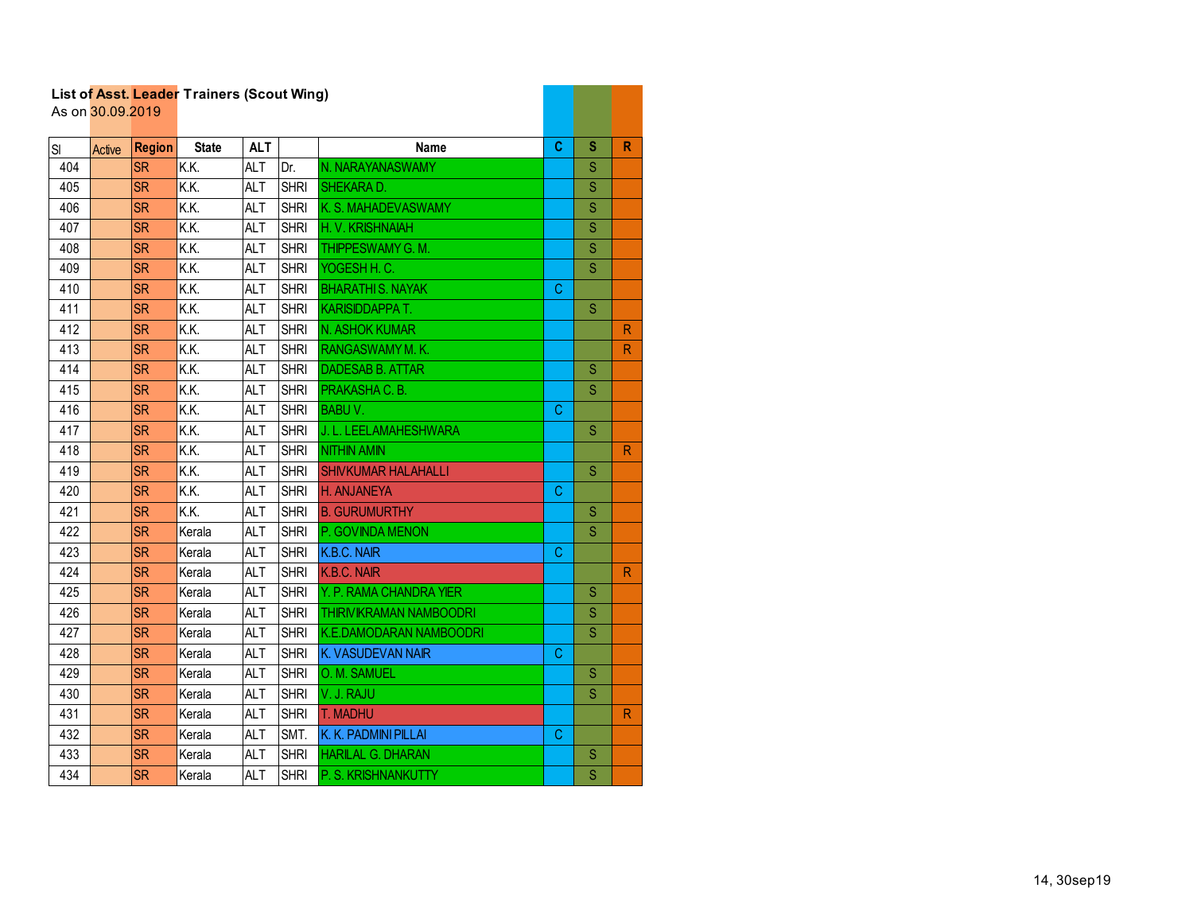**List of Asst. Leader Trainers (Scout Wing)**

As on 30.09.2019

| Sl | Active | Region | State | ALT | | Name | C | S | R |
|---|---|---|---|---|---|---|---|---|---|
| 404 | | SR | K.K. | ALT | Dr. | N. NARAYANASWAMY | | S | |
| 405 | | SR | K.K. | ALT | SHRI | SHEKARA D. | | S | |
| 406 | | SR | K.K. | ALT | SHRI | K. S. MAHADEVASWAMY | | S | |
| 407 | | SR | K.K. | ALT | SHRI | H. V. KRISHNAIAH | | S | |
| 408 | | SR | K.K. | ALT | SHRI | THIPPESWAMY G. M. | | S | |
| 409 | | SR | K.K. | ALT | SHRI | YOGESH H. C. | | S | |
| 410 | | SR | K.K. | ALT | SHRI | BHARATHI S. NAYAK | C | | |
| 411 | | SR | K.K. | ALT | SHRI | KARISIDDAPPA T. | | S | |
| 412 | | SR | K.K. | ALT | SHRI | N. ASHOK KUMAR | | | R |
| 413 | | SR | K.K. | ALT | SHRI | RANGASWAMY M. K. | | | R |
| 414 | | SR | K.K. | ALT | SHRI | DADESAB B. ATTAR | | S | |
| 415 | | SR | K.K. | ALT | SHRI | PRAKASHA C. B. | | S | |
| 416 | | SR | K.K. | ALT | SHRI | BABU V. | C | | |
| 417 | | SR | K.K. | ALT | SHRI | J. L. LEELAMAHESHWARA | | S | |
| 418 | | SR | K.K. | ALT | SHRI | NITHIN AMIN | | | R |
| 419 | | SR | K.K. | ALT | SHRI | SHIVKUMAR HALAHALLI | | S | |
| 420 | | SR | K.K. | ALT | SHRI | H. ANJANEYA | C | | |
| 421 | | SR | K.K. | ALT | SHRI | B. GURUMURTHY | | S | |
| 422 | | SR | Kerala | ALT | SHRI | P. GOVINDA MENON | | S | |
| 423 | | SR | Kerala | ALT | SHRI | K.B.C. NAIR | C | | |
| 424 | | SR | Kerala | ALT | SHRI | K.B.C. NAIR | | | R |
| 425 | | SR | Kerala | ALT | SHRI | Y. P. RAMA CHANDRA YIER | | S | |
| 426 | | SR | Kerala | ALT | SHRI | THIRIVIKRAMAN NAMBOODRI | | S | |
| 427 | | SR | Kerala | ALT | SHRI | K.E.DAMODARAN NAMBOODRI | | S | |
| 428 | | SR | Kerala | ALT | SHRI | K. VASUDEVAN NAIR | C | | |
| 429 | | SR | Kerala | ALT | SHRI | O. M. SAMUEL | | S | |
| 430 | | SR | Kerala | ALT | SHRI | V. J. RAJU | | S | |
| 431 | | SR | Kerala | ALT | SHRI | T. MADHU | | | R |
| 432 | | SR | Kerala | ALT | SMT. | K. K. PADMINI PILLAI | C | | |
| 433 | | SR | Kerala | ALT | SHRI | HARILAL G. DHARAN | | S | |
| 434 | | SR | Kerala | ALT | SHRI | P. S. KRISHNANKUTTY | | S | |

14, 30sep19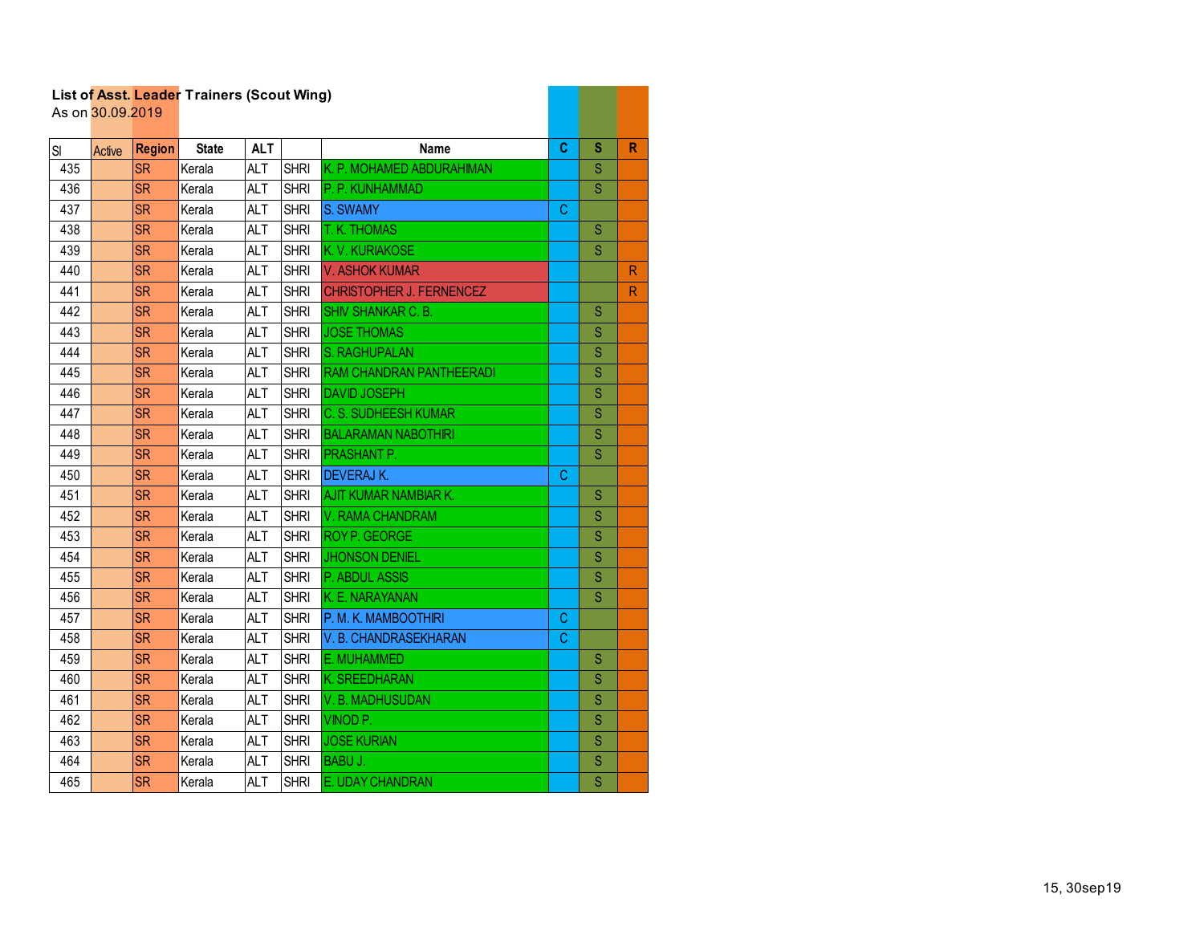**List of Asst. Leader Trainers (Scout Wing)**
As on 30.09.2019

| Sl | Active | Region | State | ALT | | Name | C | S | R |
|---|---|---|---|---|---|---|---|---|---|
| 435 | | SR | Kerala | ALT | SHRI | K. P. MOHAMED ABDURAHIMAN | | S | |
| 436 | | SR | Kerala | ALT | SHRI | P. P. KUNHAMMAD | | S | |
| 437 | | SR | Kerala | ALT | SHRI | S. SWAMY | C | | |
| 438 | | SR | Kerala | ALT | SHRI | T. K. THOMAS | | S | |
| 439 | | SR | Kerala | ALT | SHRI | K. V. KURIAKOSE | | S | |
| 440 | | SR | Kerala | ALT | SHRI | V. ASHOK KUMAR | | | R |
| 441 | | SR | Kerala | ALT | SHRI | CHRISTOPHER J. FERNENCEZ | | | R |
| 442 | | SR | Kerala | ALT | SHRI | SHIV SHANKAR C. B. | | S | |
| 443 | | SR | Kerala | ALT | SHRI | JOSE THOMAS | | S | |
| 444 | | SR | Kerala | ALT | SHRI | S. RAGHUPALAN | | S | |
| 445 | | SR | Kerala | ALT | SHRI | RAM CHANDRAN PANTHEERADI | | S | |
| 446 | | SR | Kerala | ALT | SHRI | DAVID JOSEPH | | S | |
| 447 | | SR | Kerala | ALT | SHRI | C. S. SUDHEESH KUMAR | | S | |
| 448 | | SR | Kerala | ALT | SHRI | BALARAMAN NABOTHIRI | | S | |
| 449 | | SR | Kerala | ALT | SHRI | PRASHANT P. | | S | |
| 450 | | SR | Kerala | ALT | SHRI | DEVERAJ K. | C | | |
| 451 | | SR | Kerala | ALT | SHRI | AJIT KUMAR NAMBIAR K. | | S | |
| 452 | | SR | Kerala | ALT | SHRI | V. RAMA CHANDRAM | | S | |
| 453 | | SR | Kerala | ALT | SHRI | ROY P. GEORGE | | S | |
| 454 | | SR | Kerala | ALT | SHRI | JHONSON DENIEL | | S | |
| 455 | | SR | Kerala | ALT | SHRI | P. ABDUL ASSIS | | S | |
| 456 | | SR | Kerala | ALT | SHRI | K. E. NARAYANAN | | S | |
| 457 | | SR | Kerala | ALT | SHRI | P. M. K. MAMBOOTHIRI | C | | |
| 458 | | SR | Kerala | ALT | SHRI | V. B. CHANDRASEKHARAN | C | | |
| 459 | | SR | Kerala | ALT | SHRI | E. MUHAMMED | | S | |
| 460 | | SR | Kerala | ALT | SHRI | K. SREEDHARAN | | S | |
| 461 | | SR | Kerala | ALT | SHRI | V. B. MADHUSUDAN | | S | |
| 462 | | SR | Kerala | ALT | SHRI | VINOD P. | | S | |
| 463 | | SR | Kerala | ALT | SHRI | JOSE KURIAN | | S | |
| 464 | | SR | Kerala | ALT | SHRI | BABU J. | | S | |
| 465 | | SR | Kerala | ALT | SHRI | E. UDAY CHANDRAN | | S | |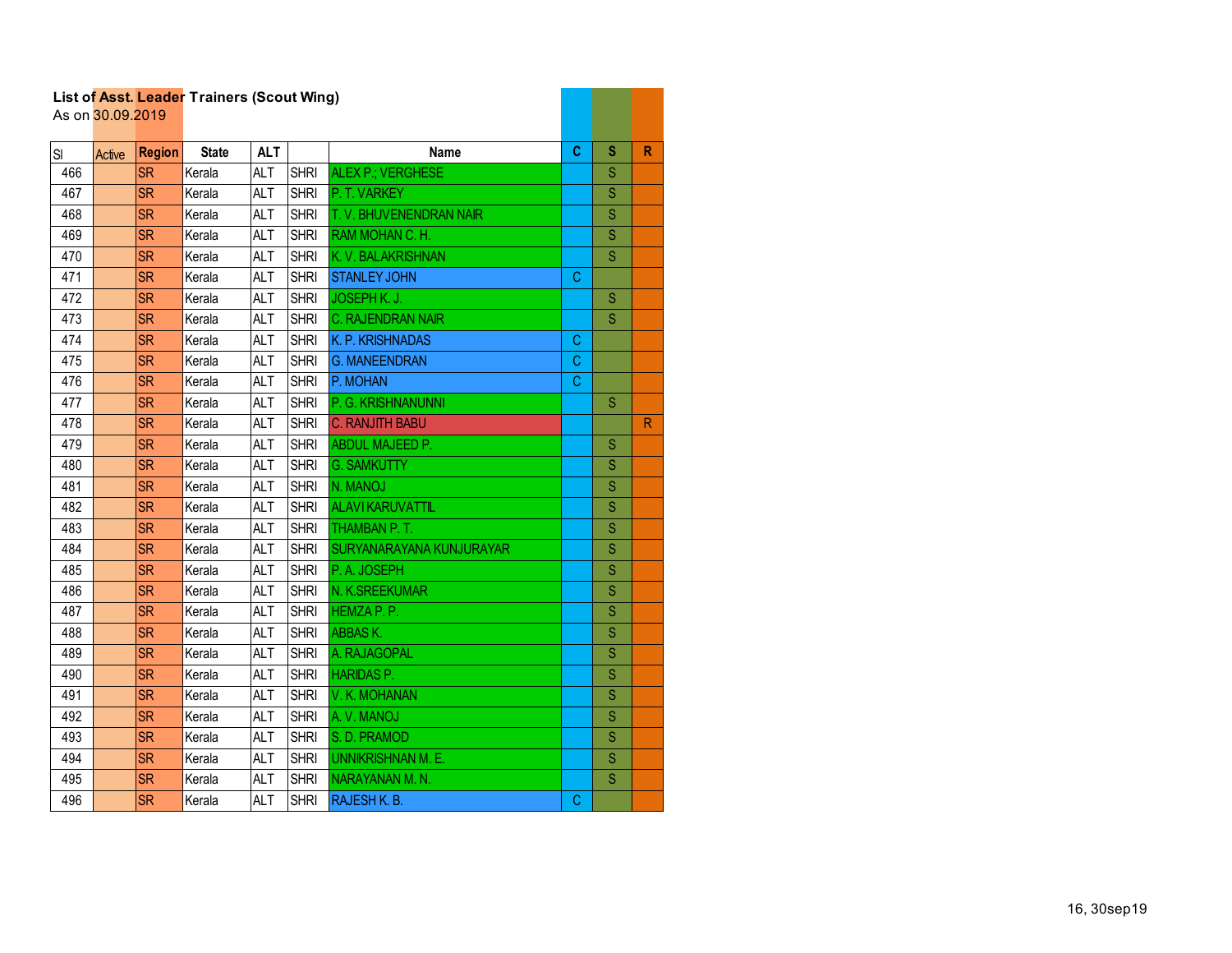**List of Asst. Leader Trainers (Scout Wing)**
As on 30.09.2019

| Sl | Active | Region | State | ALT | | Name | C | S | R |
|---|---|---|---|---|---|---|---|---|---|
| 466 | | SR | Kerala | ALT | SHRI | ALEX P.; VERGHESE | | S | |
| 467 | | SR | Kerala | ALT | SHRI | P. T. VARKEY | | S | |
| 468 | | SR | Kerala | ALT | SHRI | T. V. BHUVENENDRAN NAIR | | S | |
| 469 | | SR | Kerala | ALT | SHRI | RAM MOHAN C. H. | | S | |
| 470 | | SR | Kerala | ALT | SHRI | K. V. BALAKRISHNAN | | S | |
| 471 | | SR | Kerala | ALT | SHRI | STANLEY JOHN | C | | |
| 472 | | SR | Kerala | ALT | SHRI | JOSEPH K. J. | | S | |
| 473 | | SR | Kerala | ALT | SHRI | C. RAJENDRAN NAIR | | S | |
| 474 | | SR | Kerala | ALT | SHRI | K. P. KRISHNADAS | C | | |
| 475 | | SR | Kerala | ALT | SHRI | G. MANEENDRAN | C | | |
| 476 | | SR | Kerala | ALT | SHRI | P. MOHAN | C | | |
| 477 | | SR | Kerala | ALT | SHRI | P. G. KRISHNANUNNI | | S | |
| 478 | | SR | Kerala | ALT | SHRI | C. RANJITH BABU | | | R |
| 479 | | SR | Kerala | ALT | SHRI | ABDUL MAJEED P. | | S | |
| 480 | | SR | Kerala | ALT | SHRI | G. SAMKUTTY | | S | |
| 481 | | SR | Kerala | ALT | SHRI | N. MANOJ | | S | |
| 482 | | SR | Kerala | ALT | SHRI | ALAVI KARUVATTIL | | S | |
| 483 | | SR | Kerala | ALT | SHRI | THAMBAN P. T. | | S | |
| 484 | | SR | Kerala | ALT | SHRI | SURYANARAYANA KUNJURAYAR | | S | |
| 485 | | SR | Kerala | ALT | SHRI | P. A. JOSEPH | | S | |
| 486 | | SR | Kerala | ALT | SHRI | N. K.SREEKUMAR | | S | |
| 487 | | SR | Kerala | ALT | SHRI | HEMZA P. P. | | S | |
| 488 | | SR | Kerala | ALT | SHRI | ABBAS K. | | S | |
| 489 | | SR | Kerala | ALT | SHRI | A. RAJAGOPAL | | S | |
| 490 | | SR | Kerala | ALT | SHRI | HARIDAS P. | | S | |
| 491 | | SR | Kerala | ALT | SHRI | V. K. MOHANAN | | S | |
| 492 | | SR | Kerala | ALT | SHRI | A. V. MANOJ | | S | |
| 493 | | SR | Kerala | ALT | SHRI | S. D. PRAMOD | | S | |
| 494 | | SR | Kerala | ALT | SHRI | UNNIKRISHNAN M. E. | | S | |
| 495 | | SR | Kerala | ALT | SHRI | NARAYANAN M. N. | | S | |
| 496 | | SR | Kerala | ALT | SHRI | RAJESH K. B. | C | | |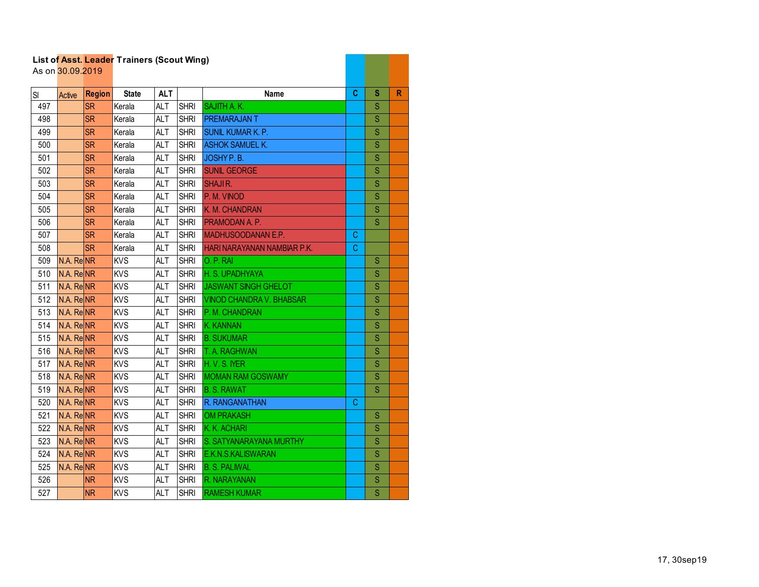**List of Asst. Leader Trainers (Scout Wing)**
As on 30.09.2019

| Sl | Active | Region | State | ALT | | Name | C | S | R |
|---|---|---|---|---|---|---|---|---|---|
| 497 | | SR | Kerala | ALT | SHRI | SAJITH A. K. | | S | |
| 498 | | SR | Kerala | ALT | SHRI | PREMARAJAN T | | S | |
| 499 | | SR | Kerala | ALT | SHRI | SUNIL KUMAR K. P. | | S | |
| 500 | | SR | Kerala | ALT | SHRI | ASHOK SAMUEL K. | | S | |
| 501 | | SR | Kerala | ALT | SHRI | JOSHY P. B. | | S | |
| 502 | | SR | Kerala | ALT | SHRI | SUNIL GEORGE | | S | |
| 503 | | SR | Kerala | ALT | SHRI | SHAJI R. | | S | |
| 504 | | SR | Kerala | ALT | SHRI | P. M. VINOD | | S | |
| 505 | | SR | Kerala | ALT | SHRI | K. M. CHANDRAN | | S | |
| 506 | | SR | Kerala | ALT | SHRI | PRAMODAN A. P. | | S | |
| 507 | | SR | Kerala | ALT | SHRI | MADHUSOODANAN E.P. | C | | |
| 508 | | SR | Kerala | ALT | SHRI | HARI NARAYANAN NAMBIAR P.K. | C | | |
| 509 | N.A. Re | NR | KVS | ALT | SHRI | O. P. RAI | | S | |
| 510 | N.A. Re | NR | KVS | ALT | SHRI | H. S. UPADHYAYA | | S | |
| 511 | N.A. Re | NR | KVS | ALT | SHRI | JASWANT SINGH GHELOT | | S | |
| 512 | N.A. Re | NR | KVS | ALT | SHRI | VINOD CHANDRA V. BHABSAR | | S | |
| 513 | N.A. Re | NR | KVS | ALT | SHRI | P. M. CHANDRAN | | S | |
| 514 | N.A. Re | NR | KVS | ALT | SHRI | K. KANNAN | | S | |
| 515 | N.A. Re | NR | KVS | ALT | SHRI | B. SUKUMAR | | S | |
| 516 | N.A. Re | NR | KVS | ALT | SHRI | T. A. RAGHWAN | | S | |
| 517 | N.A. Re | NR | KVS | ALT | SHRI | H. V. S. IYER | | S | |
| 518 | N.A. Re | NR | KVS | ALT | SHRI | MOMAN RAM GOSWAMY | | S | |
| 519 | N.A. Re | NR | KVS | ALT | SHRI | B. S. RAWAT | | S | |
| 520 | N.A. Re | NR | KVS | ALT | SHRI | R. RANGANATHAN | C | | |
| 521 | N.A. Re | NR | KVS | ALT | SHRI | OM PRAKASH | | S | |
| 522 | N.A. Re | NR | KVS | ALT | SHRI | K. K. ACHARI | | S | |
| 523 | N.A. Re | NR | KVS | ALT | SHRI | S. SATYANARAYANA MURTHY | | S | |
| 524 | N.A. Re | NR | KVS | ALT | SHRI | E.K.N.S.KALISWARAN | | S | |
| 525 | N.A. Re | NR | KVS | ALT | SHRI | B. S. PALIWAL | | S | |
| 526 | | NR | KVS | ALT | SHRI | R. NARAYANAN | | S | |
| 527 | | NR | KVS | ALT | SHRI | RAMESH KUMAR | | S | |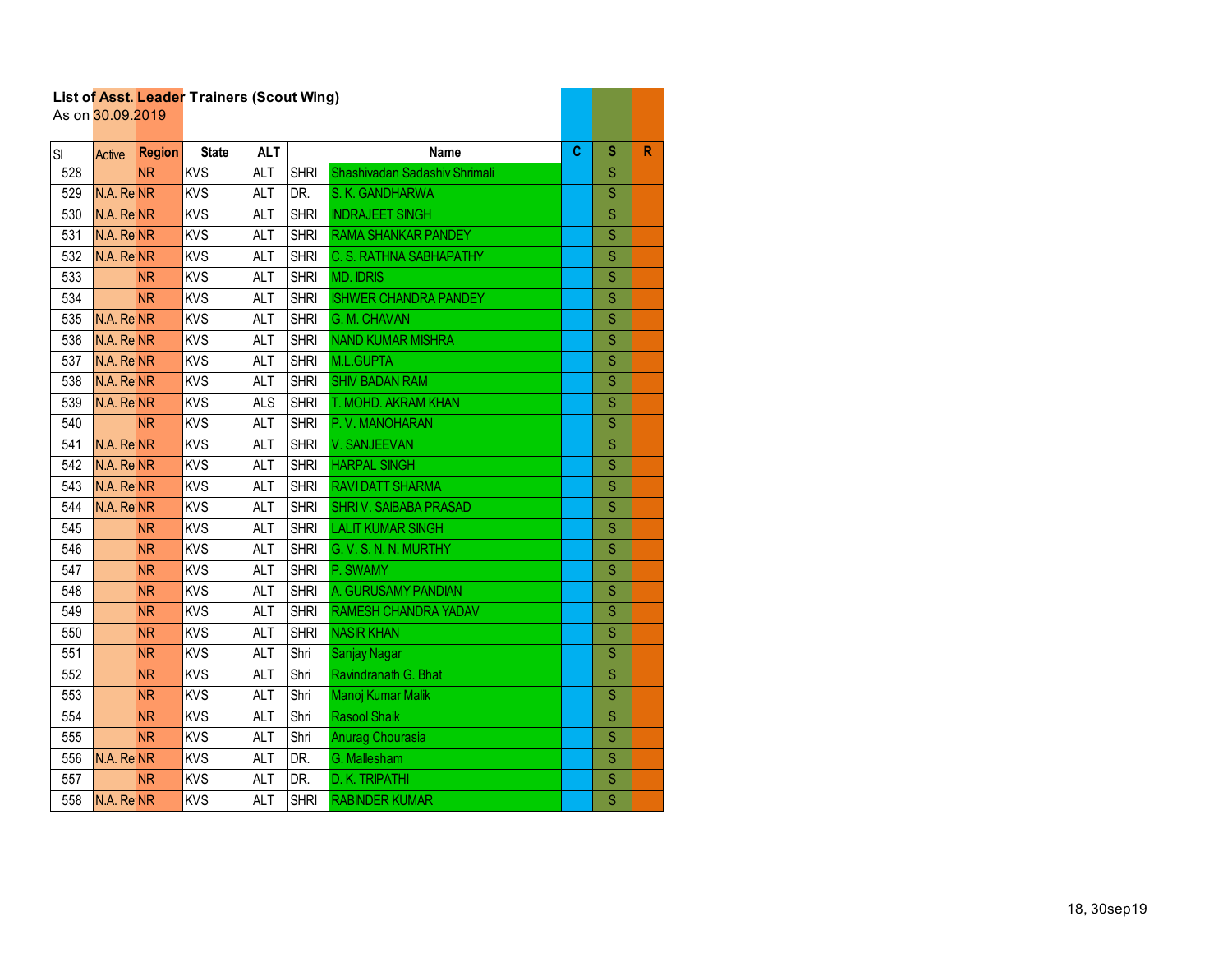**List of Asst. Leader Trainers (Scout Wing)**
As on 30.09.2019

| Sl | Active | Region | State | ALT | | Name | C | S | R |
|---|---|---|---|---|---|---|---|---|---|
| 528 | | NR | KVS | ALT | SHRI | Shashivadan Sadashiv Shrimali | | S | |
| 529 | N.A. Re | NR | KVS | ALT | DR. | S. K. GANDHARWA | | S | |
| 530 | N.A. Re | NR | KVS | ALT | SHRI | INDRAJEET SINGH | | S | |
| 531 | N.A. Re | NR | KVS | ALT | SHRI | RAMA SHANKAR PANDEY | | S | |
| 532 | N.A. Re | NR | KVS | ALT | SHRI | C. S. RATHNA SABHAPATHY | | S | |
| 533 | | NR | KVS | ALT | SHRI | MD. IDRIS | | S | |
| 534 | | NR | KVS | ALT | SHRI | ISHWER CHANDRA PANDEY | | S | |
| 535 | N.A. Re | NR | KVS | ALT | SHRI | G. M. CHAVAN | | S | |
| 536 | N.A. Re | NR | KVS | ALT | SHRI | NAND KUMAR MISHRA | | S | |
| 537 | N.A. Re | NR | KVS | ALT | SHRI | M.L.GUPTA | | S | |
| 538 | N.A. Re | NR | KVS | ALT | SHRI | SHIV BADAN RAM | | S | |
| 539 | N.A. Re | NR | KVS | ALS | SHRI | T. MOHD. AKRAM KHAN | | S | |
| 540 | | NR | KVS | ALT | SHRI | P. V. MANOHARAN | | S | |
| 541 | N.A. Re | NR | KVS | ALT | SHRI | V. SANJEEVAN | | S | |
| 542 | N.A. Re | NR | KVS | ALT | SHRI | HARPAL SINGH | | S | |
| 543 | N.A. Re | NR | KVS | ALT | SHRI | RAVI DATT SHARMA | | S | |
| 544 | N.A. Re | NR | KVS | ALT | SHRI | SHRI V. SAIBABA PRASAD | | S | |
| 545 | | NR | KVS | ALT | SHRI | LALIT KUMAR SINGH | | S | |
| 546 | | NR | KVS | ALT | SHRI | G. V. S. N. N. MURTHY | | S | |
| 547 | | NR | KVS | ALT | SHRI | P. SWAMY | | S | |
| 548 | | NR | KVS | ALT | SHRI | A. GURUSAMY PANDIAN | | S | |
| 549 | | NR | KVS | ALT | SHRI | RAMESH CHANDRA YADAV | | S | |
| 550 | | NR | KVS | ALT | SHRI | NASIR KHAN | | S | |
| 551 | | NR | KVS | ALT | Shri | Sanjay Nagar | | S | |
| 552 | | NR | KVS | ALT | Shri | Ravindranath G. Bhat | | S | |
| 553 | | NR | KVS | ALT | Shri | Manoj Kumar Malik | | S | |
| 554 | | NR | KVS | ALT | Shri | Rasool Shaik | | S | |
| 555 | | NR | KVS | ALT | Shri | Anurag Chourasia | | S | |
| 556 | N.A. Re | NR | KVS | ALT | DR. | G. Mallesham | | S | |
| 557 | | NR | KVS | ALT | DR. | D. K. TRIPATHI | | S | |
| 558 | N.A. Re | NR | KVS | ALT | SHRI | RABINDER KUMAR | | S | |

18, 30sep19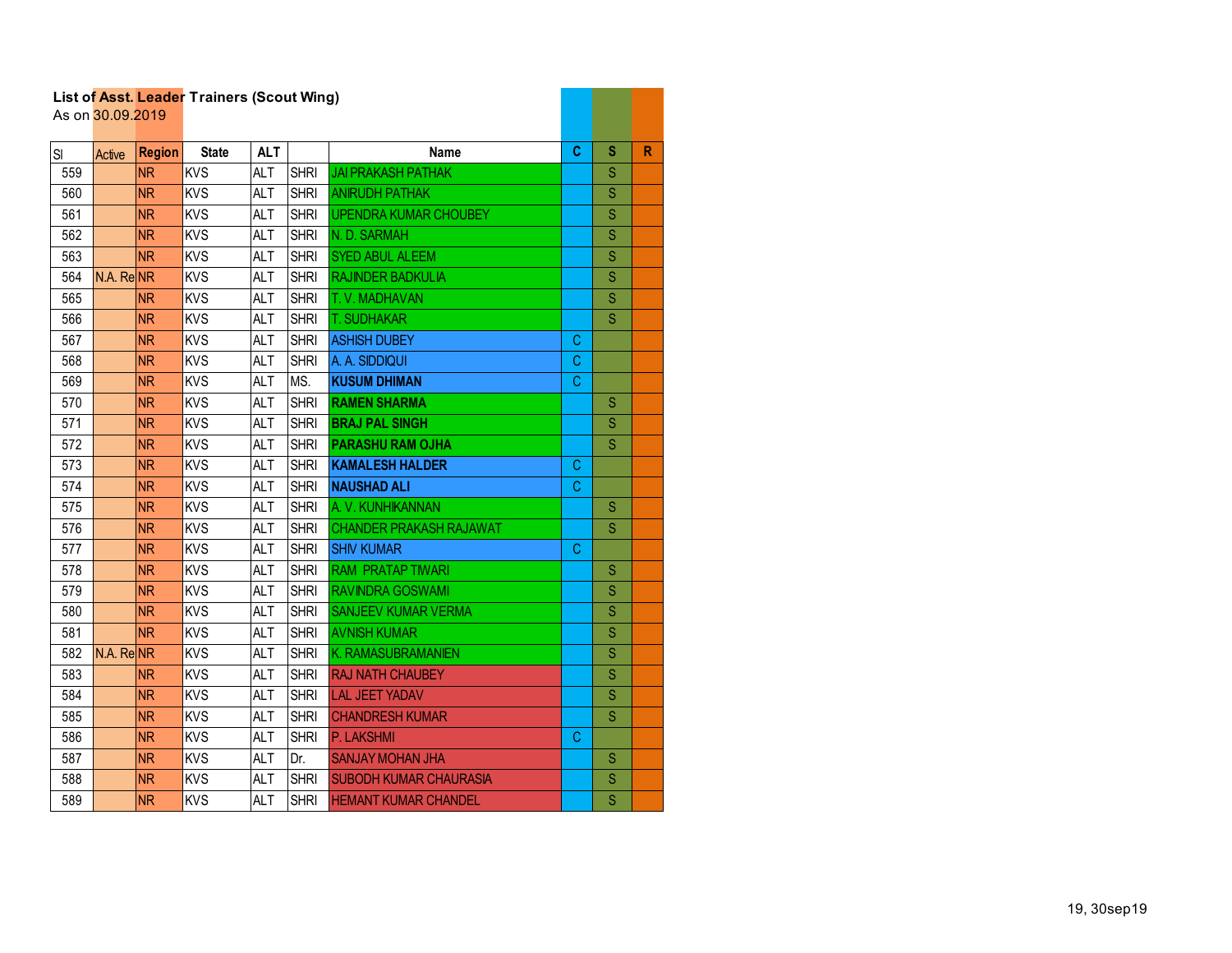**List of Asst. Leader Trainers (Scout Wing)**
As on 30.09.2019

| Sl | Active | Region | State | ALT | | Name | C | S | R |
|---|---|---|---|---|---|---|---|---|---|
| 559 | | NR | KVS | ALT | SHRI | JAI PRAKASH PATHAK | | S | |
| 560 | | NR | KVS | ALT | SHRI | ANIRUDH PATHAK | | S | |
| 561 | | NR | KVS | ALT | SHRI | UPENDRA KUMAR CHOUBEY | | S | |
| 562 | | NR | KVS | ALT | SHRI | N. D. SARMAH | | S | |
| 563 | | NR | KVS | ALT | SHRI | SYED ABUL ALEEM | | S | |
| 564 | N.A. Re | NR | KVS | ALT | SHRI | RAJINDER BADKULIA | | S | |
| 565 | | NR | KVS | ALT | SHRI | T. V. MADHAVAN | | S | |
| 566 | | NR | KVS | ALT | SHRI | T. SUDHAKAR | | S | |
| 567 | | NR | KVS | ALT | SHRI | ASHISH DUBEY | C | | |
| 568 | | NR | KVS | ALT | SHRI | A. A. SIDDIQUI | C | | |
| 569 | | NR | KVS | ALT | MS. | **KUSUM DHIMAN** | C | | |
| 570 | | NR | KVS | ALT | SHRI | **RAMEN SHARMA** | | S | |
| 571 | | NR | KVS | ALT | SHRI | **BRAJ PAL SINGH** | | S | |
| 572 | | NR | KVS | ALT | SHRI | **PARASHU RAM OJHA** | | S | |
| 573 | | NR | KVS | ALT | SHRI | **KAMALESH HALDER** | C | | |
| 574 | | NR | KVS | ALT | SHRI | **NAUSHAD ALI** | C | | |
| 575 | | NR | KVS | ALT | SHRI | A. V. KUNHIKANNAN | | S | |
| 576 | | NR | KVS | ALT | SHRI | CHANDER PRAKASH RAJAWAT | | S | |
| 577 | | NR | KVS | ALT | SHRI | SHIV KUMAR | C | | |
| 578 | | NR | KVS | ALT | SHRI | RAM PRATAP TIWARI | | S | |
| 579 | | NR | KVS | ALT | SHRI | RAVINDRA GOSWAMI | | S | |
| 580 | | NR | KVS | ALT | SHRI | SANJEEV KUMAR VERMA | | S | |
| 581 | | NR | KVS | ALT | SHRI | AVNISH KUMAR | | S | |
| 582 | N.A. Re | NR | KVS | ALT | SHRI | K. RAMASUBRAMANIEN | | S | |
| 583 | | NR | KVS | ALT | SHRI | RAJ NATH CHAUBEY | | S | |
| 584 | | NR | KVS | ALT | SHRI | LAL JEET YADAV | | S | |
| 585 | | NR | KVS | ALT | SHRI | CHANDRESH KUMAR | | S | |
| 586 | | NR | KVS | ALT | SHRI | P. LAKSHMI | C | | |
| 587 | | NR | KVS | ALT | Dr. | SANJAY MOHAN JHA | | S | |
| 588 | | NR | KVS | ALT | SHRI | SUBODH KUMAR CHAURASIA | | S | |
| 589 | | NR | KVS | ALT | SHRI | HEMANT KUMAR CHANDEL | | S | |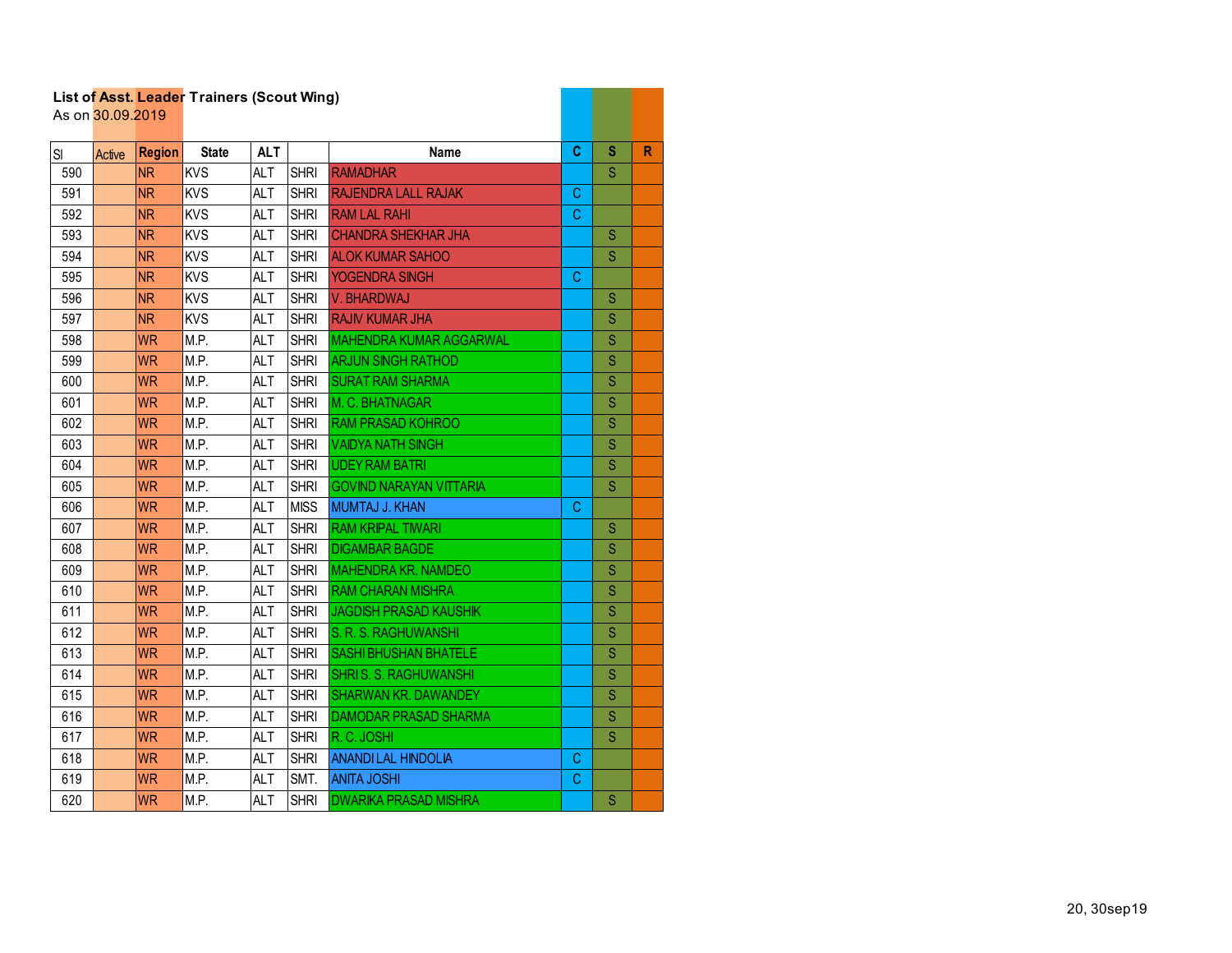**List of Asst. Leader Trainers (Scout Wing)**
As on 30.09.2019

| Sl | Active | Region | State | ALT | | Name | C | S | R |
|---|---|---|---|---|---|---|---|---|---|
| 590 | | NR | KVS | ALT | SHRI | RAMADHAR | | S | |
| 591 | | NR | KVS | ALT | SHRI | RAJENDRA LALL RAJAK | C | | |
| 592 | | NR | KVS | ALT | SHRI | RAM LAL RAHI | C | | |
| 593 | | NR | KVS | ALT | SHRI | CHANDRA SHEKHAR JHA | | S | |
| 594 | | NR | KVS | ALT | SHRI | ALOK KUMAR SAHOO | | S | |
| 595 | | NR | KVS | ALT | SHRI | YOGENDRA SINGH | C | | |
| 596 | | NR | KVS | ALT | SHRI | V. BHARDWAJ | | S | |
| 597 | | NR | KVS | ALT | SHRI | RAJIV KUMAR JHA | | S | |
| 598 | | WR | M.P. | ALT | SHRI | MAHENDRA KUMAR AGGARWAL | | S | |
| 599 | | WR | M.P. | ALT | SHRI | ARJUN SINGH RATHOD | | S | |
| 600 | | WR | M.P. | ALT | SHRI | SURAT RAM SHARMA | | S | |
| 601 | | WR | M.P. | ALT | SHRI | M. C. BHATNAGAR | | S | |
| 602 | | WR | M.P. | ALT | SHRI | RAM PRASAD KOHROO | | S | |
| 603 | | WR | M.P. | ALT | SHRI | VAIDYA NATH SINGH | | S | |
| 604 | | WR | M.P. | ALT | SHRI | UDEY RAM BATRI | | S | |
| 605 | | WR | M.P. | ALT | SHRI | GOVIND NARAYAN VITTARIA | | S | |
| 606 | | WR | M.P. | ALT | MISS | MUMTAJ J. KHAN | C | | |
| 607 | | WR | M.P. | ALT | SHRI | RAM KRIPAL TIWARI | | S | |
| 608 | | WR | M.P. | ALT | SHRI | DIGAMBAR BAGDE | | S | |
| 609 | | WR | M.P. | ALT | SHRI | MAHENDRA KR. NAMDEO | | S | |
| 610 | | WR | M.P. | ALT | SHRI | RAM CHARAN MISHRA | | S | |
| 611 | | WR | M.P. | ALT | SHRI | JAGDISH PRASAD KAUSHIK | | S | |
| 612 | | WR | M.P. | ALT | SHRI | S. R. S. RAGHUWANSHI | | S | |
| 613 | | WR | M.P. | ALT | SHRI | SASHI BHUSHAN BHATELE | | S | |
| 614 | | WR | M.P. | ALT | SHRI | SHRI S. S. RAGHUWANSHI | | S | |
| 615 | | WR | M.P. | ALT | SHRI | SHARWAN KR. DAWANDEY | | S | |
| 616 | | WR | M.P. | ALT | SHRI | DAMODAR PRASAD SHARMA | | S | |
| 617 | | WR | M.P. | ALT | SHRI | R. C. JOSHI | | S | |
| 618 | | WR | M.P. | ALT | SHRI | ANANDI LAL HINDOLIA | C | | |
| 619 | | WR | M.P. | ALT | SMT. | ANITA JOSHI | C | | |
| 620 | | WR | M.P. | ALT | SHRI | DWARIKA PRASAD MISHRA | | S | |

20, 30sep19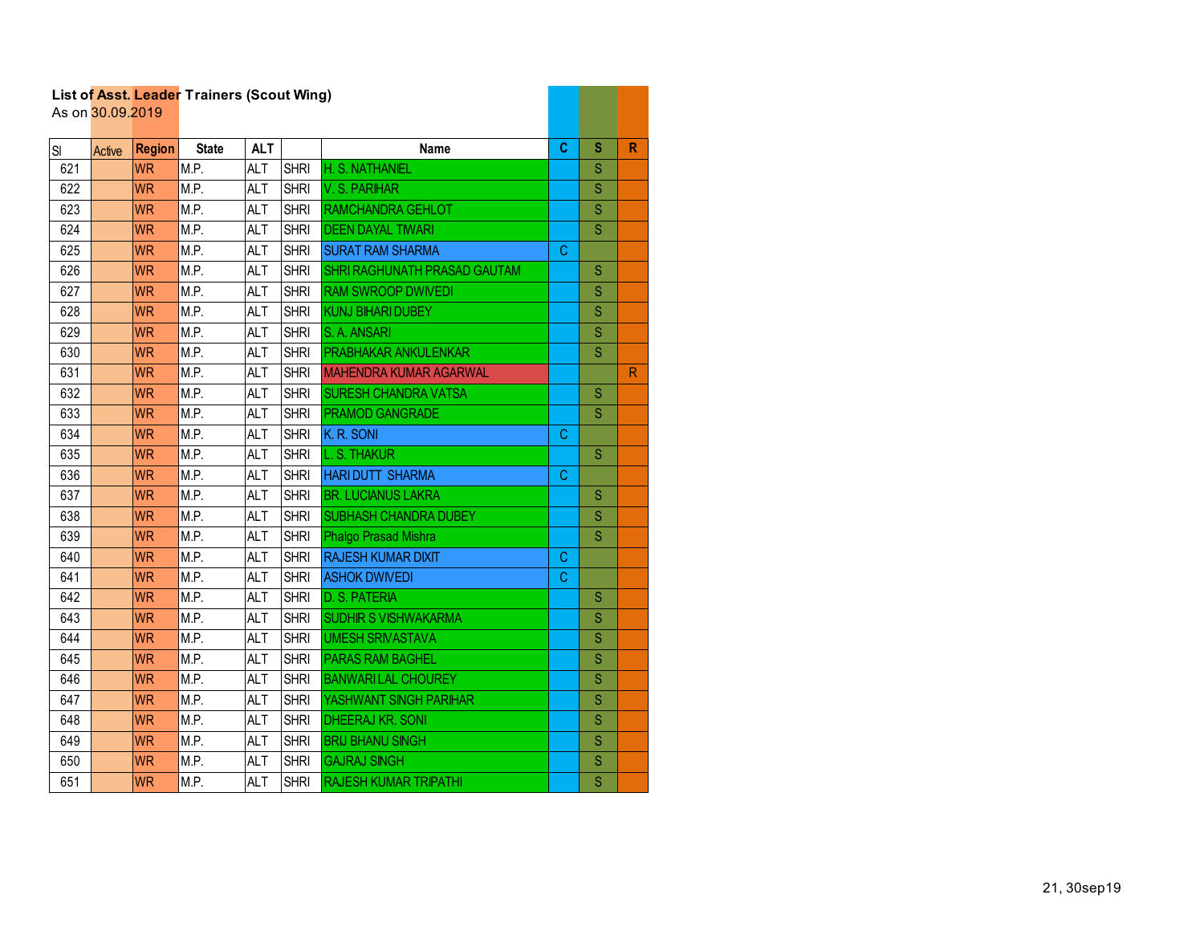**List of Asst. Leader Trainers (Scout Wing)**
As on 30.09.2019

| Sl | Active | Region | State | ALT | | Name | C | S | R |
|---|---|---|---|---|---|---|---|---|---|
| 621 | | WR | M.P. | ALT | SHRI | H. S. NATHANIEL | | S | |
| 622 | | WR | M.P. | ALT | SHRI | V. S. PARIHAR | | S | |
| 623 | | WR | M.P. | ALT | SHRI | RAMCHANDRA GEHLOT | | S | |
| 624 | | WR | M.P. | ALT | SHRI | DEEN DAYAL TIWARI | | S | |
| 625 | | WR | M.P. | ALT | SHRI | SURAT RAM SHARMA | C | | |
| 626 | | WR | M.P. | ALT | SHRI | SHRI RAGHUNATH PRASAD GAUTAM | | S | |
| 627 | | WR | M.P. | ALT | SHRI | RAM SWROOP DWIVEDI | | S | |
| 628 | | WR | M.P. | ALT | SHRI | KUNJ BIHARI DUBEY | | S | |
| 629 | | WR | M.P. | ALT | SHRI | S. A. ANSARI | | S | |
| 630 | | WR | M.P. | ALT | SHRI | PRABHAKAR ANKULENKAR | | S | |
| 631 | | WR | M.P. | ALT | SHRI | MAHENDRA KUMAR AGARWAL | | | R |
| 632 | | WR | M.P. | ALT | SHRI | SURESH CHANDRA VATSA | | S | |
| 633 | | WR | M.P. | ALT | SHRI | PRAMOD GANGRADE | | S | |
| 634 | | WR | M.P. | ALT | SHRI | K. R. SONI | C | | |
| 635 | | WR | M.P. | ALT | SHRI | L. S. THAKUR | | S | |
| 636 | | WR | M.P. | ALT | SHRI | HARI DUTT SHARMA | C | | |
| 637 | | WR | M.P. | ALT | SHRI | BR. LUCIANUS LAKRA | | S | |
| 638 | | WR | M.P. | ALT | SHRI | SUBHASH CHANDRA DUBEY | | S | |
| 639 | | WR | M.P. | ALT | SHRI | Phalgo Prasad Mishra | | S | |
| 640 | | WR | M.P. | ALT | SHRI | RAJESH KUMAR DIXIT | C | | |
| 641 | | WR | M.P. | ALT | SHRI | ASHOK DWIVEDI | C | | |
| 642 | | WR | M.P. | ALT | SHRI | D. S. PATERIA | | S | |
| 643 | | WR | M.P. | ALT | SHRI | SUDHIR S VISHWAKARMA | | S | |
| 644 | | WR | M.P. | ALT | SHRI | UMESH SRIVASTAVA | | S | |
| 645 | | WR | M.P. | ALT | SHRI | PARAS RAM BAGHEL | | S | |
| 646 | | WR | M.P. | ALT | SHRI | BANWARI LAL CHOUREY | | S | |
| 647 | | WR | M.P. | ALT | SHRI | YASHWANT SINGH PARIHAR | | S | |
| 648 | | WR | M.P. | ALT | SHRI | DHEERAJ KR. SONI | | S | |
| 649 | | WR | M.P. | ALT | SHRI | BRIJ BHANU SINGH | | S | |
| 650 | | WR | M.P. | ALT | SHRI | GAJRAJ SINGH | | S | |
| 651 | | WR | M.P. | ALT | SHRI | RAJESH KUMAR TRIPATHI | | S | |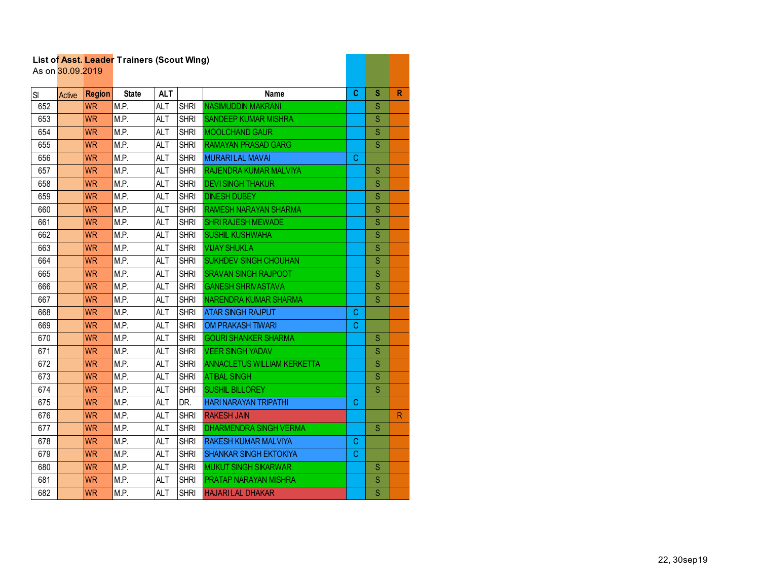**List of Asst. Leader Trainers (Scout Wing)**
As on 30.09.2019

| Sl | Active | Region | State | ALT | | Name | C | S | R |
|---|---|---|---|---|---|---|---|---|---|
| 652 | | WR | M.P. | ALT | SHRI | NASIMUDDIN MAKRANI | | S | |
| 653 | | WR | M.P. | ALT | SHRI | SANDEEP KUMAR MISHRA | | S | |
| 654 | | WR | M.P. | ALT | SHRI | MOOLCHAND GAUR | | S | |
| 655 | | WR | M.P. | ALT | SHRI | RAMAYAN PRASAD GARG | | S | |
| 656 | | WR | M.P. | ALT | SHRI | MURARI LAL MAVAI | C | | |
| 657 | | WR | M.P. | ALT | SHRI | RAJENDRA KUMAR MALVIYA | | S | |
| 658 | | WR | M.P. | ALT | SHRI | DEVI SINGH THAKUR | | S | |
| 659 | | WR | M.P. | ALT | SHRI | DINESH DUBEY | | S | |
| 660 | | WR | M.P. | ALT | SHRI | RAMESH NARAYAN SHARMA | | S | |
| 661 | | WR | M.P. | ALT | SHRI | SHRI RAJESH MEWADE | | S | |
| 662 | | WR | M.P. | ALT | SHRI | SUSHIL KUSHWAHA | | S | |
| 663 | | WR | M.P. | ALT | SHRI | VIJAY SHUKLA | | S | |
| 664 | | WR | M.P. | ALT | SHRI | SUKHDEV SINGH CHOUHAN | | S | |
| 665 | | WR | M.P. | ALT | SHRI | SRAVAN SINGH RAJPOOT | | S | |
| 666 | | WR | M.P. | ALT | SHRI | GANESH SHRIVASTAVA | | S | |
| 667 | | WR | M.P. | ALT | SHRI | NARENDRA KUMAR SHARMA | | S | |
| 668 | | WR | M.P. | ALT | SHRI | ATAR SINGH RAJPUT | C | | |
| 669 | | WR | M.P. | ALT | SHRI | OM PRAKASH TIWARI | C | | |
| 670 | | WR | M.P. | ALT | SHRI | GOURI SHANKER SHARMA | | S | |
| 671 | | WR | M.P. | ALT | SHRI | VEER SINGH YADAV | | S | |
| 672 | | WR | M.P. | ALT | SHRI | ANNACLETUS WILLIAM KERKETTA | | S | |
| 673 | | WR | M.P. | ALT | SHRI | ATIBAL SINGH | | S | |
| 674 | | WR | M.P. | ALT | SHRI | SUSHIL BILLOREY | | S | |
| 675 | | WR | M.P. | ALT | DR. | HARI NARAYAN TRIPATHI | C | | |
| 676 | | WR | M.P. | ALT | SHRI | RAKESH JAIN | | | R |
| 677 | | WR | M.P. | ALT | SHRI | DHARMENDRA SINGH VERMA | | S | |
| 678 | | WR | M.P. | ALT | SHRI | RAKESH KUMAR MALVIYA | C | | |
| 679 | | WR | M.P. | ALT | SHRI | SHANKAR SINGH EKTOKIYA | C | | |
| 680 | | WR | M.P. | ALT | SHRI | MUKUT SINGH SIKARWAR | | S | |
| 681 | | WR | M.P. | ALT | SHRI | PRATAP NARAYAN MISHRA | | S | |
| 682 | | WR | M.P. | ALT | SHRI | HAJARI LAL DHAKAR | | S | |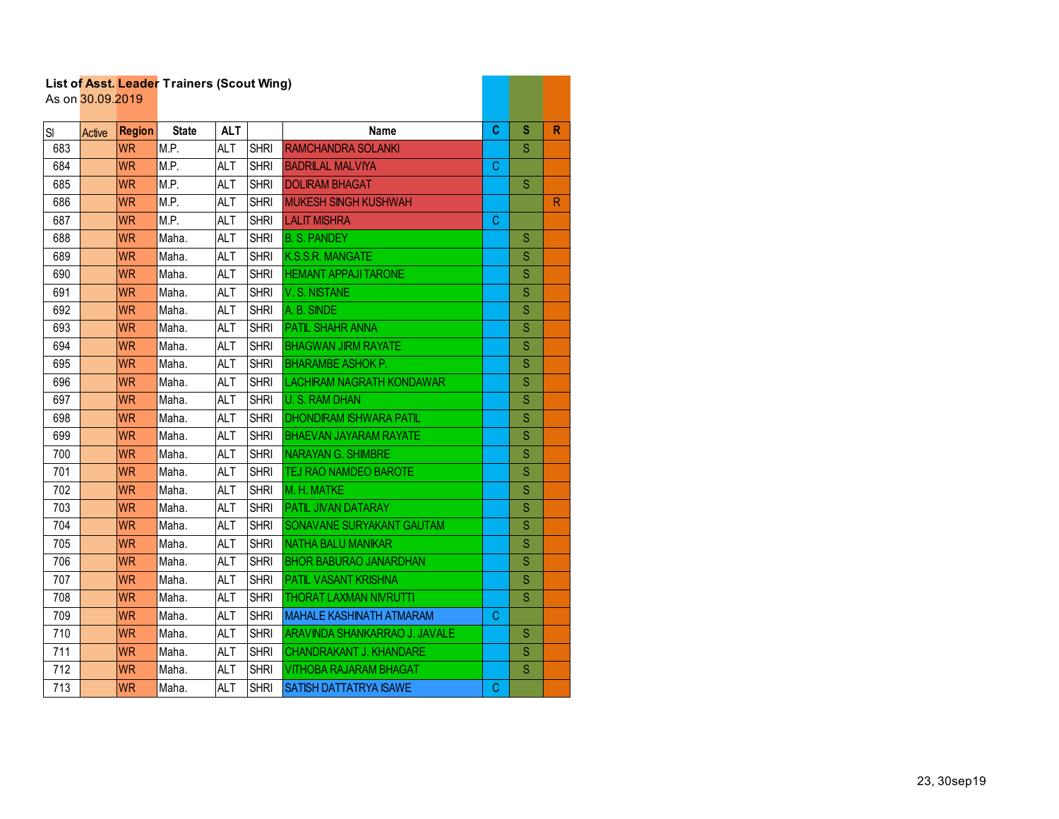**List of Asst. Leader Trainers (Scout Wing)**
As on 30.09.2019

| Sl | Active | Region | State | ALT | | Name | C | S | R |
|---|---|---|---|---|---|---|---|---|---|
| 683 | | WR | M.P. | ALT | SHRI | RAMCHANDRA SOLANKI | | S | |
| 684 | | WR | M.P. | ALT | SHRI | BADRILAL MALVIYA | C | | |
| 685 | | WR | M.P. | ALT | SHRI | DOLIRAM BHAGAT | | S | |
| 686 | | WR | M.P. | ALT | SHRI | MUKESH SINGH KUSHWAH | | | R |
| 687 | | WR | M.P. | ALT | SHRI | LALIT MISHRA | C | | |
| 688 | | WR | Maha. | ALT | SHRI | B. S. PANDEY | | S | |
| 689 | | WR | Maha. | ALT | SHRI | K.S.S.R. MANGATE | | S | |
| 690 | | WR | Maha. | ALT | SHRI | HEMANT APPAJI TARONE | | S | |
| 691 | | WR | Maha. | ALT | SHRI | V. S. NISTANE | | S | |
| 692 | | WR | Maha. | ALT | SHRI | A. B. SINDE | | S | |
| 693 | | WR | Maha. | ALT | SHRI | PATIL SHAHR ANNA | | S | |
| 694 | | WR | Maha. | ALT | SHRI | BHAGWAN JIRM RAYATE | | S | |
| 695 | | WR | Maha. | ALT | SHRI | BHARAMBE ASHOK P. | | S | |
| 696 | | WR | Maha. | ALT | SHRI | LACHIRAM NAGRATH KONDAWAR | | S | |
| 697 | | WR | Maha. | ALT | SHRI | U. S. RAM DHAN | | S | |
| 698 | | WR | Maha. | ALT | SHRI | DHONDIRAM ISHWARA PATIL | | S | |
| 699 | | WR | Maha. | ALT | SHRI | BHAEVAN JAYARAM RAYATE | | S | |
| 700 | | WR | Maha. | ALT | SHRI | NARAYAN G. SHIMBRE | | S | |
| 701 | | WR | Maha. | ALT | SHRI | TEJ RAO NAMDEO BAROTE | | S | |
| 702 | | WR | Maha. | ALT | SHRI | M. H. MATKE | | S | |
| 703 | | WR | Maha. | ALT | SHRI | PATIL JIVAN DATARAY | | S | |
| 704 | | WR | Maha. | ALT | SHRI | SONAVANE SURYAKANT GAUTAM | | S | |
| 705 | | WR | Maha. | ALT | SHRI | NATHA BALU MANIKAR | | S | |
| 706 | | WR | Maha. | ALT | SHRI | BHOR BABURAO JANARDHAN | | S | |
| 707 | | WR | Maha. | ALT | SHRI | PATIL VASANT KRISHNA | | S | |
| 708 | | WR | Maha. | ALT | SHRI | THORAT LAXMAN NIVRUTTI | | S | |
| 709 | | WR | Maha. | ALT | SHRI | MAHALE KASHINATH ATMARAM | C | | |
| 710 | | WR | Maha. | ALT | SHRI | ARAVINDA SHANKARRAO J. JAVALE | | S | |
| 711 | | WR | Maha. | ALT | SHRI | CHANDRAKANT J. KHANDARE | | S | |
| 712 | | WR | Maha. | ALT | SHRI | VITHOBA RAJARAM BHAGAT | | S | |
| 713 | | WR | Maha. | ALT | SHRI | SATISH DATTATRYA ISAWE | C | | |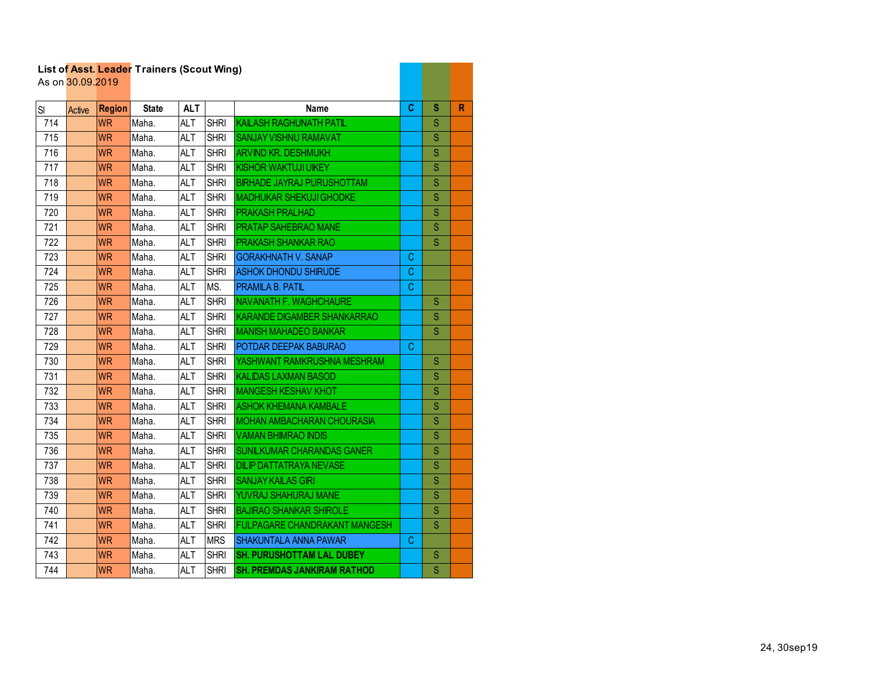**List of Asst. Leader Trainers (Scout Wing)**
As on 30.09.2019

| Sl | Active | Region | State | ALT | | Name | C | S | R |
|---|---|---|---|---|---|---|---|---|---|
| 714 | | WR | Maha. | ALT | SHRI | KAILASH RAGHUNATH PATIL | | S | |
| 715 | | WR | Maha. | ALT | SHRI | SANJAY VISHNU RAMAVAT | | S | |
| 716 | | WR | Maha. | ALT | SHRI | ARVIND KR. DESHMUKH | | S | |
| 717 | | WR | Maha. | ALT | SHRI | KISHOR WAKTUJI UIKEY | | S | |
| 718 | | WR | Maha. | ALT | SHRI | BIRHADE JAYRAJ PURUSHOTTAM | | S | |
| 719 | | WR | Maha. | ALT | SHRI | MADHUKAR SHEKUJI GHODKE | | S | |
| 720 | | WR | Maha. | ALT | SHRI | PRAKASH PRALHAD | | S | |
| 721 | | WR | Maha. | ALT | SHRI | PRATAP SAHEBRAO MANE | | S | |
| 722 | | WR | Maha. | ALT | SHRI | PRAKASH SHANKAR RAO | | S | |
| 723 | | WR | Maha. | ALT | SHRI | GORAKHNATH V. SANAP | C | | |
| 724 | | WR | Maha. | ALT | SHRI | ASHOK DHONDU SHIRUDE | C | | |
| 725 | | WR | Maha. | ALT | MS. | PRAMILA B. PATIL | C | | |
| 726 | | WR | Maha. | ALT | SHRI | NAVANATH F. WAGHCHAURE | | S | |
| 727 | | WR | Maha. | ALT | SHRI | KARANDE DIGAMBER SHANKARRAO | | S | |
| 728 | | WR | Maha. | ALT | SHRI | MANISH MAHADEO BANKAR | | S | |
| 729 | | WR | Maha. | ALT | SHRI | POTDAR DEEPAK BABURAO | C | | |
| 730 | | WR | Maha. | ALT | SHRI | YASHWANT RAMKRUSHNA MESHRAM | | S | |
| 731 | | WR | Maha. | ALT | SHRI | KALIDAS LAXMAN BASOD | | S | |
| 732 | | WR | Maha. | ALT | SHRI | MANGESH KESHAV KHOT | | S | |
| 733 | | WR | Maha. | ALT | SHRI | ASHOK KHEMANA KAMBALE | | S | |
| 734 | | WR | Maha. | ALT | SHRI | MOHAN AMBACHARAN CHOURASIA | | S | |
| 735 | | WR | Maha. | ALT | SHRI | VAMAN BHIMRAO INDIS | | S | |
| 736 | | WR | Maha. | ALT | SHRI | SUNILKUMAR CHARANDAS GANER | | S | |
| 737 | | WR | Maha. | ALT | SHRI | DILIP DATTATRAYA NEVASE | | S | |
| 738 | | WR | Maha. | ALT | SHRI | SANJAY KAILAS GIRI | | S | |
| 739 | | WR | Maha. | ALT | SHRI | YUVRAJ SHAHURAJ MANE | | S | |
| 740 | | WR | Maha. | ALT | SHRI | BAJIRAO SHANKAR SHIROLE | | S | |
| 741 | | WR | Maha. | ALT | SHRI | FULPAGARE CHANDRAKANT MANGESH | | S | |
| 742 | | WR | Maha. | ALT | MRS | SHAKUNTALA ANNA PAWAR | C | | |
| 743 | | WR | Maha. | ALT | SHRI | **SH. PURUSHOTTAM LAL DUBEY** | | S | |
| 744 | | WR | Maha. | ALT | SHRI | **SH. PREMDAS JANKIRAM RATHOD** | | S | |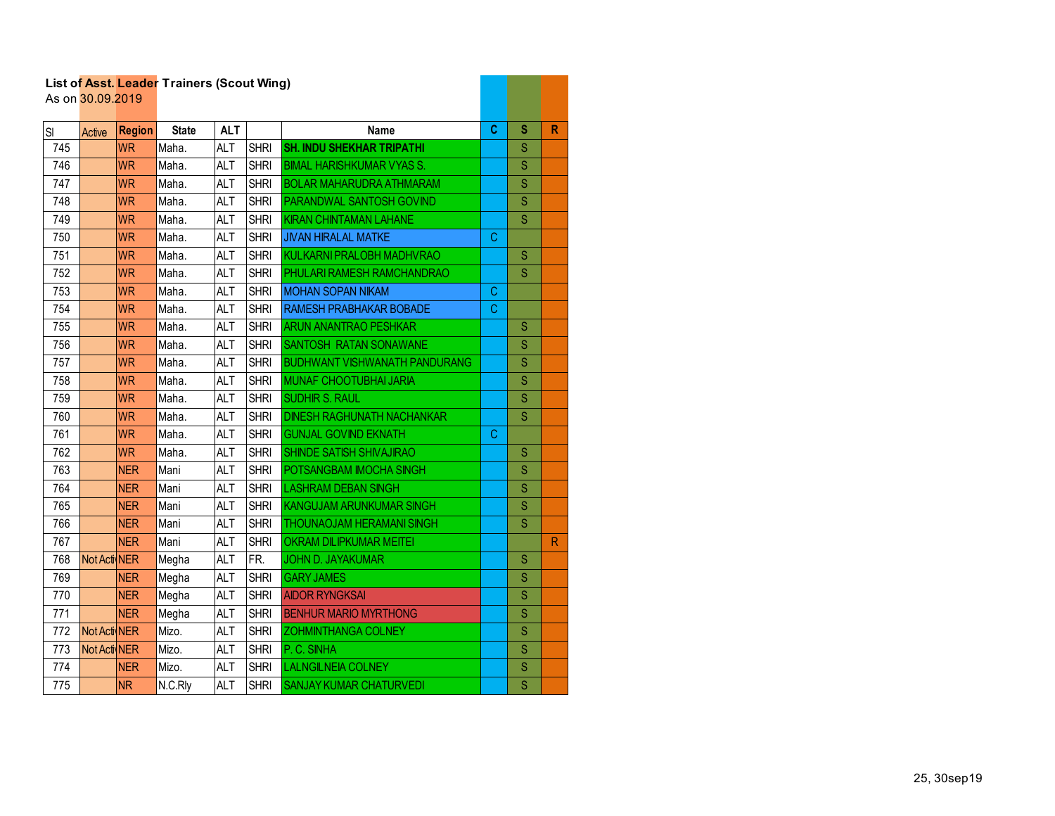**List of Asst. Leader Trainers (Scout Wing)**
As on 30.09.2019

| Sl | Active | Region | State | ALT | | Name | C | S | R |
|---|---|---|---|---|---|---|---|---|---|
| 745 | | WR | Maha. | ALT | SHRI | **SH. INDU SHEKHAR TRIPATHI** | | S | |
| 746 | | WR | Maha. | ALT | SHRI | BIMAL HARISHKUMAR VYAS S. | | S | |
| 747 | | WR | Maha. | ALT | SHRI | BOLAR MAHARUDRA ATHMARAM | | S | |
| 748 | | WR | Maha. | ALT | SHRI | PARANDWAL SANTOSH GOVIND | | S | |
| 749 | | WR | Maha. | ALT | SHRI | KIRAN CHINTAMAN LAHANE | | S | |
| 750 | | WR | Maha. | ALT | SHRI | JIVAN HIRALAL MATKE | C | | |
| 751 | | WR | Maha. | ALT | SHRI | KULKARNI PRALOBH MADHVRAO | | S | |
| 752 | | WR | Maha. | ALT | SHRI | PHULARI RAMESH RAMCHANDRAO | | S | |
| 753 | | WR | Maha. | ALT | SHRI | MOHAN SOPAN NIKAM | C | | |
| 754 | | WR | Maha. | ALT | SHRI | RAMESH PRABHAKAR BOBADE | C | | |
| 755 | | WR | Maha. | ALT | SHRI | ARUN ANANTRAO PESHKAR | | S | |
| 756 | | WR | Maha. | ALT | SHRI | SANTOSH RATAN SONAWANE | | S | |
| 757 | | WR | Maha. | ALT | SHRI | BUDHWANT VISHWANATH PANDURANG | | S | |
| 758 | | WR | Maha. | ALT | SHRI | MUNAF CHOOTUBHAI JARIA | | S | |
| 759 | | WR | Maha. | ALT | SHRI | SUDHIR S. RAUL | | S | |
| 760 | | WR | Maha. | ALT | SHRI | DINESH RAGHUNATH NACHANKAR | | S | |
| 761 | | WR | Maha. | ALT | SHRI | GUNJAL GOVIND EKNATH | C | | |
| 762 | | WR | Maha. | ALT | SHRI | SHINDE SATISH SHIVAJIRAO | | S | |
| 763 | | NER | Mani | ALT | SHRI | POTSANGBAM IMOCHA SINGH | | S | |
| 764 | | NER | Mani | ALT | SHRI | LASHRAM DEBAN SINGH | | S | |
| 765 | | NER | Mani | ALT | SHRI | KANGUJAM ARUNKUMAR SINGH | | S | |
| 766 | | NER | Mani | ALT | SHRI | THOUNAOJAM HERAMANI SINGH | | S | |
| 767 | | NER | Mani | ALT | SHRI | OKRAM DILIPKUMAR MEITEI | | | R |
| 768 | Not Acti | NER | Megha | ALT | FR. | JOHN D. JAYAKUMAR | | S | |
| 769 | | NER | Megha | ALT | SHRI | GARY JAMES | | S | |
| 770 | | NER | Megha | ALT | SHRI | AIDOR RYNGKSAI | | S | |
| 771 | | NER | Megha | ALT | SHRI | BENHUR MARIO MYRTHONG | | S | |
| 772 | Not Acti | NER | Mizo. | ALT | SHRI | ZOHMINTHANGA COLNEY | | S | |
| 773 | Not Acti | NER | Mizo. | ALT | SHRI | P. C. SINHA | | S | |
| 774 | | NER | Mizo. | ALT | SHRI | LALNGILNEIA COLNEY | | S | |
| 775 | | NR | N.C.Rly | ALT | SHRI | SANJAY KUMAR CHATURVEDI | | S | |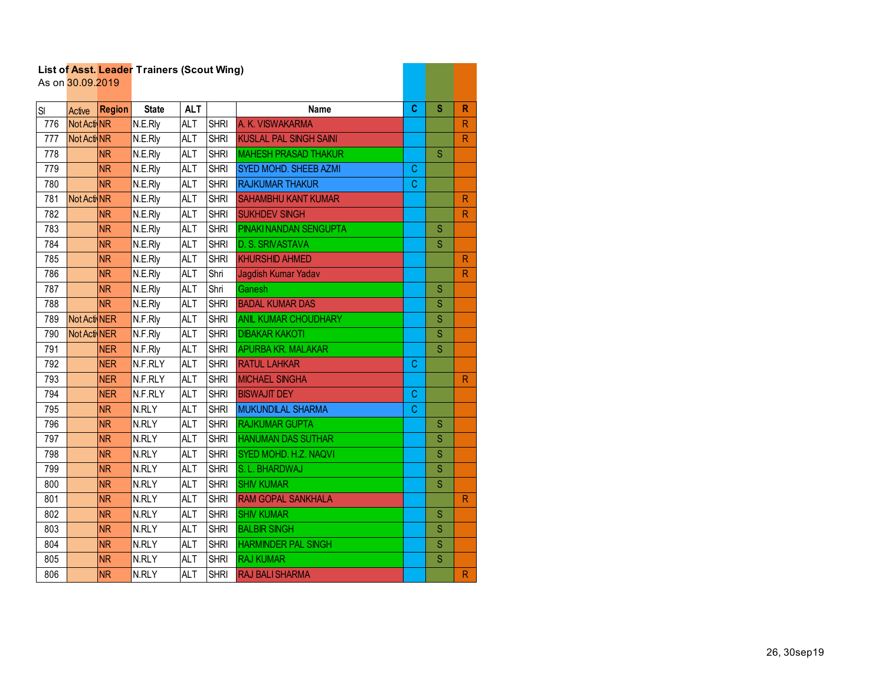**List of Asst. Leader Trainers (Scout Wing)**
As on 30.09.2019

| Sl | Active | Region | State | ALT | | Name | C | S | R |
|---|---|---|---|---|---|---|---|---|---|
| 776 | Not Acti | NR | N.E.Rly | ALT | SHRI | A. K. VISWAKARMA | | | R |
| 777 | Not Acti | NR | N.E.Rly | ALT | SHRI | KUSLAL PAL SINGH SAINI | | | R |
| 778 | | NR | N.E.Rly | ALT | SHRI | MAHESH PRASAD THAKUR | | S | |
| 779 | | NR | N.E.Rly | ALT | SHRI | SYED MOHD. SHEEB AZMI | C | | |
| 780 | | NR | N.E.Rly | ALT | SHRI | RAJKUMAR THAKUR | C | | |
| 781 | Not Acti | NR | N.E.Rly | ALT | SHRI | SAHAMBHU KANT KUMAR | | | R |
| 782 | | NR | N.E.Rly | ALT | SHRI | SUKHDEV SINGH | | | R |
| 783 | | NR | N.E.Rly | ALT | SHRI | PINAKI NANDAN SENGUPTA | | S | |
| 784 | | NR | N.E.Rly | ALT | SHRI | D. S. SRIVASTAVA | | S | |
| 785 | | NR | N.E.Rly | ALT | SHRI | KHURSHID AHMED | | | R |
| 786 | | NR | N.E.Rly | ALT | Shri | Jagdish Kumar Yadav | | | R |
| 787 | | NR | N.E.Rly | ALT | Shri | Ganesh | | S | |
| 788 | | NR | N.E.Rly | ALT | SHRI | BADAL KUMAR DAS | | S | |
| 789 | Not Acti | NER | N.F.Rly | ALT | SHRI | ANIL KUMAR CHOUDHARY | | S | |
| 790 | Not Acti | NER | N.F.Rly | ALT | SHRI | DIBAKAR KAKOTI | | S | |
| 791 | | NER | N.F.Rly | ALT | SHRI | APURBA KR. MALAKAR | | S | |
| 792 | | NER | N.F.RLY | ALT | SHRI | RATUL LAHKAR | C | | |
| 793 | | NER | N.F.RLY | ALT | SHRI | MICHAEL SINGHA | | | R |
| 794 | | NER | N.F.RLY | ALT | SHRI | BISWAJIT DEY | C | | |
| 795 | | NR | N.RLY | ALT | SHRI | MUKUNDILAL SHARMA | C | | |
| 796 | | NR | N.RLY | ALT | SHRI | RAJKUMAR GUPTA | | S | |
| 797 | | NR | N.RLY | ALT | SHRI | HANUMAN DAS SUTHAR | | S | |
| 798 | | NR | N.RLY | ALT | SHRI | SYED MOHD. H.Z. NAQVI | | S | |
| 799 | | NR | N.RLY | ALT | SHRI | S. L. BHARDWAJ | | S | |
| 800 | | NR | N.RLY | ALT | SHRI | SHIV KUMAR | | S | |
| 801 | | NR | N.RLY | ALT | SHRI | RAM GOPAL SANKHALA | | | R |
| 802 | | NR | N.RLY | ALT | SHRI | SHIV KUMAR | | S | |
| 803 | | NR | N.RLY | ALT | SHRI | BALBIR SINGH | | S | |
| 804 | | NR | N.RLY | ALT | SHRI | HARMINDER PAL SINGH | | S | |
| 805 | | NR | N.RLY | ALT | SHRI | RAJ KUMAR | | S | |
| 806 | | NR | N.RLY | ALT | SHRI | RAJ BALI SHARMA | | | R |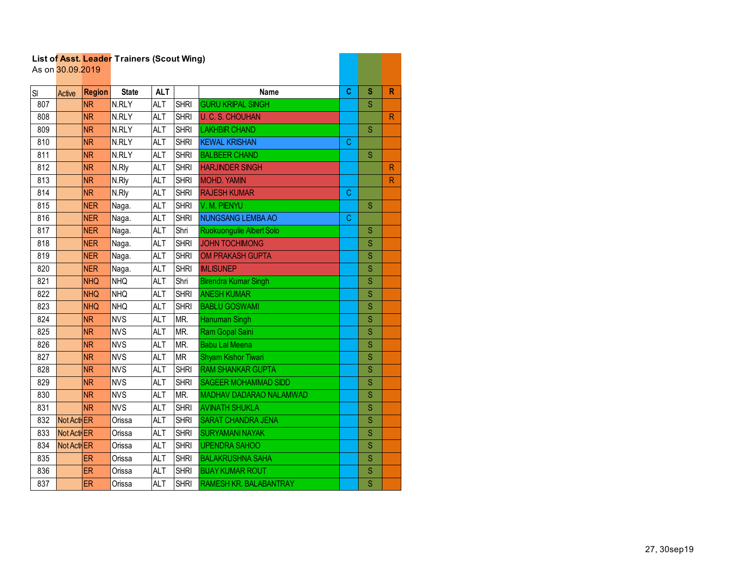**List of Asst. Leader Trainers (Scout Wing)**
As on 30.09.2019

| Sl | Active | Region | State | ALT | | Name | C | S | R |
|---|---|---|---|---|---|---|---|---|---|
| 807 | | NR | N.RLY | ALT | SHRI | GURU KRIPAL SINGH | | S | |
| 808 | | NR | N.RLY | ALT | SHRI | U. C. S. CHOUHAN | | | R |
| 809 | | NR | N.RLY | ALT | SHRI | LAKHBIR CHAND | | S | |
| 810 | | NR | N.RLY | ALT | SHRI | KEWAL KRISHAN | C | | |
| 811 | | NR | N.RLY | ALT | SHRI | BALBEER CHAND | | S | |
| 812 | | NR | N.Rly | ALT | SHRI | HARJINDER SINGH | | | R |
| 813 | | NR | N.Rly | ALT | SHRI | MOHD. YAMIN | | | R |
| 814 | | NR | N.Rly | ALT | SHRI | RAJESH KUMAR | C | | |
| 815 | | NER | Naga. | ALT | SHRI | V. M. PIENYU | | S | |
| 816 | | NER | Naga. | ALT | SHRI | NUNGSANG LEMBA AO | C | | |
| 817 | | NER | Naga. | ALT | Shri | Ruokuongulie Albert Solo | | S | |
| 818 | | NER | Naga. | ALT | SHRI | JOHN TOCHIMONG | | S | |
| 819 | | NER | Naga. | ALT | SHRI | OM PRAKASH GUPTA | | S | |
| 820 | | NER | Naga. | ALT | SHRI | IMLISUNEP | | S | |
| 821 | | NHQ | NHQ | ALT | Shri | Birendra Kumar Singh | | S | |
| 822 | | NHQ | NHQ | ALT | SHRI | ANESH KUMAR | | S | |
| 823 | | NHQ | NHQ | ALT | SHRI | BABLU GOSWAMI | | S | |
| 824 | | NR | NVS | ALT | MR. | Hanuman Singh | | S | |
| 825 | | NR | NVS | ALT | MR. | Ram Gopal Saini | | S | |
| 826 | | NR | NVS | ALT | MR. | Babu Lal Meena | | S | |
| 827 | | NR | NVS | ALT | MR | Shyam Kishor Tiwari | | S | |
| 828 | | NR | NVS | ALT | SHRI | RAM SHANKAR GUPTA | | S | |
| 829 | | NR | NVS | ALT | SHRI | SAGEER MOHAMMAD SIDD | | S | |
| 830 | | NR | NVS | ALT | MR. | MADHAV DADARAO NALAMWAD | | S | |
| 831 | | NR | NVS | ALT | SHRI | AVINATH SHUKLA | | S | |
| 832 | Not Acti | ER | Orissa | ALT | SHRI | SARAT CHANDRA JENA | | S | |
| 833 | Not Acti | ER | Orissa | ALT | SHRI | SURYAMANI NAYAK | | S | |
| 834 | Not Acti | ER | Orissa | ALT | SHRI | UPENDRA SAHOO | | S | |
| 835 | | ER | Orissa | ALT | SHRI | BALAKRUSHNA SAHA | | S | |
| 836 | | ER | Orissa | ALT | SHRI | BIJAY KUMAR ROUT | | S | |
| 837 | | ER | Orissa | ALT | SHRI | RAMESH KR. BALABANTRAY | | S | |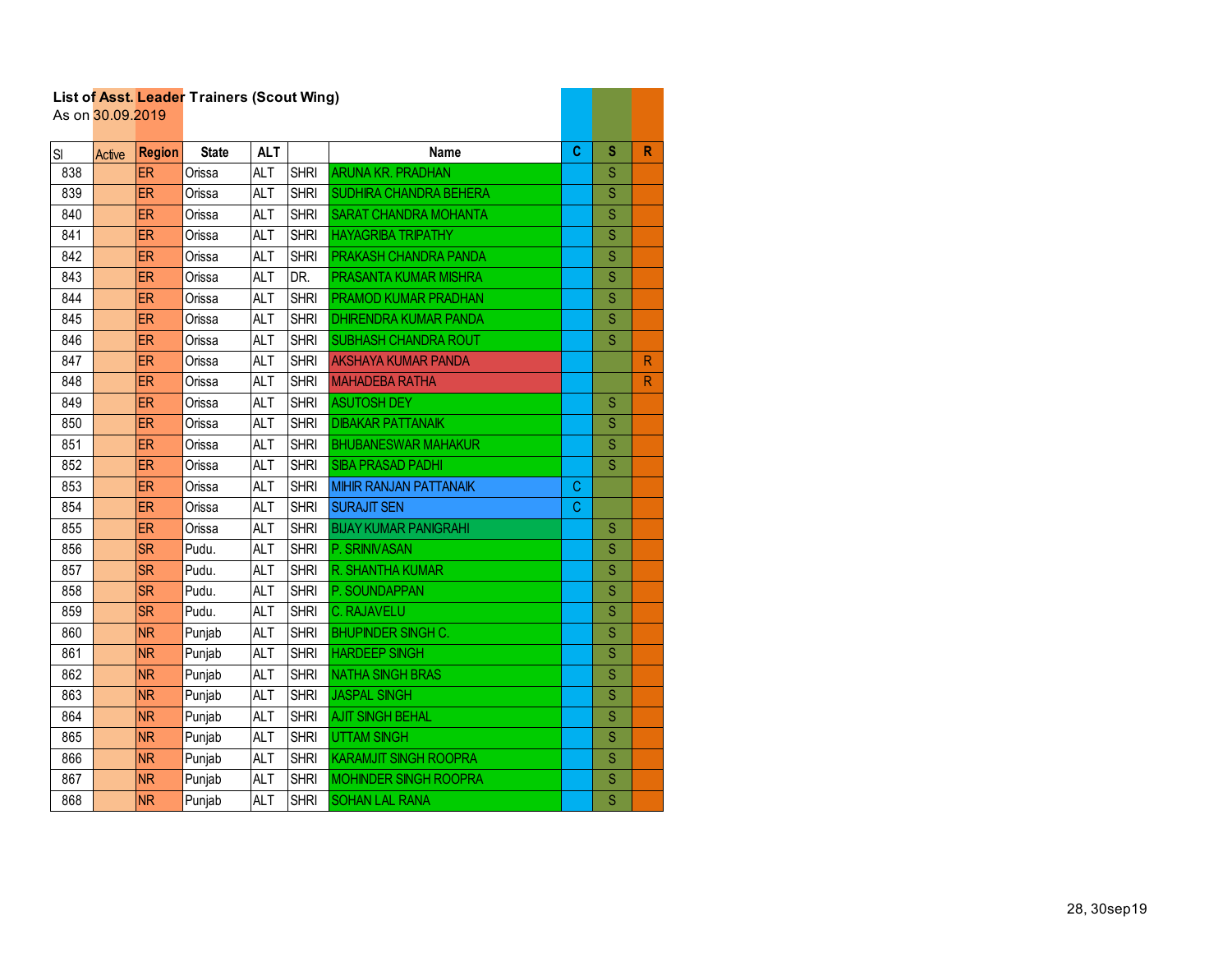**List of Asst. Leader Trainers (Scout Wing)**
As on 30.09.2019

| Sl | Active | Region | State | ALT | | Name | C | S | R |
|---|---|---|---|---|---|---|---|---|---|
| 838 | | ER | Orissa | ALT | SHRI | ARUNA KR. PRADHAN | | S | |
| 839 | | ER | Orissa | ALT | SHRI | SUDHIRA CHANDRA BEHERA | | S | |
| 840 | | ER | Orissa | ALT | SHRI | SARAT CHANDRA MOHANTA | | S | |
| 841 | | ER | Orissa | ALT | SHRI | HAYAGRIBA TRIPATHY | | S | |
| 842 | | ER | Orissa | ALT | SHRI | PRAKASH CHANDRA PANDA | | S | |
| 843 | | ER | Orissa | ALT | DR. | PRASANTA KUMAR MISHRA | | S | |
| 844 | | ER | Orissa | ALT | SHRI | PRAMOD KUMAR PRADHAN | | S | |
| 845 | | ER | Orissa | ALT | SHRI | DHIRENDRA KUMAR PANDA | | S | |
| 846 | | ER | Orissa | ALT | SHRI | SUBHASH CHANDRA ROUT | | S | |
| 847 | | ER | Orissa | ALT | SHRI | AKSHAYA KUMAR PANDA | | | R |
| 848 | | ER | Orissa | ALT | SHRI | MAHADEBA RATHA | | | R |
| 849 | | ER | Orissa | ALT | SHRI | ASUTOSH DEY | | S | |
| 850 | | ER | Orissa | ALT | SHRI | DIBAKAR PATTANAIK | | S | |
| 851 | | ER | Orissa | ALT | SHRI | BHUBANESWAR MAHAKUR | | S | |
| 852 | | ER | Orissa | ALT | SHRI | SIBA PRASAD PADHI | | S | |
| 853 | | ER | Orissa | ALT | SHRI | MIHIR RANJAN PATTANAIK | C | | |
| 854 | | ER | Orissa | ALT | SHRI | SURAJIT SEN | C | | |
| 855 | | ER | Orissa | ALT | SHRI | BIJAY KUMAR PANIGRAHI | | S | |
| 856 | | SR | Pudu. | ALT | SHRI | P. SRINIVASAN | | S | |
| 857 | | SR | Pudu. | ALT | SHRI | R. SHANTHA KUMAR | | S | |
| 858 | | SR | Pudu. | ALT | SHRI | P. SOUNDAPPAN | | S | |
| 859 | | SR | Pudu. | ALT | SHRI | C. RAJAVELU | | S | |
| 860 | | NR | Punjab | ALT | SHRI | BHUPINDER SINGH C. | | S | |
| 861 | | NR | Punjab | ALT | SHRI | HARDEEP SINGH | | S | |
| 862 | | NR | Punjab | ALT | SHRI | NATHA SINGH BRAS | | S | |
| 863 | | NR | Punjab | ALT | SHRI | JASPAL SINGH | | S | |
| 864 | | NR | Punjab | ALT | SHRI | AJIT SINGH BEHAL | | S | |
| 865 | | NR | Punjab | ALT | SHRI | UTTAM SINGH | | S | |
| 866 | | NR | Punjab | ALT | SHRI | KARAMJIT SINGH ROOPRA | | S | |
| 867 | | NR | Punjab | ALT | SHRI | MOHINDER SINGH ROOPRA | | S | |
| 868 | | NR | Punjab | ALT | SHRI | SOHAN LAL RANA | | S | |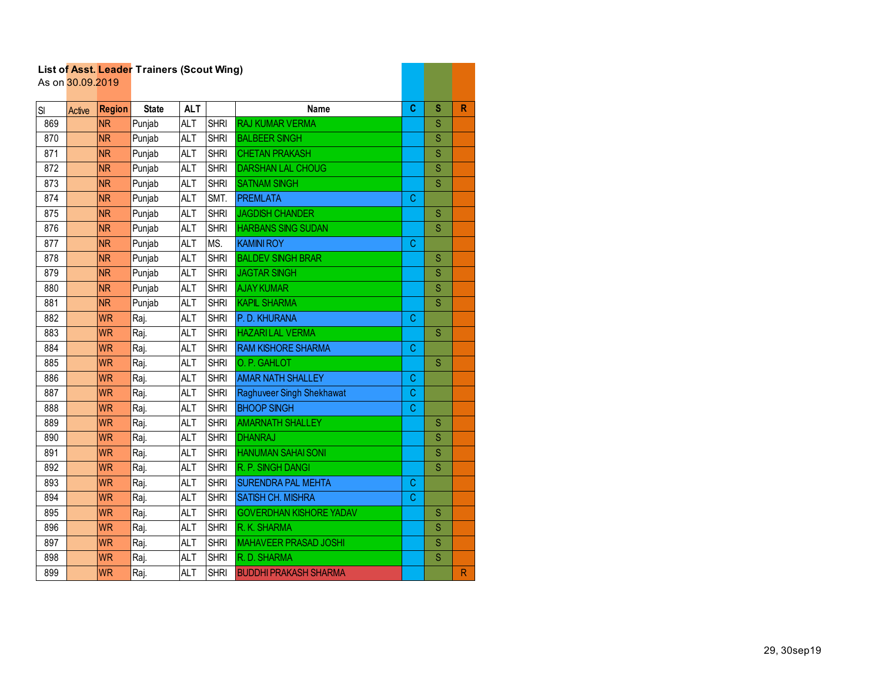**List of Asst. Leader Trainers (Scout Wing)**

As on 30.09.2019

| Sl | Active | Region | State | ALT | | Name | C | S | R |
|---|---|---|---|---|---|---|---|---|---|
| 869 | | NR | Punjab | ALT | SHRI | RAJ KUMAR VERMA | | S | |
| 870 | | NR | Punjab | ALT | SHRI | BALBEER SINGH | | S | |
| 871 | | NR | Punjab | ALT | SHRI | CHETAN PRAKASH | | S | |
| 872 | | NR | Punjab | ALT | SHRI | DARSHAN LAL CHOUG | | S | |
| 873 | | NR | Punjab | ALT | SHRI | SATNAM SINGH | | S | |
| 874 | | NR | Punjab | ALT | SMT. | PREMLATA | C | | |
| 875 | | NR | Punjab | ALT | SHRI | JAGDISH CHANDER | | S | |
| 876 | | NR | Punjab | ALT | SHRI | HARBANS SING SUDAN | | S | |
| 877 | | NR | Punjab | ALT | MS. | KAMINI ROY | C | | |
| 878 | | NR | Punjab | ALT | SHRI | BALDEV SINGH BRAR | | S | |
| 879 | | NR | Punjab | ALT | SHRI | JAGTAR SINGH | | S | |
| 880 | | NR | Punjab | ALT | SHRI | AJAY KUMAR | | S | |
| 881 | | NR | Punjab | ALT | SHRI | KAPIL SHARMA | | S | |
| 882 | | WR | Raj. | ALT | SHRI | P. D. KHURANA | C | | |
| 883 | | WR | Raj. | ALT | SHRI | HAZARI LAL VERMA | | S | |
| 884 | | WR | Raj. | ALT | SHRI | RAM KISHORE SHARMA | C | | |
| 885 | | WR | Raj. | ALT | SHRI | O. P. GAHLOT | | S | |
| 886 | | WR | Raj. | ALT | SHRI | AMAR NATH SHALLEY | C | | |
| 887 | | WR | Raj. | ALT | SHRI | Raghuveer Singh Shekhawat | C | | |
| 888 | | WR | Raj. | ALT | SHRI | BHOOP SINGH | C | | |
| 889 | | WR | Raj. | ALT | SHRI | AMARNATH SHALLEY | | S | |
| 890 | | WR | Raj. | ALT | SHRI | DHANRAJ | | S | |
| 891 | | WR | Raj. | ALT | SHRI | HANUMAN SAHAI SONI | | S | |
| 892 | | WR | Raj. | ALT | SHRI | R. P. SINGH DANGI | | S | |
| 893 | | WR | Raj. | ALT | SHRI | SURENDRA PAL MEHTA | C | | |
| 894 | | WR | Raj. | ALT | SHRI | SATISH CH. MISHRA | C | | |
| 895 | | WR | Raj. | ALT | SHRI | GOVERDHAN KISHORE YADAV | | S | |
| 896 | | WR | Raj. | ALT | SHRI | R. K. SHARMA | | S | |
| 897 | | WR | Raj. | ALT | SHRI | MAHAVEER PRASAD JOSHI | | S | |
| 898 | | WR | Raj. | ALT | SHRI | R. D. SHARMA | | S | |
| 899 | | WR | Raj. | ALT | SHRI | BUDDHI PRAKASH SHARMA | | | R |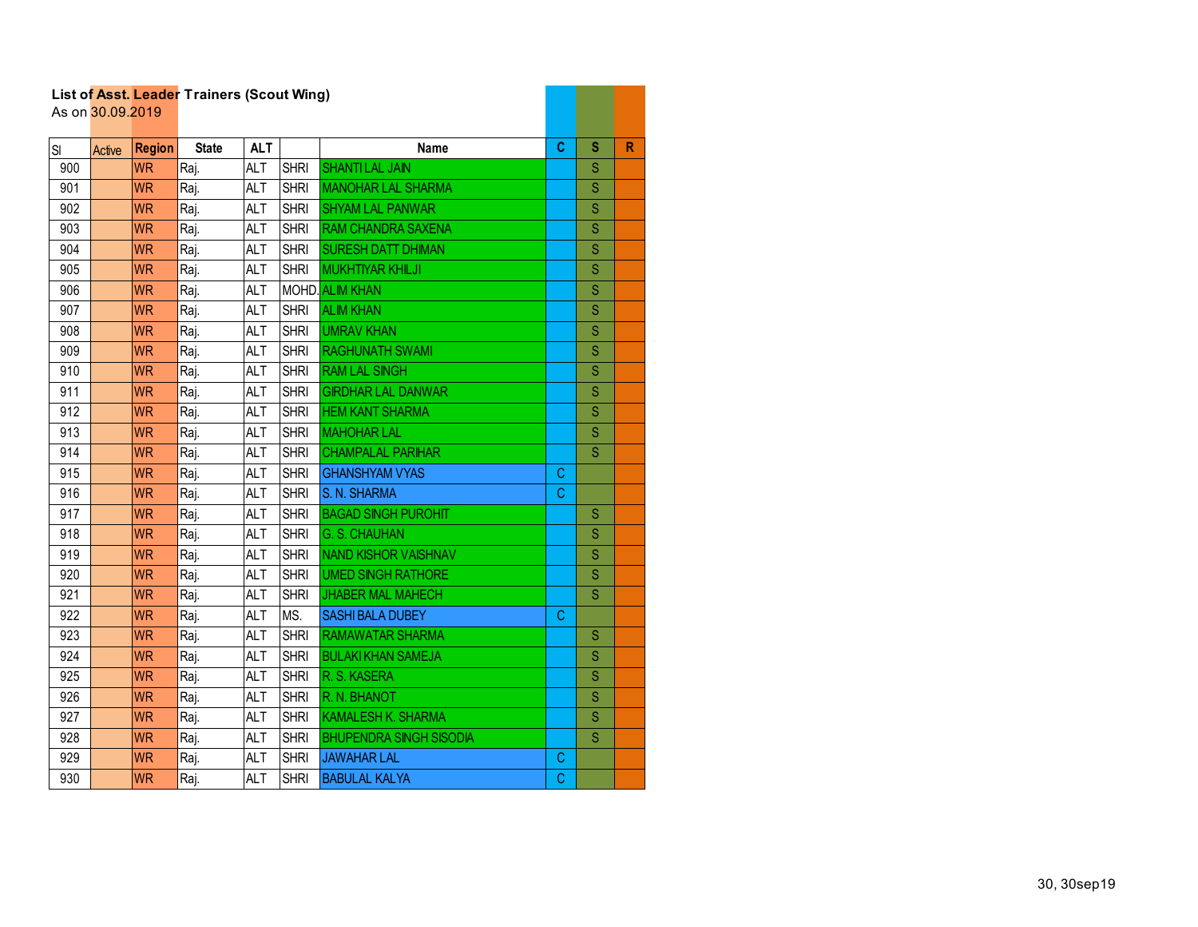**List of Asst. Leader Trainers (Scout Wing)**
As on 30.09.2019

| Sl | Active | Region | State | ALT | | Name | C | S | R |
|---|---|---|---|---|---|---|---|---|---|
| 900 | | WR | Raj. | ALT | SHRI | SHANTI LAL JAIN | | S | |
| 901 | | WR | Raj. | ALT | SHRI | MANOHAR LAL SHARMA | | S | |
| 902 | | WR | Raj. | ALT | SHRI | SHYAM LAL PANWAR | | S | |
| 903 | | WR | Raj. | ALT | SHRI | RAM CHANDRA SAXENA | | S | |
| 904 | | WR | Raj. | ALT | SHRI | SURESH DATT DHIMAN | | S | |
| 905 | | WR | Raj. | ALT | SHRI | MUKHTIYAR KHILJI | | S | |
| 906 | | WR | Raj. | ALT | MOHD. | ALIM KHAN | | S | |
| 907 | | WR | Raj. | ALT | SHRI | ALIM KHAN | | S | |
| 908 | | WR | Raj. | ALT | SHRI | UMRAV KHAN | | S | |
| 909 | | WR | Raj. | ALT | SHRI | RAGHUNATH SWAMI | | S | |
| 910 | | WR | Raj. | ALT | SHRI | RAM LAL SINGH | | S | |
| 911 | | WR | Raj. | ALT | SHRI | GIRDHAR LAL DANWAR | | S | |
| 912 | | WR | Raj. | ALT | SHRI | HEM KANT SHARMA | | S | |
| 913 | | WR | Raj. | ALT | SHRI | MAHOHAR LAL | | S | |
| 914 | | WR | Raj. | ALT | SHRI | CHAMPALAL PARIHAR | | S | |
| 915 | | WR | Raj. | ALT | SHRI | GHANSHYAM VYAS | C | | |
| 916 | | WR | Raj. | ALT | SHRI | S. N. SHARMA | C | | |
| 917 | | WR | Raj. | ALT | SHRI | BAGAD SINGH PUROHIT | | S | |
| 918 | | WR | Raj. | ALT | SHRI | G. S. CHAUHAN | | S | |
| 919 | | WR | Raj. | ALT | SHRI | NAND KISHOR VAISHNAV | | S | |
| 920 | | WR | Raj. | ALT | SHRI | UMED SINGH RATHORE | | S | |
| 921 | | WR | Raj. | ALT | SHRI | JHABER MAL MAHECH | | S | |
| 922 | | WR | Raj. | ALT | MS. | SASHI BALA DUBEY | C | | |
| 923 | | WR | Raj. | ALT | SHRI | RAMAWATAR SHARMA | | S | |
| 924 | | WR | Raj. | ALT | SHRI | BULAKI KHAN SAMEJA | | S | |
| 925 | | WR | Raj. | ALT | SHRI | R. S. KASERA | | S | |
| 926 | | WR | Raj. | ALT | SHRI | R. N. BHANOT | | S | |
| 927 | | WR | Raj. | ALT | SHRI | KAMALESH K. SHARMA | | S | |
| 928 | | WR | Raj. | ALT | SHRI | BHUPENDRA SINGH SISODIA | | S | |
| 929 | | WR | Raj. | ALT | SHRI | JAWAHAR LAL | C | | |
| 930 | | WR | Raj. | ALT | SHRI | BABULAL KALYA | C | | |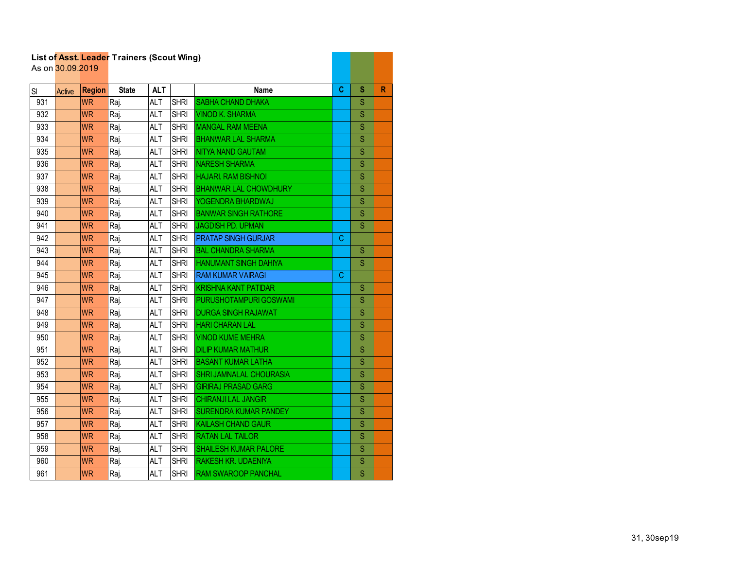**List of Asst. Leader Trainers (Scout Wing)**
As on 30.09.2019

| Sl | Active | Region | State | ALT | | Name | C | S | R |
|---|---|---|---|---|---|---|---|---|---|
| 931 | | WR | Raj. | ALT | SHRI | SABHA CHAND DHAKA | | S | |
| 932 | | WR | Raj. | ALT | SHRI | VINOD K. SHARMA | | S | |
| 933 | | WR | Raj. | ALT | SHRI | MANGAL RAM MEENA | | S | |
| 934 | | WR | Raj. | ALT | SHRI | BHANWAR LAL SHARMA | | S | |
| 935 | | WR | Raj. | ALT | SHRI | NITYA NAND GAUTAM | | S | |
| 936 | | WR | Raj. | ALT | SHRI | NARESH SHARMA | | S | |
| 937 | | WR | Raj. | ALT | SHRI | HAJARI. RAM BISHNOI | | S | |
| 938 | | WR | Raj. | ALT | SHRI | BHANWAR LAL CHOWDHURY | | S | |
| 939 | | WR | Raj. | ALT | SHRI | YOGENDRA BHARDWAJ | | S | |
| 940 | | WR | Raj. | ALT | SHRI | BANWAR SINGH RATHORE | | S | |
| 941 | | WR | Raj. | ALT | SHRI | JAGDISH PD. UPMAN | | S | |
| 942 | | WR | Raj. | ALT | SHRI | PRATAP SINGH GURJAR | C | | |
| 943 | | WR | Raj. | ALT | SHRI | BAL CHANDRA SHARMA | | S | |
| 944 | | WR | Raj. | ALT | SHRI | HANUMANT SINGH DAHIYA | | S | |
| 945 | | WR | Raj. | ALT | SHRI | RAM KUMAR VAIRAGI | C | | |
| 946 | | WR | Raj. | ALT | SHRI | KRISHNA KANT PATIDAR | | S | |
| 947 | | WR | Raj. | ALT | SHRI | PURUSHOTAMPURI GOSWAMI | | S | |
| 948 | | WR | Raj. | ALT | SHRI | DURGA SINGH RAJAWAT | | S | |
| 949 | | WR | Raj. | ALT | SHRI | HARI CHARAN LAL | | S | |
| 950 | | WR | Raj. | ALT | SHRI | VINOD KUME MEHRA | | S | |
| 951 | | WR | Raj. | ALT | SHRI | DILIP KUMAR MATHUR | | S | |
| 952 | | WR | Raj. | ALT | SHRI | BASANT KUMAR LATHA | | S | |
| 953 | | WR | Raj. | ALT | SHRI | SHRI JAMNALAL CHOURASIA | | S | |
| 954 | | WR | Raj. | ALT | SHRI | GIRIRAJ PRASAD GARG | | S | |
| 955 | | WR | Raj. | ALT | SHRI | CHIRANJI LAL JANGIR | | S | |
| 956 | | WR | Raj. | ALT | SHRI | SURENDRA KUMAR PANDEY | | S | |
| 957 | | WR | Raj. | ALT | SHRI | KAILASH CHAND GAUR | | S | |
| 958 | | WR | Raj. | ALT | SHRI | RATAN LAL TAILOR | | S | |
| 959 | | WR | Raj. | ALT | SHRI | SHAILESH KUMAR PALORE | | S | |
| 960 | | WR | Raj. | ALT | SHRI | RAKESH KR. UDAENIYA | | S | |
| 961 | | WR | Raj. | ALT | SHRI | RAM SWAROOP PANCHAL | | S | |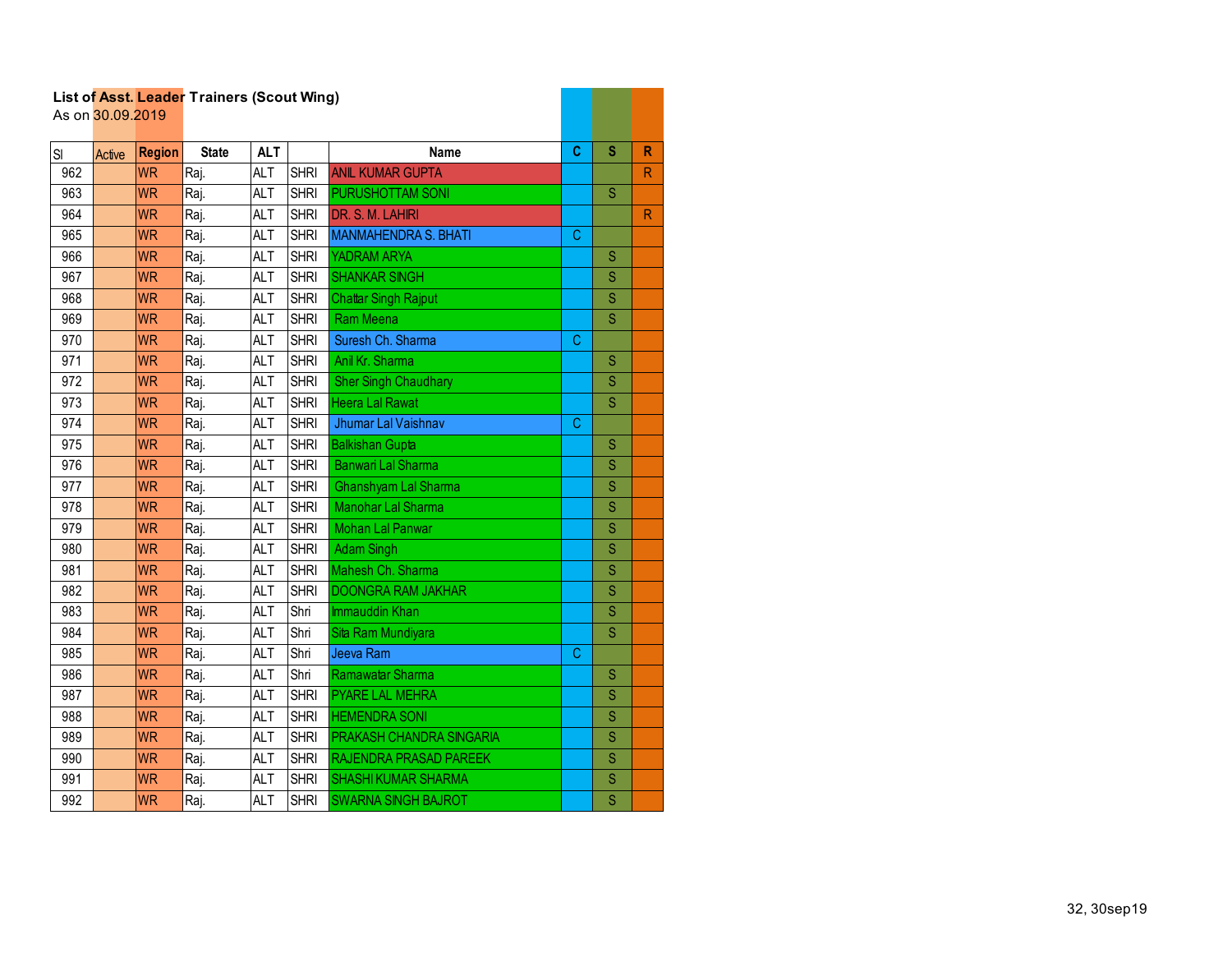**List of Asst. Leader Trainers (Scout Wing)**
As on 30.09.2019

| Sl | Active | Region | State | ALT | | Name | C | S | R |
|---|---|---|---|---|---|---|---|---|---|
| 962 | | WR | Raj. | ALT | SHRI | ANIL KUMAR GUPTA | | | R |
| 963 | | WR | Raj. | ALT | SHRI | PURUSHOTTAM SONI | | S | |
| 964 | | WR | Raj. | ALT | SHRI | DR. S. M. LAHIRI | | | R |
| 965 | | WR | Raj. | ALT | SHRI | MANMAHENDRA S. BHATI | C | | |
| 966 | | WR | Raj. | ALT | SHRI | YADRAM ARYA | | S | |
| 967 | | WR | Raj. | ALT | SHRI | SHANKAR SINGH | | S | |
| 968 | | WR | Raj. | ALT | SHRI | Chattar Singh Rajput | | S | |
| 969 | | WR | Raj. | ALT | SHRI | Ram Meena | | S | |
| 970 | | WR | Raj. | ALT | SHRI | Suresh Ch. Sharma | C | | |
| 971 | | WR | Raj. | ALT | SHRI | Anil Kr. Sharma | | S | |
| 972 | | WR | Raj. | ALT | SHRI | Sher Singh Chaudhary | | S | |
| 973 | | WR | Raj. | ALT | SHRI | Heera Lal Rawat | | S | |
| 974 | | WR | Raj. | ALT | SHRI | Jhumar Lal Vaishnav | C | | |
| 975 | | WR | Raj. | ALT | SHRI | Balkishan Gupta | | S | |
| 976 | | WR | Raj. | ALT | SHRI | Banwari Lal Sharma | | S | |
| 977 | | WR | Raj. | ALT | SHRI | Ghanshyam Lal Sharma | | S | |
| 978 | | WR | Raj. | ALT | SHRI | Manohar Lal Sharma | | S | |
| 979 | | WR | Raj. | ALT | SHRI | Mohan Lal Panwar | | S | |
| 980 | | WR | Raj. | ALT | SHRI | Adam Singh | | S | |
| 981 | | WR | Raj. | ALT | SHRI | Mahesh Ch. Sharma | | S | |
| 982 | | WR | Raj. | ALT | SHRI | DOONGRA RAM JAKHAR | | S | |
| 983 | | WR | Raj. | ALT | Shri | Immauddin Khan | | S | |
| 984 | | WR | Raj. | ALT | Shri | Sita Ram Mundiyara | | S | |
| 985 | | WR | Raj. | ALT | Shri | Jeeva Ram | C | | |
| 986 | | WR | Raj. | ALT | Shri | Ramawatar Sharma | | S | |
| 987 | | WR | Raj. | ALT | SHRI | PYARE LAL MEHRA | | S | |
| 988 | | WR | Raj. | ALT | SHRI | HEMENDRA SONI | | S | |
| 989 | | WR | Raj. | ALT | SHRI | PRAKASH CHANDRA SINGARIA | | S | |
| 990 | | WR | Raj. | ALT | SHRI | RAJENDRA PRASAD PAREEK | | S | |
| 991 | | WR | Raj. | ALT | SHRI | SHASHI KUMAR SHARMA | | S | |
| 992 | | WR | Raj. | ALT | SHRI | SWARNA SINGH BAJROT | | S | |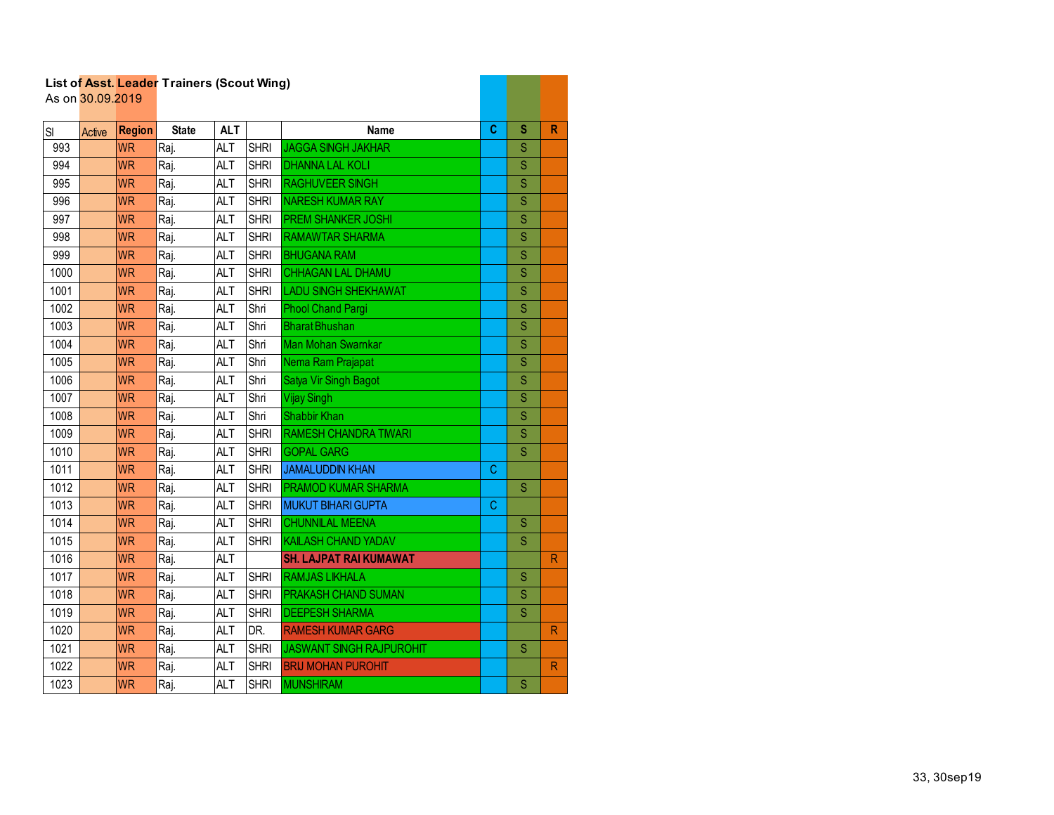**List of Asst. Leader Trainers (Scout Wing)**
As on 30.09.2019

| Sl | Active | Region | State | ALT | | Name | C | S | R |
|---|---|---|---|---|---|---|---|---|---|
| 993 | | WR | Raj. | ALT | SHRI | JAGGA SINGH JAKHAR | | S | |
| 994 | | WR | Raj. | ALT | SHRI | DHANNA LAL KOLI | | S | |
| 995 | | WR | Raj. | ALT | SHRI | RAGHUVEER SINGH | | S | |
| 996 | | WR | Raj. | ALT | SHRI | NARESH KUMAR RAY | | S | |
| 997 | | WR | Raj. | ALT | SHRI | PREM SHANKER JOSHI | | S | |
| 998 | | WR | Raj. | ALT | SHRI | RAMAWTAR SHARMA | | S | |
| 999 | | WR | Raj. | ALT | SHRI | BHUGANA RAM | | S | |
| 1000 | | WR | Raj. | ALT | SHRI | CHHAGAN LAL DHAMU | | S | |
| 1001 | | WR | Raj. | ALT | SHRI | LADU SINGH SHEKHAWAT | | S | |
| 1002 | | WR | Raj. | ALT | Shri | Phool Chand Pargi | | S | |
| 1003 | | WR | Raj. | ALT | Shri | Bharat Bhushan | | S | |
| 1004 | | WR | Raj. | ALT | Shri | Man Mohan Swarnkar | | S | |
| 1005 | | WR | Raj. | ALT | Shri | Nema Ram Prajapat | | S | |
| 1006 | | WR | Raj. | ALT | Shri | Satya Vir Singh Bagot | | S | |
| 1007 | | WR | Raj. | ALT | Shri | Vijay Singh | | S | |
| 1008 | | WR | Raj. | ALT | Shri | Shabbir Khan | | S | |
| 1009 | | WR | Raj. | ALT | SHRI | RAMESH CHANDRA TIWARI | | S | |
| 1010 | | WR | Raj. | ALT | SHRI | GOPAL GARG | | S | |
| 1011 | | WR | Raj. | ALT | SHRI | JAMALUDDIN KHAN | C | | |
| 1012 | | WR | Raj. | ALT | SHRI | PRAMOD KUMAR SHARMA | | S | |
| 1013 | | WR | Raj. | ALT | SHRI | MUKUT BIHARI GUPTA | C | | |
| 1014 | | WR | Raj. | ALT | SHRI | CHUNNILAL MEENA | | S | |
| 1015 | | WR | Raj. | ALT | SHRI | KAILASH CHAND YADAV | | S | |
| 1016 | | WR | Raj. | ALT | | **SH. LAJPAT RAI KUMAWAT** | | | R |
| 1017 | | WR | Raj. | ALT | SHRI | RAMJAS LIKHALA | | S | |
| 1018 | | WR | Raj. | ALT | SHRI | PRAKASH CHAND SUMAN | | S | |
| 1019 | | WR | Raj. | ALT | SHRI | DEEPESH SHARMA | | S | |
| 1020 | | WR | Raj. | ALT | DR. | RAMESH KUMAR GARG | | | R |
| 1021 | | WR | Raj. | ALT | SHRI | JASWANT SINGH RAJPUROHIT | | S | |
| 1022 | | WR | Raj. | ALT | SHRI | BRIJ MOHAN PUROHIT | | | R |
| 1023 | | WR | Raj. | ALT | SHRI | MUNSHIRAM | | S | |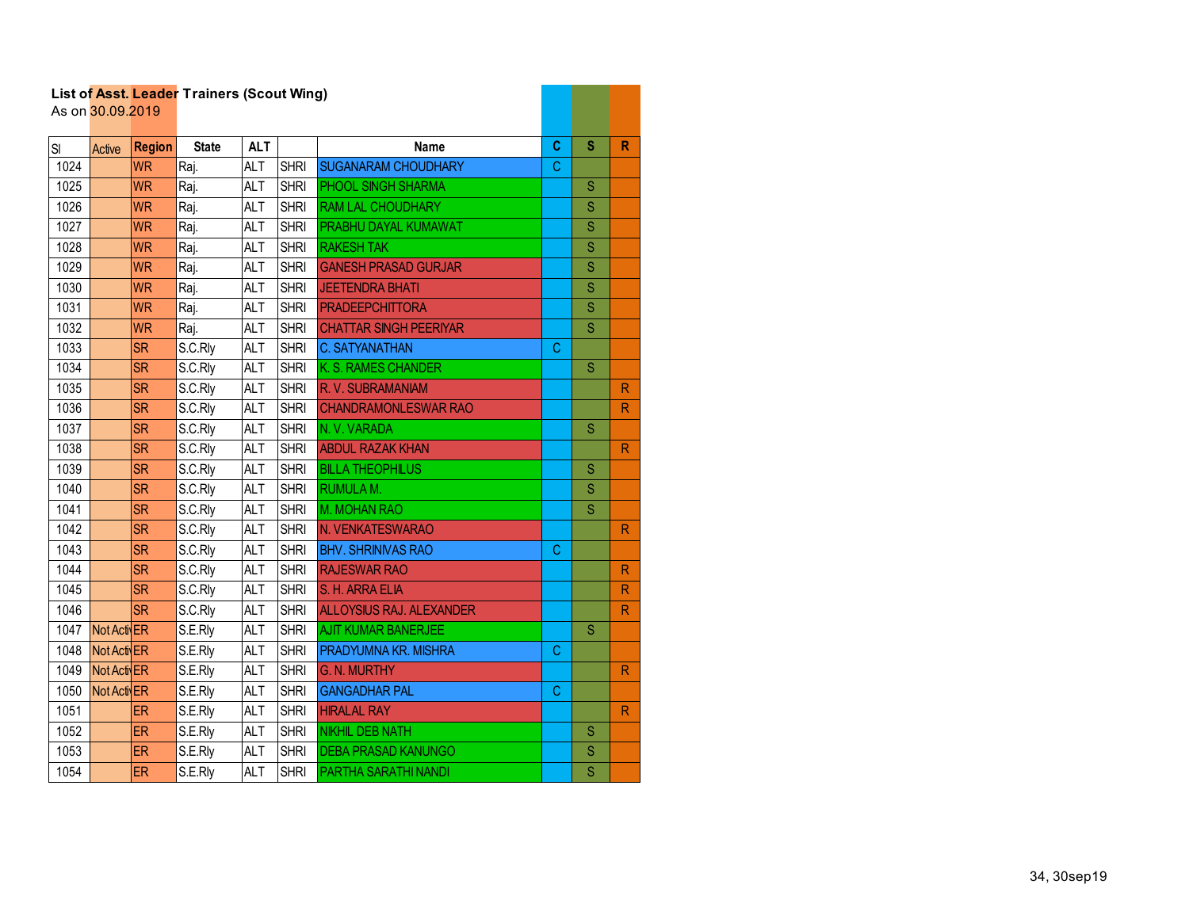**List of Asst. Leader Trainers (Scout Wing)**

As on 30.09.2019

| Sl | Active | Region | State | ALT | | Name | C | S | R |
|---|---|---|---|---|---|---|---|---|---|
| 1024 | | WR | Raj. | ALT | SHRI | SUGANARAM CHOUDHARY | C | | |
| 1025 | | WR | Raj. | ALT | SHRI | PHOOL SINGH SHARMA | | S | |
| 1026 | | WR | Raj. | ALT | SHRI | RAM LAL CHOUDHARY | | S | |
| 1027 | | WR | Raj. | ALT | SHRI | PRABHU DAYAL KUMAWAT | | S | |
| 1028 | | WR | Raj. | ALT | SHRI | RAKESH TAK | | S | |
| 1029 | | WR | Raj. | ALT | SHRI | GANESH PRASAD GURJAR | | S | |
| 1030 | | WR | Raj. | ALT | SHRI | JEETENDRA BHATI | | S | |
| 1031 | | WR | Raj. | ALT | SHRI | PRADEEPCHITTORA | | S | |
| 1032 | | WR | Raj. | ALT | SHRI | CHATTAR SINGH PEERIYAR | | S | |
| 1033 | | SR | S.C.Rly | ALT | SHRI | C. SATYANATHAN | C | | |
| 1034 | | SR | S.C.Rly | ALT | SHRI | K. S. RAMES CHANDER | | S | |
| 1035 | | SR | S.C.Rly | ALT | SHRI | R. V. SUBRAMANIAM | | | R |
| 1036 | | SR | S.C.Rly | ALT | SHRI | CHANDRAMONLESWAR RAO | | | R |
| 1037 | | SR | S.C.Rly | ALT | SHRI | N. V. VARADA | | S | |
| 1038 | | SR | S.C.Rly | ALT | SHRI | ABDUL RAZAK KHAN | | | R |
| 1039 | | SR | S.C.Rly | ALT | SHRI | BILLA THEOPHILUS | | S | |
| 1040 | | SR | S.C.Rly | ALT | SHRI | RUMULA M. | | S | |
| 1041 | | SR | S.C.Rly | ALT | SHRI | M. MOHAN RAO | | S | |
| 1042 | | SR | S.C.Rly | ALT | SHRI | N. VENKATESWARAO | | | R |
| 1043 | | SR | S.C.Rly | ALT | SHRI | BHV. SHRINIVAS RAO | C | | |
| 1044 | | SR | S.C.Rly | ALT | SHRI | RAJESWAR RAO | | | R |
| 1045 | | SR | S.C.Rly | ALT | SHRI | S. H. ARRA ELIA | | | R |
| 1046 | | SR | S.C.Rly | ALT | SHRI | ALLOYSIUS RAJ. ALEXANDER | | | R |
| 1047 | Not Acti | ER | S.E.Rly | ALT | SHRI | AJIT KUMAR BANERJEE | | S | |
| 1048 | Not Acti | ER | S.E.Rly | ALT | SHRI | PRADYUMNA KR. MISHRA | C | | |
| 1049 | Not Acti | ER | S.E.Rly | ALT | SHRI | G. N. MURTHY | | | R |
| 1050 | Not Acti | ER | S.E.Rly | ALT | SHRI | GANGADHAR PAL | C | | |
| 1051 | | ER | S.E.Rly | ALT | SHRI | HIRALAL RAY | | | R |
| 1052 | | ER | S.E.Rly | ALT | SHRI | NIKHIL DEB NATH | | S | |
| 1053 | | ER | S.E.Rly | ALT | SHRI | DEBA PRASAD KANUNGO | | S | |
| 1054 | | ER | S.E.Rly | ALT | SHRI | PARTHA SARATHI NANDI | | S | |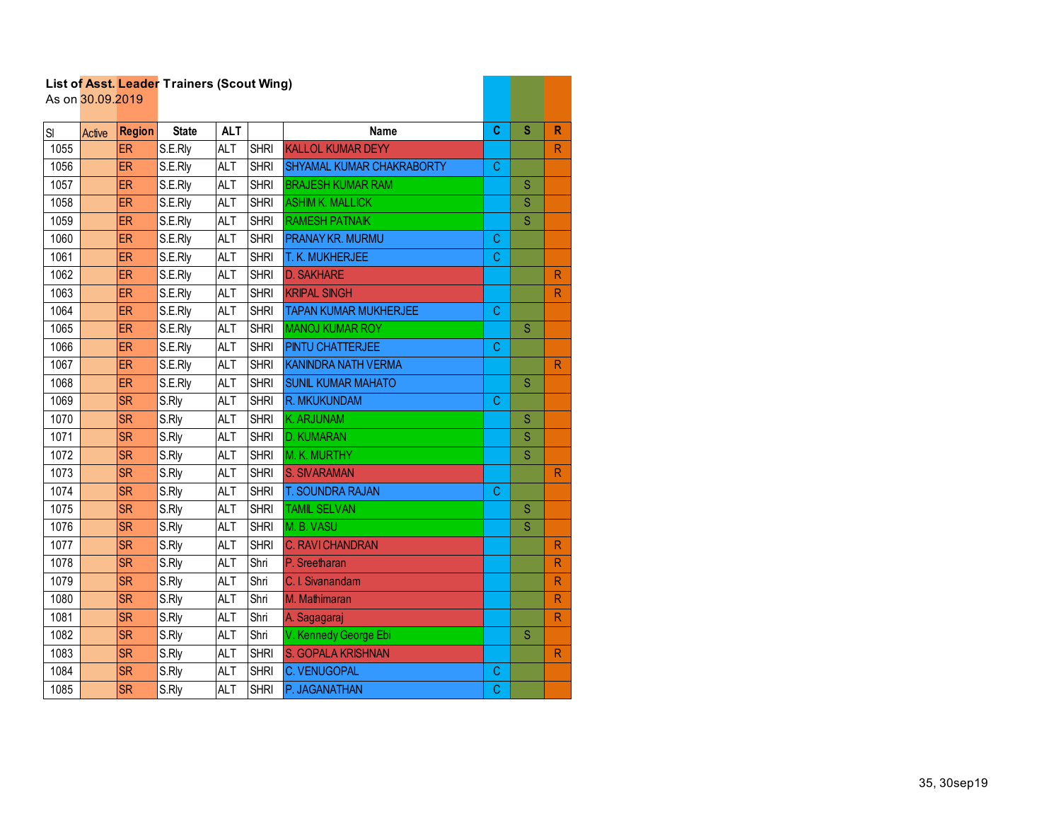**List of Asst. Leader Trainers (Scout Wing)**
As on 30.09.2019

| Sl | Active | Region | State | ALT | | Name | C | S | R |
|---|---|---|---|---|---|---|---|---|---|
| 1055 | | ER | S.E.Rly | ALT | SHRI | KALLOL KUMAR DEYY | | | R |
| 1056 | | ER | S.E.Rly | ALT | SHRI | SHYAMAL KUMAR CHAKRABORTY | C | | |
| 1057 | | ER | S.E.Rly | ALT | SHRI | BRAJESH KUMAR RAM | | S | |
| 1058 | | ER | S.E.Rly | ALT | SHRI | ASHIM K. MALLICK | | S | |
| 1059 | | ER | S.E.Rly | ALT | SHRI | RAMESH PATNAIK | | S | |
| 1060 | | ER | S.E.Rly | ALT | SHRI | PRANAY KR. MURMU | C | | |
| 1061 | | ER | S.E.Rly | ALT | SHRI | T. K. MUKHERJEE | C | | |
| 1062 | | ER | S.E.Rly | ALT | SHRI | D. SAKHARE | | | R |
| 1063 | | ER | S.E.Rly | ALT | SHRI | KRIPAL SINGH | | | R |
| 1064 | | ER | S.E.Rly | ALT | SHRI | TAPAN KUMAR MUKHERJEE | C | | |
| 1065 | | ER | S.E.Rly | ALT | SHRI | MANOJ KUMAR ROY | | S | |
| 1066 | | ER | S.E.Rly | ALT | SHRI | PINTU CHATTERJEE | C | | |
| 1067 | | ER | S.E.Rly | ALT | SHRI | KANINDRA NATH VERMA | | | R |
| 1068 | | ER | S.E.Rly | ALT | SHRI | SUNIL KUMAR MAHATO | | S | |
| 1069 | | SR | S.Rly | ALT | SHRI | R. MKUKUNDAM | C | | |
| 1070 | | SR | S.Rly | ALT | SHRI | K. ARJUNAM | | S | |
| 1071 | | SR | S.Rly | ALT | SHRI | D. KUMARAN | | S | |
| 1072 | | SR | S.Rly | ALT | SHRI | M. K. MURTHY | | S | |
| 1073 | | SR | S.Rly | ALT | SHRI | S. SIVARAMAN | | | R |
| 1074 | | SR | S.Rly | ALT | SHRI | T. SOUNDRA RAJAN | C | | |
| 1075 | | SR | S.Rly | ALT | SHRI | TAMIL SELVAN | | S | |
| 1076 | | SR | S.Rly | ALT | SHRI | M. B. VASU | | S | |
| 1077 | | SR | S.Rly | ALT | SHRI | C. RAVI CHANDRAN | | | R |
| 1078 | | SR | S.Rly | ALT | Shri | P. Sreetharan | | | R |
| 1079 | | SR | S.Rly | ALT | Shri | C. I. Sivanandam | | | R |
| 1080 | | SR | S.Rly | ALT | Shri | M. Mathimaran | | | R |
| 1081 | | SR | S.Rly | ALT | Shri | A. Sagagaraj | | | R |
| 1082 | | SR | S.Rly | ALT | Shri | V. Kennedy George Ebi | | S | |
| 1083 | | SR | S.Rly | ALT | SHRI | S. GOPALA KRISHNAN | | | R |
| 1084 | | SR | S.Rly | ALT | SHRI | C. VENUGOPAL | C | | |
| 1085 | | SR | S.Rly | ALT | SHRI | P. JAGANATHAN | C | | |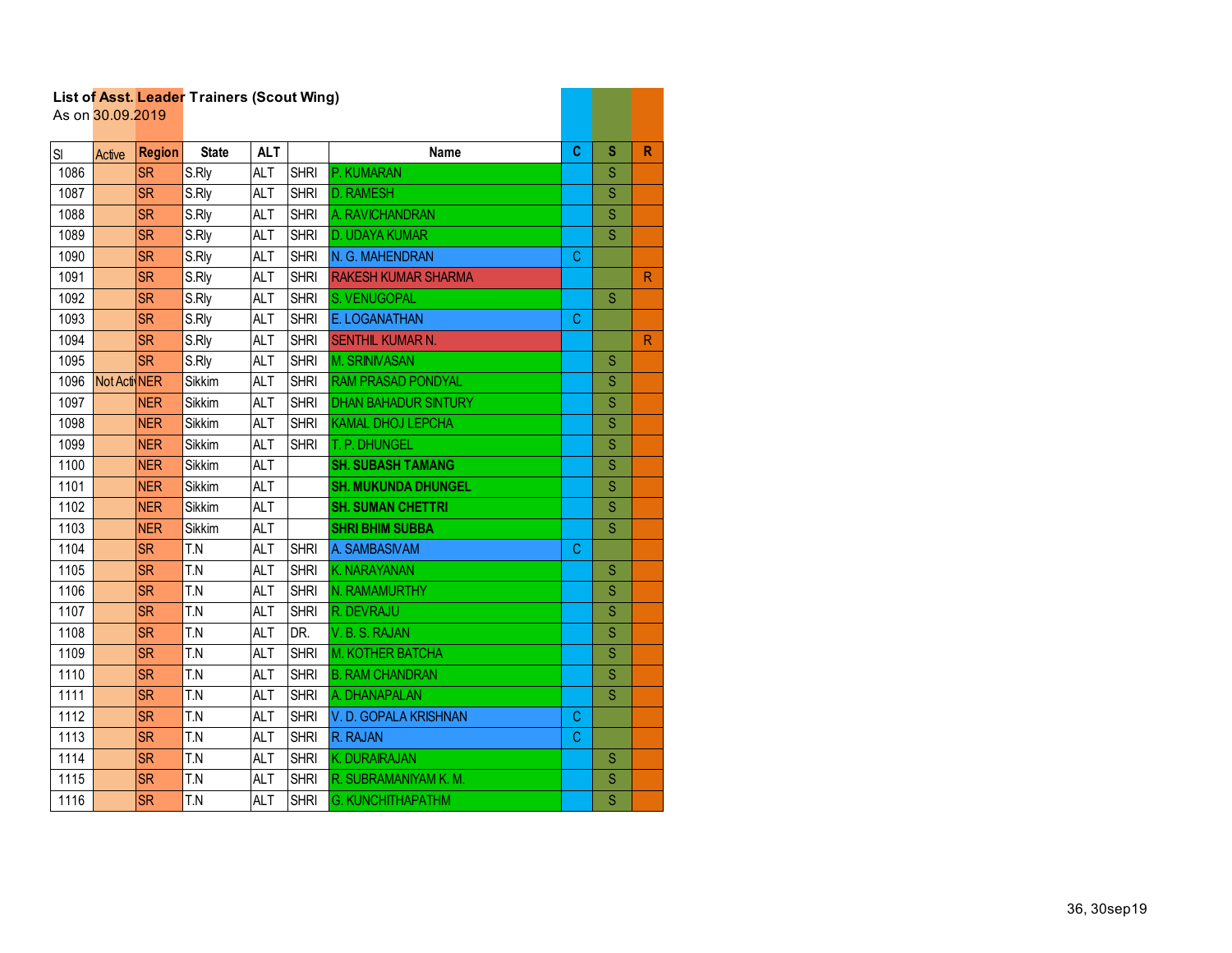**List of Asst. Leader Trainers (Scout Wing)**
As on 30.09.2019

| Sl | Active | Region | State | ALT | | Name | C | S | R |
|---|---|---|---|---|---|---|---|---|---|
| 1086 | | SR | S.Rly | ALT | SHRI | P. KUMARAN | | S | |
| 1087 | | SR | S.Rly | ALT | SHRI | D. RAMESH | | S | |
| 1088 | | SR | S.Rly | ALT | SHRI | A. RAVICHANDRAN | | S | |
| 1089 | | SR | S.Rly | ALT | SHRI | D. UDAYA KUMAR | | S | |
| 1090 | | SR | S.Rly | ALT | SHRI | N. G. MAHENDRAN | C | | |
| 1091 | | SR | S.Rly | ALT | SHRI | RAKESH KUMAR SHARMA | | | R |
| 1092 | | SR | S.Rly | ALT | SHRI | S. VENUGOPAL | | S | |
| 1093 | | SR | S.Rly | ALT | SHRI | E. LOGANATHAN | C | | |
| 1094 | | SR | S.Rly | ALT | SHRI | SENTHIL KUMAR N. | | | R |
| 1095 | | SR | S.Rly | ALT | SHRI | M. SRINIVASAN | | S | |
| 1096 | Not Acti | NER | Sikkim | ALT | SHRI | RAM PRASAD PONDYAL | | S | |
| 1097 | | NER | Sikkim | ALT | SHRI | DHAN BAHADUR SINTURY | | S | |
| 1098 | | NER | Sikkim | ALT | SHRI | KAMAL DHOJ LEPCHA | | S | |
| 1099 | | NER | Sikkim | ALT | SHRI | T. P. DHUNGEL | | S | |
| 1100 | | NER | Sikkim | ALT | | **SH. SUBASH TAMANG** | | S | |
| 1101 | | NER | Sikkim | ALT | | **SH. MUKUNDA DHUNGEL** | | S | |
| 1102 | | NER | Sikkim | ALT | | **SH. SUMAN CHETTRI** | | S | |
| 1103 | | NER | Sikkim | ALT | | **SHRI BHIM SUBBA** | | S | |
| 1104 | | SR | T.N | ALT | SHRI | A. SAMBASIVAM | C | | |
| 1105 | | SR | T.N | ALT | SHRI | K. NARAYANAN | | S | |
| 1106 | | SR | T.N | ALT | SHRI | N. RAMAMURTHY | | S | |
| 1107 | | SR | T.N | ALT | SHRI | R. DEVRAJU | | S | |
| 1108 | | SR | T.N | ALT | DR. | V. B. S. RAJAN | | S | |
| 1109 | | SR | T.N | ALT | SHRI | M. KOTHER BATCHA | | S | |
| 1110 | | SR | T.N | ALT | SHRI | B. RAM CHANDRAN | | S | |
| 1111 | | SR | T.N | ALT | SHRI | A. DHANAPALAN | | S | |
| 1112 | | SR | T.N | ALT | SHRI | V. D. GOPALA KRISHNAN | C | | |
| 1113 | | SR | T.N | ALT | SHRI | R. RAJAN | C | | |
| 1114 | | SR | T.N | ALT | SHRI | K. DURAIRAJAN | | S | |
| 1115 | | SR | T.N | ALT | SHRI | R. SUBRAMANIYAM K. M. | | S | |
| 1116 | | SR | T.N | ALT | SHRI | G. KUNCHITHAPATHM | | S | |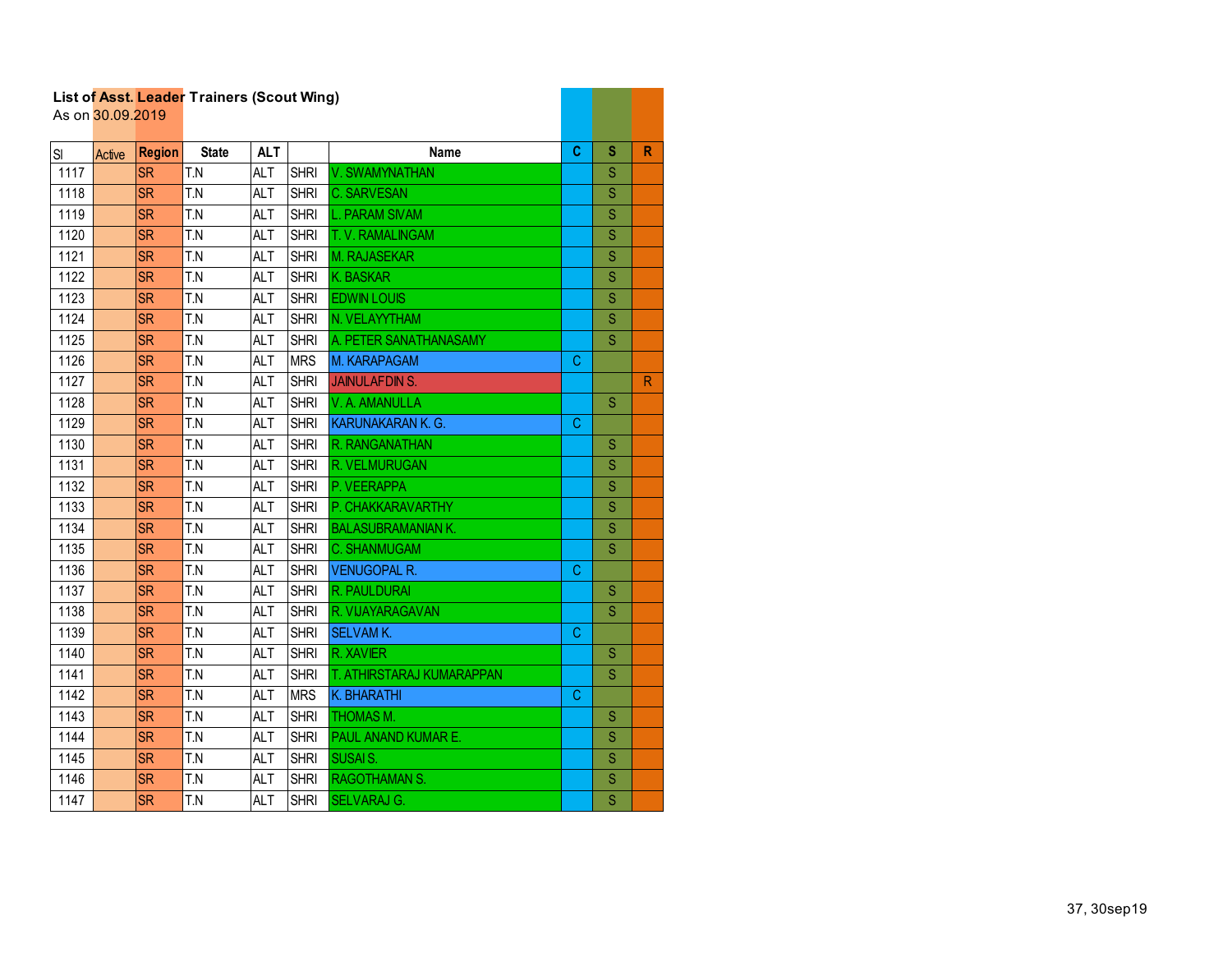**List of Asst. Leader Trainers (Scout Wing)**
As on 30.09.2019

| Sl | Active | Region | State | ALT | | Name | C | S | R |
|---|---|---|---|---|---|---|---|---|---|
| 1117 | | SR | T.N | ALT | SHRI | V. SWAMYNATHAN | | S | |
| 1118 | | SR | T.N | ALT | SHRI | C. SARVESAN | | S | |
| 1119 | | SR | T.N | ALT | SHRI | L. PARAM SIVAM | | S | |
| 1120 | | SR | T.N | ALT | SHRI | T. V. RAMALINGAM | | S | |
| 1121 | | SR | T.N | ALT | SHRI | M. RAJASEKAR | | S | |
| 1122 | | SR | T.N | ALT | SHRI | K. BASKAR | | S | |
| 1123 | | SR | T.N | ALT | SHRI | EDWIN LOUIS | | S | |
| 1124 | | SR | T.N | ALT | SHRI | N. VELAYYTHAM | | S | |
| 1125 | | SR | T.N | ALT | SHRI | A. PETER SANATHANASAMY | | S | |
| 1126 | | SR | T.N | ALT | MRS | M. KARAPAGAM | C | | |
| 1127 | | SR | T.N | ALT | SHRI | JAINULAFDIN S. | | | R |
| 1128 | | SR | T.N | ALT | SHRI | V. A. AMANULLA | | S | |
| 1129 | | SR | T.N | ALT | SHRI | KARUNAKARAN K. G. | C | | |
| 1130 | | SR | T.N | ALT | SHRI | R. RANGANATHAN | | S | |
| 1131 | | SR | T.N | ALT | SHRI | R. VELMURUGAN | | S | |
| 1132 | | SR | T.N | ALT | SHRI | P. VEERAPPA | | S | |
| 1133 | | SR | T.N | ALT | SHRI | P. CHAKKARAVARTHY | | S | |
| 1134 | | SR | T.N | ALT | SHRI | BALASUBRAMANIAN K. | | S | |
| 1135 | | SR | T.N | ALT | SHRI | C. SHANMUGAM | | S | |
| 1136 | | SR | T.N | ALT | SHRI | VENUGOPAL R. | C | | |
| 1137 | | SR | T.N | ALT | SHRI | R. PAULDURAI | | S | |
| 1138 | | SR | T.N | ALT | SHRI | R. VIJAYARAGAVAN | | S | |
| 1139 | | SR | T.N | ALT | SHRI | SELVAM K. | C | | |
| 1140 | | SR | T.N | ALT | SHRI | R. XAVIER | | S | |
| 1141 | | SR | T.N | ALT | SHRI | T. ATHIRSTARAJ KUMARAPPAN | | S | |
| 1142 | | SR | T.N | ALT | MRS | K. BHARATHI | C | | |
| 1143 | | SR | T.N | ALT | SHRI | THOMAS M. | | S | |
| 1144 | | SR | T.N | ALT | SHRI | PAUL ANAND KUMAR E. | | S | |
| 1145 | | SR | T.N | ALT | SHRI | SUSAI S. | | S | |
| 1146 | | SR | T.N | ALT | SHRI | RAGOTHAMAN S. | | S | |
| 1147 | | SR | T.N | ALT | SHRI | SELVARAJ G. | | S | |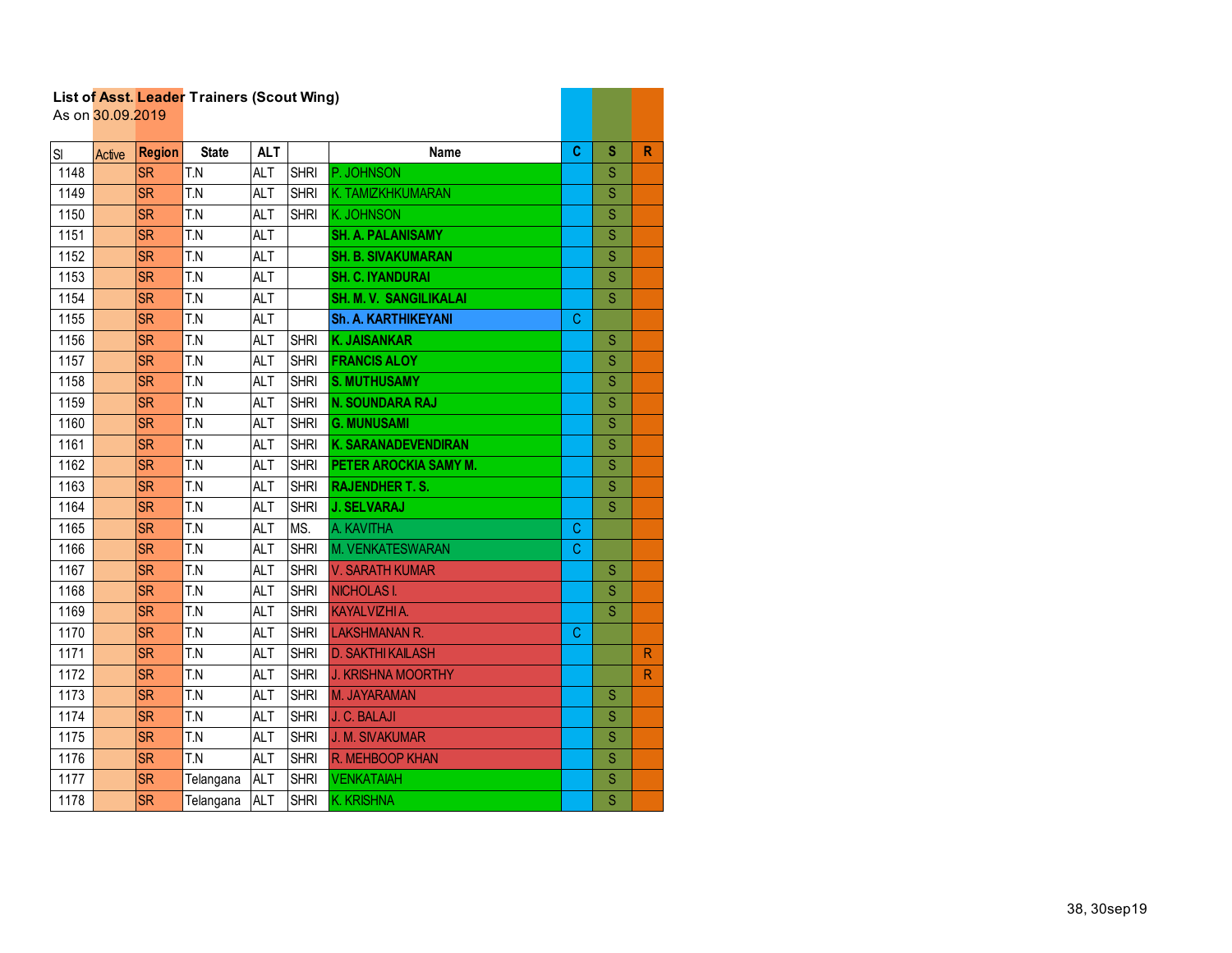**List of Asst. Leader Trainers (Scout Wing)**
As on 30.09.2019

| Sl | Active | Region | State | ALT | | Name | C | S | R |
|---|---|---|---|---|---|---|---|---|---|
| 1148 | | SR | T.N | ALT | SHRI | P. JOHNSON | | S | |
| 1149 | | SR | T.N | ALT | SHRI | K. TAMIZKHKUMARAN | | S | |
| 1150 | | SR | T.N | ALT | SHRI | K. JOHNSON | | S | |
| 1151 | | SR | T.N | ALT | | **SH. A. PALANISAMY** | | S | |
| 1152 | | SR | T.N | ALT | | **SH. B. SIVAKUMARAN** | | S | |
| 1153 | | SR | T.N | ALT | | **SH. C. IYANDURAI** | | S | |
| 1154 | | SR | T.N | ALT | | **SH. M. V. SANGILIKALAI** | | S | |
| 1155 | | SR | T.N | ALT | | **Sh. A. KARTHIKEYANI** | C | | |
| 1156 | | SR | T.N | ALT | SHRI | **K. JAISANKAR** | | S | |
| 1157 | | SR | T.N | ALT | SHRI | **FRANCIS ALOY** | | S | |
| 1158 | | SR | T.N | ALT | SHRI | **S. MUTHUSAMY** | | S | |
| 1159 | | SR | T.N | ALT | SHRI | **N. SOUNDARA RAJ** | | S | |
| 1160 | | SR | T.N | ALT | SHRI | **G. MUNUSAMI** | | S | |
| 1161 | | SR | T.N | ALT | SHRI | **K. SARANADEVENDIRAN** | | S | |
| 1162 | | SR | T.N | ALT | SHRI | **PETER AROCKIA SAMY M.** | | S | |
| 1163 | | SR | T.N | ALT | SHRI | **RAJENDHER T. S.** | | S | |
| 1164 | | SR | T.N | ALT | SHRI | **J. SELVARAJ** | | S | |
| 1165 | | SR | T.N | ALT | MS. | A. KAVITHA | C | | |
| 1166 | | SR | T.N | ALT | SHRI | M. VENKATESWARAN | C | | |
| 1167 | | SR | T.N | ALT | SHRI | V. SARATH KUMAR | | S | |
| 1168 | | SR | T.N | ALT | SHRI | NICHOLAS I. | | S | |
| 1169 | | SR | T.N | ALT | SHRI | KAYALVIZHI A. | | S | |
| 1170 | | SR | T.N | ALT | SHRI | LAKSHMANAN R. | C | | |
| 1171 | | SR | T.N | ALT | SHRI | D. SAKTHI KAILASH | | | R |
| 1172 | | SR | T.N | ALT | SHRI | J. KRISHNA MOORTHY | | | R |
| 1173 | | SR | T.N | ALT | SHRI | M. JAYARAMAN | | S | |
| 1174 | | SR | T.N | ALT | SHRI | J. C. BALAJI | | S | |
| 1175 | | SR | T.N | ALT | SHRI | J. M. SIVAKUMAR | | S | |
| 1176 | | SR | T.N | ALT | SHRI | R. MEHBOOP KHAN | | S | |
| 1177 | | SR | Telangana | ALT | SHRI | VENKATAIAH | | S | |
| 1178 | | SR | Telangana | ALT | SHRI | K. KRISHNA | | S | |

38, 30sep19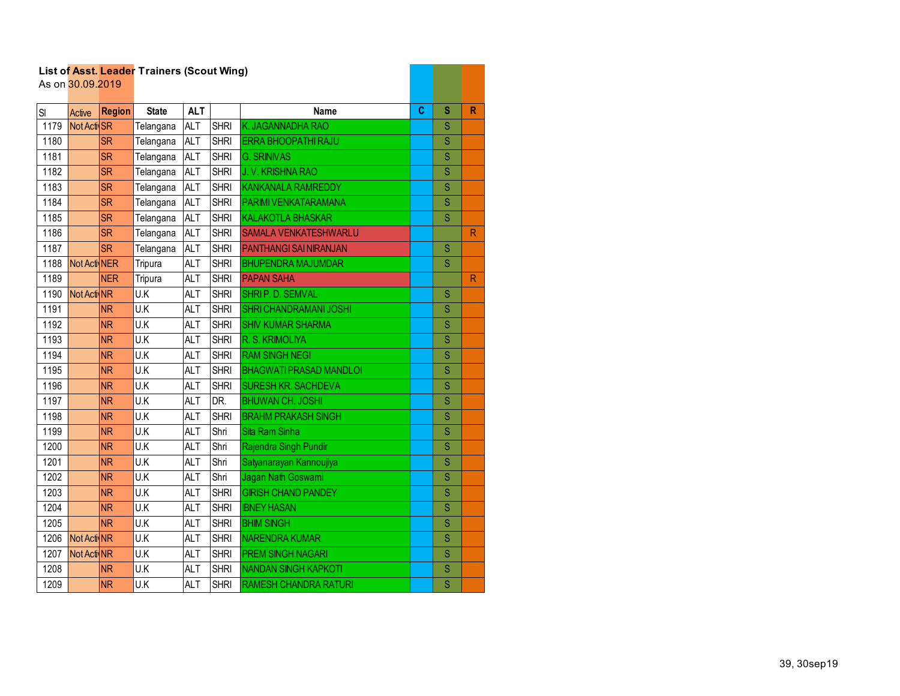**List of Asst. Leader Trainers (Scout Wing)**
As on 30.09.2019

| Sl | Active | Region | State | ALT | | Name | C | S | R |
|---|---|---|---|---|---|---|---|---|---|
| 1179 | Not Acti | SR | Telangana | ALT | SHRI | K. JAGANNADHA RAO | | S | |
| 1180 | | SR | Telangana | ALT | SHRI | ERRA BHOOPATHI RAJU | | S | |
| 1181 | | SR | Telangana | ALT | SHRI | G. SRINIVAS | | S | |
| 1182 | | SR | Telangana | ALT | SHRI | J. V. KRISHNA RAO | | S | |
| 1183 | | SR | Telangana | ALT | SHRI | KANKANALA RAMREDDY | | S | |
| 1184 | | SR | Telangana | ALT | SHRI | PARIMI VENKATARAMANA | | S | |
| 1185 | | SR | Telangana | ALT | SHRI | KALAKOTLA BHASKAR | | S | |
| 1186 | | SR | Telangana | ALT | SHRI | SAMALA VENKATESHWARLU | | | R |
| 1187 | | SR | Telangana | ALT | SHRI | PANTHANGI SAI NIRANJAN | | S | |
| 1188 | Not Acti | NER | Tripura | ALT | SHRI | BHUPENDRA MAJUMDAR | | S | |
| 1189 | | NER | Tripura | ALT | SHRI | PAPAN SAHA | | | R |
| 1190 | Not Acti | NR | U.K | ALT | SHRI | SHRI P. D. SEMVAL | | S | |
| 1191 | | NR | U.K | ALT | SHRI | SHRI CHANDRAMANI JOSHI | | S | |
| 1192 | | NR | U.K | ALT | SHRI | SHIV KUMAR SHARMA | | S | |
| 1193 | | NR | U.K | ALT | SHRI | R. S. KRIMOLIYA | | S | |
| 1194 | | NR | U.K | ALT | SHRI | RAM SINGH NEGI | | S | |
| 1195 | | NR | U.K | ALT | SHRI | BHAGWATI PRASAD MANDLOI | | S | |
| 1196 | | NR | U.K | ALT | SHRI | SURESH KR. SACHDEVA | | S | |
| 1197 | | NR | U.K | ALT | DR. | BHUWAN CH. JOSHI | | S | |
| 1198 | | NR | U.K | ALT | SHRI | BRAHM PRAKASH SINGH | | S | |
| 1199 | | NR | U.K | ALT | Shri | Sita Ram Sinha | | S | |
| 1200 | | NR | U.K | ALT | Shri | Rajendra Singh Pundir | | S | |
| 1201 | | NR | U.K | ALT | Shri | Satyanarayan Kannoujiya | | S | |
| 1202 | | NR | U.K | ALT | Shri | Jagan Nath Goswami | | S | |
| 1203 | | NR | U.K | ALT | SHRI | GIRISH CHAND PANDEY | | S | |
| 1204 | | NR | U.K | ALT | SHRI | IBNEY HASAN | | S | |
| 1205 | | NR | U.K | ALT | SHRI | BHIM SINGH | | S | |
| 1206 | Not Acti | NR | U.K | ALT | SHRI | NARENDRA KUMAR | | S | |
| 1207 | Not Acti | NR | U.K | ALT | SHRI | PREM SINGH NAGARI | | S | |
| 1208 | | NR | U.K | ALT | SHRI | NANDAN SINGH KAPKOTI | | S | |
| 1209 | | NR | U.K | ALT | SHRI | RAMESH CHANDRA RATURI | | S | |

39, 30sep19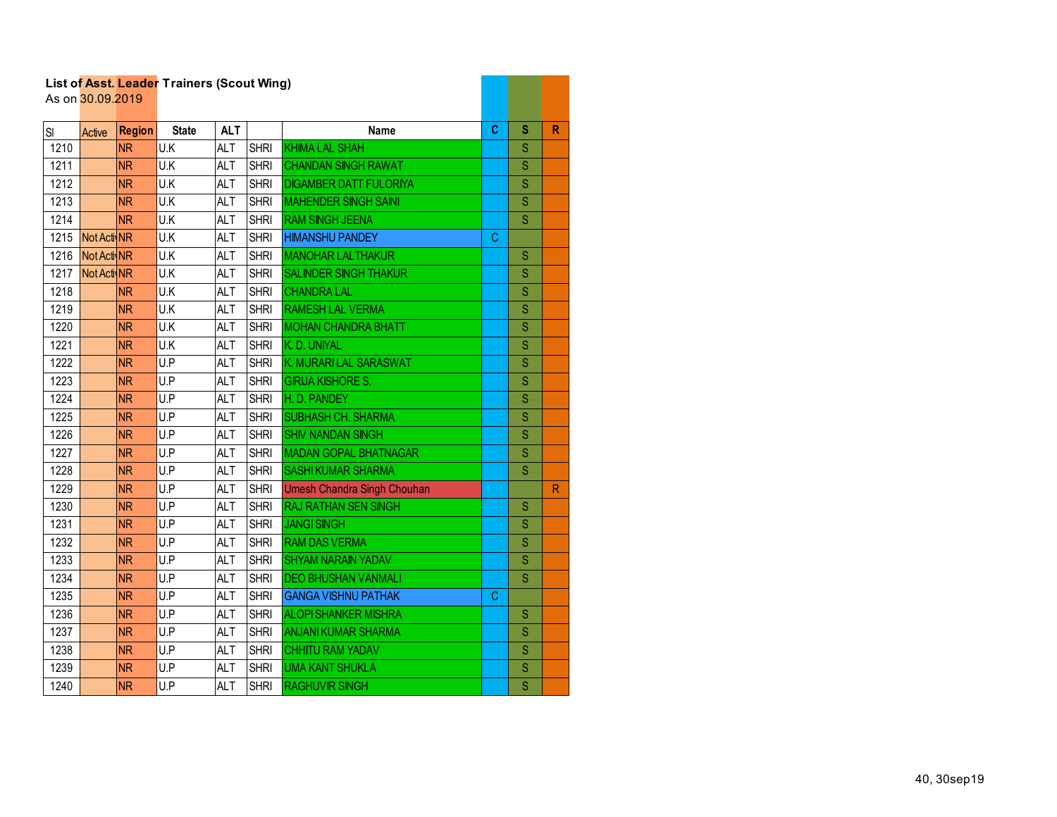**List of Asst. Leader Trainers (Scout Wing)**
As on 30.09.2019

| Sl | Active | Region | State | ALT | | Name | C | S | R |
|---|---|---|---|---|---|---|---|---|---|
| 1210 | | NR | U.K | ALT | SHRI | KHIMA LAL SHAH | | S | |
| 1211 | | NR | U.K | ALT | SHRI | CHANDAN SINGH RAWAT | | S | |
| 1212 | | NR | U.K | ALT | SHRI | DIGAMBER DATT FULORIYA | | S | |
| 1213 | | NR | U.K | ALT | SHRI | MAHENDER SINGH SAINI | | S | |
| 1214 | | NR | U.K | ALT | SHRI | RAM SINGH JEENA | | S | |
| 1215 | Not Acti | NR | U.K | ALT | SHRI | HIMANSHU PANDEY | C | | |
| 1216 | Not Acti | NR | U.K | ALT | SHRI | MANOHAR LAL THAKUR | | S | |
| 1217 | Not Acti | NR | U.K | ALT | SHRI | SALINDER SINGH THAKUR | | S | |
| 1218 | | NR | U.K | ALT | SHRI | CHANDRA LAL | | S | |
| 1219 | | NR | U.K | ALT | SHRI | RAMESH LAL VERMA | | S | |
| 1220 | | NR | U.K | ALT | SHRI | MOHAN CHANDRA BHATT | | S | |
| 1221 | | NR | U.K | ALT | SHRI | K. D. UNIYAL | | S | |
| 1222 | | NR | U.P | ALT | SHRI | K. MURARI LAL SARASWAT | | S | |
| 1223 | | NR | U.P | ALT | SHRI | GIRIJA KISHORE S. | | S | |
| 1224 | | NR | U.P | ALT | SHRI | H. D. PANDEY | | S | |
| 1225 | | NR | U.P | ALT | SHRI | SUBHASH CH. SHARMA | | S | |
| 1226 | | NR | U.P | ALT | SHRI | SHIV NANDAN SINGH | | S | |
| 1227 | | NR | U.P | ALT | SHRI | MADAN GOPAL BHATNAGAR | | S | |
| 1228 | | NR | U.P | ALT | SHRI | SASHI KUMAR SHARMA | | S | |
| 1229 | | NR | U.P | ALT | SHRI | Umesh Chandra Singh Chouhan | | | R |
| 1230 | | NR | U.P | ALT | SHRI | RAJ RATHAN SEN SINGH | | S | |
| 1231 | | NR | U.P | ALT | SHRI | JANGI SINGH | | S | |
| 1232 | | NR | U.P | ALT | SHRI | RAM DAS VERMA | | S | |
| 1233 | | NR | U.P | ALT | SHRI | SHYAM NARAIN YADAV | | S | |
| 1234 | | NR | U.P | ALT | SHRI | DEO BHUSHAN VANMALI | | S | |
| 1235 | | NR | U.P | ALT | SHRI | GANGA VISHNU PATHAK | C | | |
| 1236 | | NR | U.P | ALT | SHRI | ALOPI SHANKER MISHRA | | S | |
| 1237 | | NR | U.P | ALT | SHRI | ANJANI KUMAR SHARMA | | S | |
| 1238 | | NR | U.P | ALT | SHRI | CHHITU RAM YADAV | | S | |
| 1239 | | NR | U.P | ALT | SHRI | UMA KANT SHUKLA | | S | |
| 1240 | | NR | U.P | ALT | SHRI | RAGHUVIR SINGH | | S | |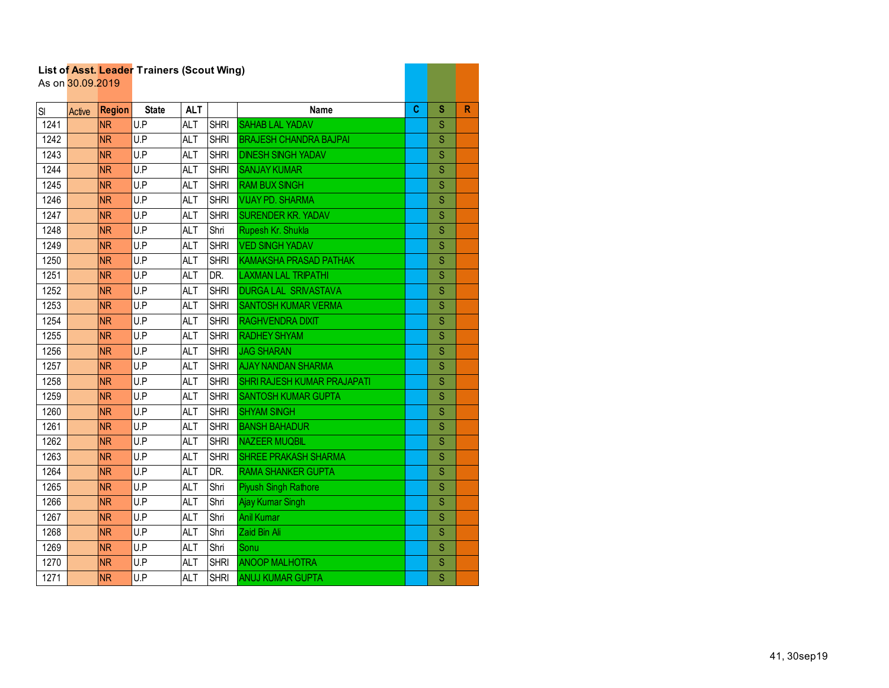**List of Asst. Leader Trainers (Scout Wing)**
As on 30.09.2019

| Sl | Active | Region | State | ALT | | Name | C | S | R |
|---|---|---|---|---|---|---|---|---|---|
| 1241 | | NR | U.P | ALT | SHRI | SAHAB LAL YADAV | | S | |
| 1242 | | NR | U.P | ALT | SHRI | BRAJESH CHANDRA BAJPAI | | S | |
| 1243 | | NR | U.P | ALT | SHRI | DINESH SINGH YADAV | | S | |
| 1244 | | NR | U.P | ALT | SHRI | SANJAY KUMAR | | S | |
| 1245 | | NR | U.P | ALT | SHRI | RAM BUX SINGH | | S | |
| 1246 | | NR | U.P | ALT | SHRI | VIJAY PD. SHARMA | | S | |
| 1247 | | NR | U.P | ALT | SHRI | SURENDER KR. YADAV | | S | |
| 1248 | | NR | U.P | ALT | Shri | Rupesh Kr. Shukla | | S | |
| 1249 | | NR | U.P | ALT | SHRI | VED SINGH YADAV | | S | |
| 1250 | | NR | U.P | ALT | SHRI | KAMAKSHA PRASAD PATHAK | | S | |
| 1251 | | NR | U.P | ALT | DR. | LAXMAN LAL TRIPATHI | | S | |
| 1252 | | NR | U.P | ALT | SHRI | DURGA LAL SRIVASTAVA | | S | |
| 1253 | | NR | U.P | ALT | SHRI | SANTOSH KUMAR VERMA | | S | |
| 1254 | | NR | U.P | ALT | SHRI | RAGHVENDRA DIXIT | | S | |
| 1255 | | NR | U.P | ALT | SHRI | RADHEY SHYAM | | S | |
| 1256 | | NR | U.P | ALT | SHRI | JAG SHARAN | | S | |
| 1257 | | NR | U.P | ALT | SHRI | AJAY NANDAN SHARMA | | S | |
| 1258 | | NR | U.P | ALT | SHRI | SHRI RAJESH KUMAR PRAJAPATI | | S | |
| 1259 | | NR | U.P | ALT | SHRI | SANTOSH KUMAR GUPTA | | S | |
| 1260 | | NR | U.P | ALT | SHRI | SHYAM SINGH | | S | |
| 1261 | | NR | U.P | ALT | SHRI | BANSH BAHADUR | | S | |
| 1262 | | NR | U.P | ALT | SHRI | NAZEER MUQBIL | | S | |
| 1263 | | NR | U.P | ALT | SHRI | SHREE PRAKASH SHARMA | | S | |
| 1264 | | NR | U.P | ALT | DR. | RAMA SHANKER GUPTA | | S | |
| 1265 | | NR | U.P | ALT | Shri | Piyush Singh Rathore | | S | |
| 1266 | | NR | U.P | ALT | Shri | Ajay Kumar Singh | | S | |
| 1267 | | NR | U.P | ALT | Shri | Anil Kumar | | S | |
| 1268 | | NR | U.P | ALT | Shri | Zaid Bin Ali | | S | |
| 1269 | | NR | U.P | ALT | Shri | Sonu | | S | |
| 1270 | | NR | U.P | ALT | SHRI | ANOOP MALHOTRA | | S | |
| 1271 | | NR | U.P | ALT | SHRI | ANUJ KUMAR GUPTA | | S | |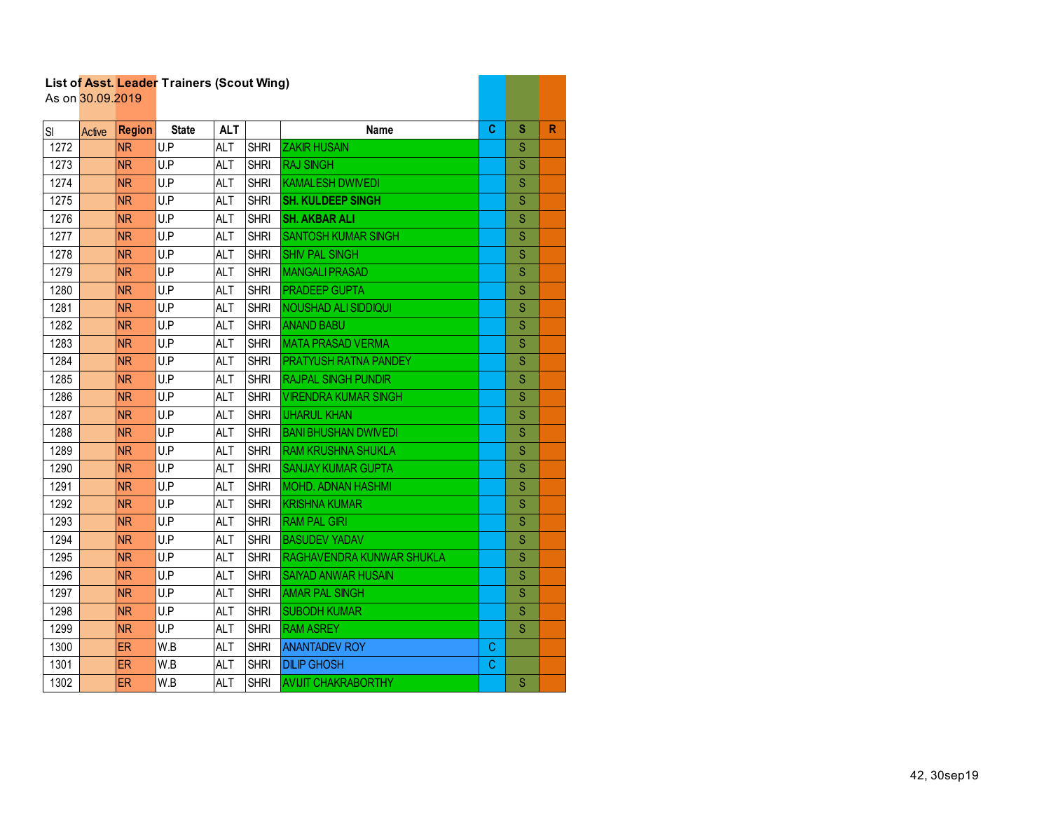**List of Asst. Leader Trainers (Scout Wing)**
As on 30.09.2019

| Sl | Active | Region | State | ALT | | Name | C | S | R |
|---|---|---|---|---|---|---|---|---|---|
| 1272 | | NR | U.P | ALT | SHRI | ZAKIR HUSAIN | | S | |
| 1273 | | NR | U.P | ALT | SHRI | RAJ SINGH | | S | |
| 1274 | | NR | U.P | ALT | SHRI | KAMALESH DWIVEDI | | S | |
| 1275 | | NR | U.P | ALT | SHRI | **SH. KULDEEP SINGH** | | S | |
| 1276 | | NR | U.P | ALT | SHRI | **SH. AKBAR ALI** | | S | |
| 1277 | | NR | U.P | ALT | SHRI | SANTOSH KUMAR SINGH | | S | |
| 1278 | | NR | U.P | ALT | SHRI | SHIV PAL SINGH | | S | |
| 1279 | | NR | U.P | ALT | SHRI | MANGALI PRASAD | | S | |
| 1280 | | NR | U.P | ALT | SHRI | PRADEEP GUPTA | | S | |
| 1281 | | NR | U.P | ALT | SHRI | NOUSHAD ALI SIDDIQUI | | S | |
| 1282 | | NR | U.P | ALT | SHRI | ANAND BABU | | S | |
| 1283 | | NR | U.P | ALT | SHRI | MATA PRASAD VERMA | | S | |
| 1284 | | NR | U.P | ALT | SHRI | PRATYUSH RATNA PANDEY | | S | |
| 1285 | | NR | U.P | ALT | SHRI | RAJPAL SINGH PUNDIR | | S | |
| 1286 | | NR | U.P | ALT | SHRI | VIRENDRA KUMAR SINGH | | S | |
| 1287 | | NR | U.P | ALT | SHRI | IJHARUL KHAN | | S | |
| 1288 | | NR | U.P | ALT | SHRI | BANI BHUSHAN DWIVEDI | | S | |
| 1289 | | NR | U.P | ALT | SHRI | RAM KRUSHNA SHUKLA | | S | |
| 1290 | | NR | U.P | ALT | SHRI | SANJAY KUMAR GUPTA | | S | |
| 1291 | | NR | U.P | ALT | SHRI | MOHD. ADNAN HASHMI | | S | |
| 1292 | | NR | U.P | ALT | SHRI | KRISHNA KUMAR | | S | |
| 1293 | | NR | U.P | ALT | SHRI | RAM PAL GIRI | | S | |
| 1294 | | NR | U.P | ALT | SHRI | BASUDEV YADAV | | S | |
| 1295 | | NR | U.P | ALT | SHRI | RAGHAVENDRA KUNWAR SHUKLA | | S | |
| 1296 | | NR | U.P | ALT | SHRI | SAIYAD ANWAR HUSAIN | | S | |
| 1297 | | NR | U.P | ALT | SHRI | AMAR PAL SINGH | | S | |
| 1298 | | NR | U.P | ALT | SHRI | SUBODH KUMAR | | S | |
| 1299 | | NR | U.P | ALT | SHRI | RAM ASREY | | S | |
| 1300 | | ER | W.B | ALT | SHRI | ANANTADEV ROY | C | | |
| 1301 | | ER | W.B | ALT | SHRI | DILIP GHOSH | C | | |
| 1302 | | ER | W.B | ALT | SHRI | AVIJIT CHAKRABORTHY | | S | |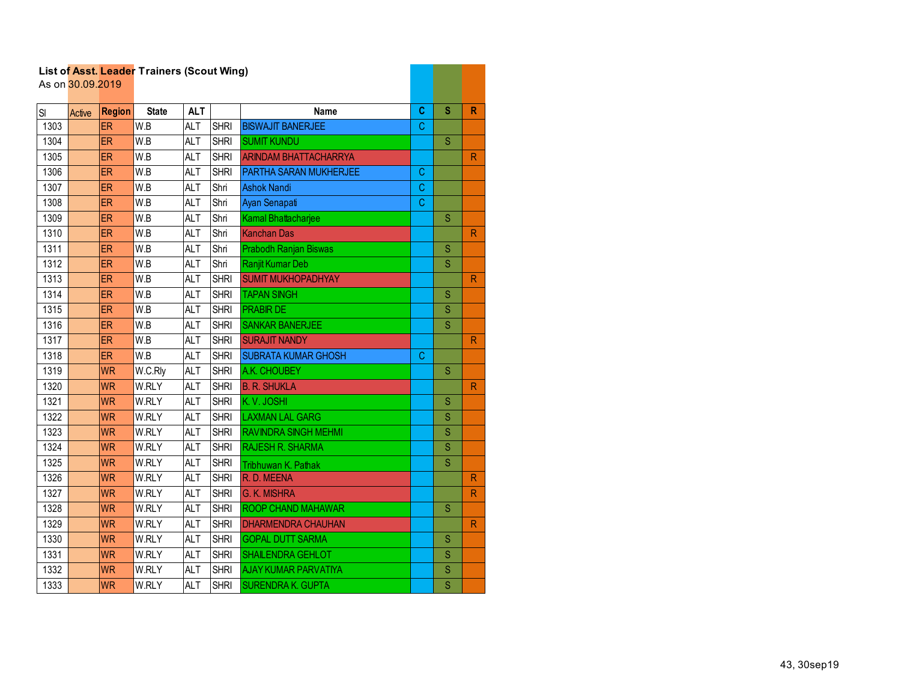**List of Asst. Leader Trainers (Scout Wing)**
As on 30.09.2019

| Sl | Active | Region | State | ALT | | Name | C | S | R |
|---|---|---|---|---|---|---|---|---|---|
| 1303 | | ER | W.B | ALT | SHRI | BISWAJIT BANERJEE | C | | |
| 1304 | | ER | W.B | ALT | SHRI | SUMIT KUNDU | | S | |
| 1305 | | ER | W.B | ALT | SHRI | ARINDAM BHATTACHARRYA | | | R |
| 1306 | | ER | W.B | ALT | SHRI | PARTHA SARAN MUKHERJEE | C | | |
| 1307 | | ER | W.B | ALT | Shri | Ashok Nandi | C | | |
| 1308 | | ER | W.B | ALT | Shri | Ayan Senapati | C | | |
| 1309 | | ER | W.B | ALT | Shri | Kamal Bhattacharjee | | S | |
| 1310 | | ER | W.B | ALT | Shri | Kanchan Das | | | R |
| 1311 | | ER | W.B | ALT | Shri | Prabodh Ranjan Biswas | | S | |
| 1312 | | ER | W.B | ALT | Shri | Ranjit Kumar Deb | | S | |
| 1313 | | ER | W.B | ALT | SHRI | SUMIT MUKHOPADHYAY | | | R |
| 1314 | | ER | W.B | ALT | SHRI | TAPAN SINGH | | S | |
| 1315 | | ER | W.B | ALT | SHRI | PRABIR DE | | S | |
| 1316 | | ER | W.B | ALT | SHRI | SANKAR BANERJEE | | S | |
| 1317 | | ER | W.B | ALT | SHRI | SURAJIT NANDY | | | R |
| 1318 | | ER | W.B | ALT | SHRI | SUBRATA KUMAR GHOSH | C | | |
| 1319 | | WR | W.C.Rly | ALT | SHRI | A.K. CHOUBEY | | S | |
| 1320 | | WR | W.RLY | ALT | SHRI | B. R. SHUKLA | | | R |
| 1321 | | WR | W.RLY | ALT | SHRI | K. V. JOSHI | | S | |
| 1322 | | WR | W.RLY | ALT | SHRI | LAXMAN LAL GARG | | S | |
| 1323 | | WR | W.RLY | ALT | SHRI | RAVINDRA SINGH MEHMI | | S | |
| 1324 | | WR | W.RLY | ALT | SHRI | RAJESH R. SHARMA | | S | |
| 1325 | | WR | W.RLY | ALT | SHRI | Tribhuwan K. Pathak | | S | |
| 1326 | | WR | W.RLY | ALT | SHRI | R. D. MEENA | | | R |
| 1327 | | WR | W.RLY | ALT | SHRI | G. K. MISHRA | | | R |
| 1328 | | WR | W.RLY | ALT | SHRI | ROOP CHAND MAHAWAR | | S | |
| 1329 | | WR | W.RLY | ALT | SHRI | DHARMENDRA CHAUHAN | | | R |
| 1330 | | WR | W.RLY | ALT | SHRI | GOPAL DUTT SARMA | | S | |
| 1331 | | WR | W.RLY | ALT | SHRI | SHAILENDRA GEHLOT | | S | |
| 1332 | | WR | W.RLY | ALT | SHRI | AJAY KUMAR PARVATIYA | | S | |
| 1333 | | WR | W.RLY | ALT | SHRI | SURENDRA K. GUPTA | | S | |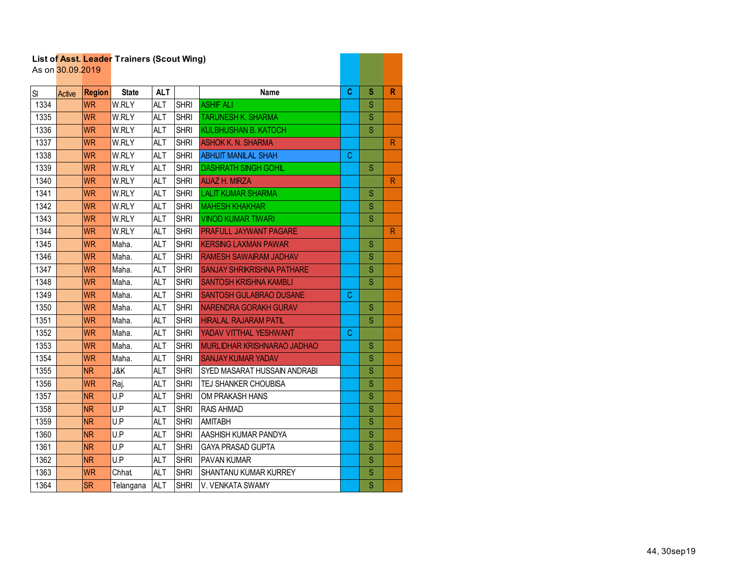**List of Asst. Leader Trainers (Scout Wing)**
As on 30.09.2019

| Sl | Active | Region | State | ALT | | Name | C | S | R |
|---|---|---|---|---|---|---|---|---|---|
| 1334 | | WR | W.RLY | ALT | SHRI | ASHIF ALI | | S | |
| 1335 | | WR | W.RLY | ALT | SHRI | TARUNESH K. SHARMA | | S | |
| 1336 | | WR | W.RLY | ALT | SHRI | KULBHUSHAN B. KATOCH | | S | |
| 1337 | | WR | W.RLY | ALT | SHRI | ASHOK K. N. SHARMA | | | R |
| 1338 | | WR | W.RLY | ALT | SHRI | ABHIJIT MANILAL SHAH | C | | |
| 1339 | | WR | W.RLY | ALT | SHRI | DASHRATH SINGH GOHIL | | S | |
| 1340 | | WR | W.RLY | ALT | SHRI | AIJAZ H. MIRZA | | | R |
| 1341 | | WR | W.RLY | ALT | SHRI | LALIT KUMAR SHARMA | | S | |
| 1342 | | WR | W.RLY | ALT | SHRI | MAHESH KHAKHAR | | S | |
| 1343 | | WR | W.RLY | ALT | SHRI | VINOD KUMAR TIWARI | | S | |
| 1344 | | WR | W.RLY | ALT | SHRI | PRAFULL JAYWANT PAGARE | | | R |
| 1345 | | WR | Maha. | ALT | SHRI | KERSING LAXMAN PAWAR | | S | |
| 1346 | | WR | Maha. | ALT | SHRI | RAMESH SAWAIRAM JADHAV | | S | |
| 1347 | | WR | Maha. | ALT | SHRI | SANJAY SHRIKRISHNA PATHARE | | S | |
| 1348 | | WR | Maha. | ALT | SHRI | SANTOSH KRISHNA KAMBLI | | S | |
| 1349 | | WR | Maha. | ALT | SHRI | SANTOSH GULABRAO DUSANE | C | | |
| 1350 | | WR | Maha. | ALT | SHRI | NARENDRA GORAKH GURAV | | S | |
| 1351 | | WR | Maha. | ALT | SHRI | HIRALAL RAJARAM PATIL | | S | |
| 1352 | | WR | Maha. | ALT | SHRI | YADAV VITTHAL YESHWANT | C | | |
| 1353 | | WR | Maha. | ALT | SHRI | MURLIDHAR KRISHNARAO JADHAO | | S | |
| 1354 | | WR | Maha. | ALT | SHRI | SANJAY KUMAR YADAV | | S | |
| 1355 | | NR | J&K | ALT | SHRI | SYED MASARAT HUSSAIN ANDRABI | | S | |
| 1356 | | WR | Raj. | ALT | SHRI | TEJ SHANKER CHOUBISA | | S | |
| 1357 | | NR | U.P | ALT | SHRI | OM PRAKASH HANS | | S | |
| 1358 | | NR | U.P | ALT | SHRI | RAIS AHMAD | | S | |
| 1359 | | NR | U.P | ALT | SHRI | AMITABH | | S | |
| 1360 | | NR | U.P | ALT | SHRI | AASHISH KUMAR PANDYA | | S | |
| 1361 | | NR | U.P | ALT | SHRI | GAYA PRASAD GUPTA | | S | |
| 1362 | | NR | U.P | ALT | SHRI | PAVAN KUMAR | | S | |
| 1363 | | WR | Chhat. | ALT | SHRI | SHANTANU KUMAR KURREY | | S | |
| 1364 | | SR | Telangana | ALT | SHRI | V. VENKATA SWAMY | | S | |

44, 30sep19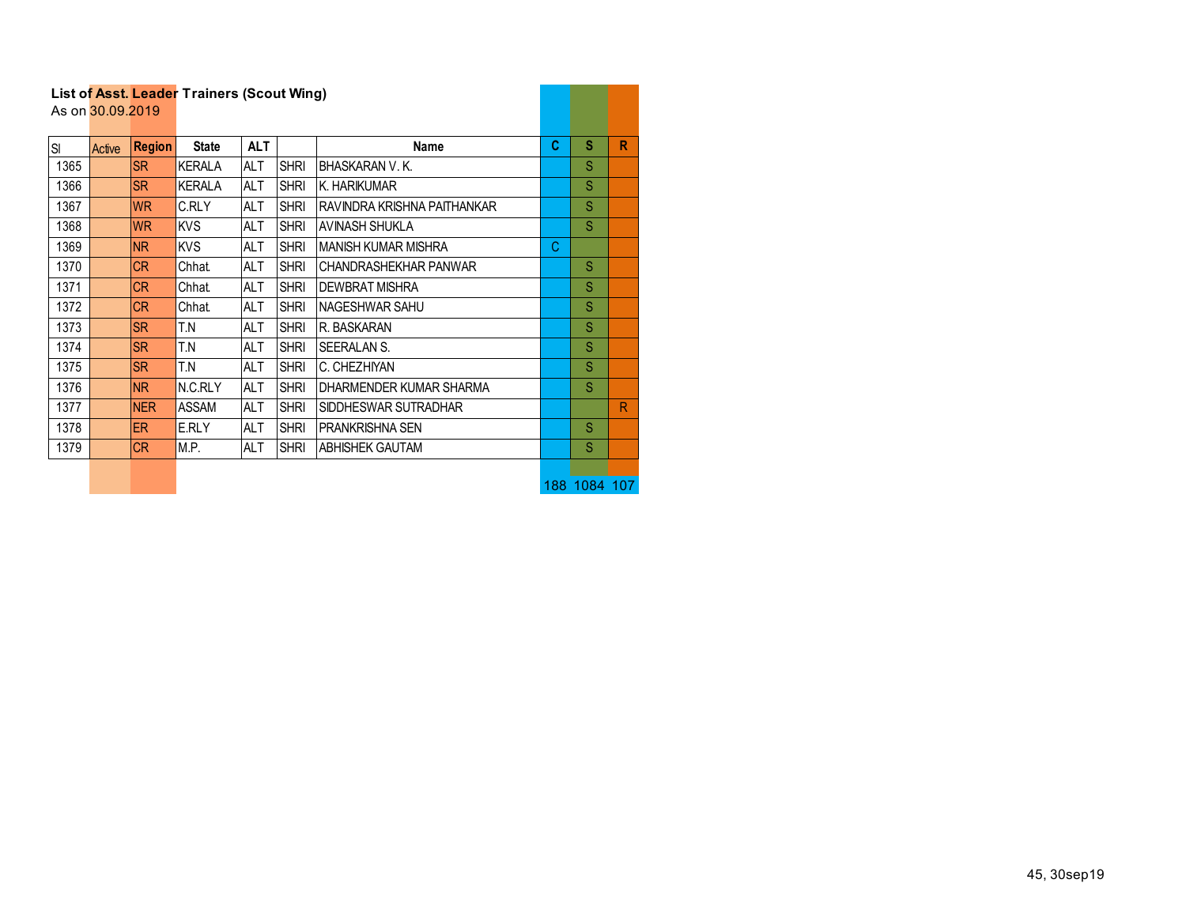**List of Asst. Leader Trainers (Scout Wing)**
As on 30.09.2019

| Sl | Active | Region | State | ALT | | Name | C | S | R |
|---|---|---|---|---|---|---|---|---|---|
| 1365 | | SR | KERALA | ALT | SHRI | BHASKARAN V. K. | | S | |
| 1366 | | SR | KERALA | ALT | SHRI | K. HARIKUMAR | | S | |
| 1367 | | WR | C.RLY | ALT | SHRI | RAVINDRA KRISHNA PAITHANKAR | | S | |
| 1368 | | WR | KVS | ALT | SHRI | AVINASH SHUKLA | | S | |
| 1369 | | NR | KVS | ALT | SHRI | MANISH KUMAR MISHRA | C | | |
| 1370 | | CR | Chhat. | ALT | SHRI | CHANDRASHEKHAR PANWAR | | S | |
| 1371 | | CR | Chhat. | ALT | SHRI | DEWBRAT MISHRA | | S | |
| 1372 | | CR | Chhat. | ALT | SHRI | NAGESHWAR SAHU | | S | |
| 1373 | | SR | T.N | ALT | SHRI | R. BASKARAN | | S | |
| 1374 | | SR | T.N | ALT | SHRI | SEERALAN S. | | S | |
| 1375 | | SR | T.N | ALT | SHRI | C. CHEZHIYAN | | S | |
| 1376 | | NR | N.C.RLY | ALT | SHRI | DHARMENDER KUMAR SHARMA | | S | |
| 1377 | | NER | ASSAM | ALT | SHRI | SIDDHESWAR SUTRADHAR | | | R |
| 1378 | | ER | E.RLY | ALT | SHRI | PRANKRISHNA SEN | | S | |
| 1379 | | CR | M.P. | ALT | SHRI | ABHISHEK GAUTAM | | S | |
| | | | | | | | 188 | 1084 | 107 |

45, 30sep19